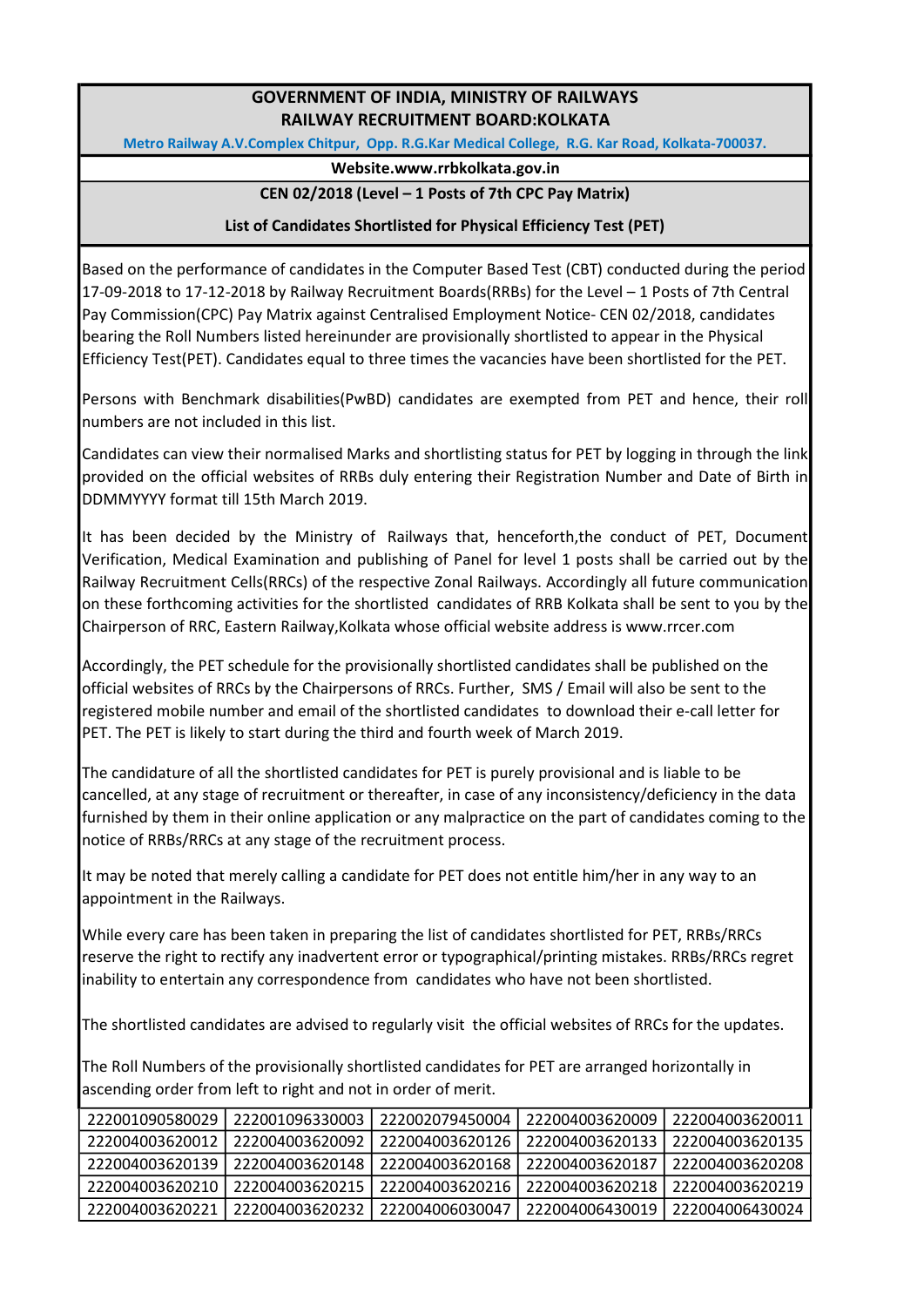# GOVERNMENT OF INDIA, MINISTRY OF RAILWAYS
# RAILWAY RECRUITMENT BOARD:KOLKATA

**Metro Railway A.V.Complex Chitpur, Opp. R.G.Kar Medical College, R.G. Kar Road, Kolkata-700037.**

**Website.www.rrbkolkata.gov.in**

**CEN 02/2018 (Level – 1 Posts of 7th CPC Pay Matrix)**

**List of Candidates Shortlisted for Physical Efficiency Test (PET)**

Based on the performance of candidates in the Computer Based Test (CBT) conducted during the period 17-09-2018 to 17-12-2018 by Railway Recruitment Boards(RRBs) for the Level – 1 Posts of 7th Central Pay Commission(CPC) Pay Matrix against Centralised Employment Notice- CEN 02/2018, candidates bearing the Roll Numbers listed hereinunder are provisionally shortlisted to appear in the Physical Efficiency Test(PET). Candidates equal to three times the vacancies have been shortlisted for the PET.

Persons with Benchmark disabilities(PwBD) candidates are exempted from PET and hence, their roll numbers are not included in this list.

Candidates can view their normalised Marks and shortlisting status for PET by logging in through the link provided on the official websites of RRBs duly entering their Registration Number and Date of Birth in DDMMYYYY format till 15th March 2019.

It has been decided by the Ministry of Railways that, henceforth,the conduct of PET, Document Verification, Medical Examination and publishing of Panel for level 1 posts shall be carried out by the Railway Recruitment Cells(RRCs) of the respective Zonal Railways. Accordingly all future communication on these forthcoming activities for the shortlisted candidates of RRB Kolkata shall be sent to you by the Chairperson of RRC, Eastern Railway,Kolkata whose official website address is www.rrcer.com

Accordingly, the PET schedule for the provisionally shortlisted candidates shall be published on the official websites of RRCs by the Chairpersons of RRCs. Further, SMS / Email will also be sent to the registered mobile number and email of the shortlisted candidates to download their e-call letter for PET. The PET is likely to start during the third and fourth week of March 2019.

The candidature of all the shortlisted candidates for PET is purely provisional and is liable to be cancelled, at any stage of recruitment or thereafter, in case of any inconsistency/deficiency in the data furnished by them in their online application or any malpractice on the part of candidates coming to the notice of RRBs/RRCs at any stage of the recruitment process.

It may be noted that merely calling a candidate for PET does not entitle him/her in any way to an appointment in the Railways.

While every care has been taken in preparing the list of candidates shortlisted for PET, RRBs/RRCs reserve the right to rectify any inadvertent error or typographical/printing mistakes. RRBs/RRCs regret inability to entertain any correspondence from candidates who have not been shortlisted.

The shortlisted candidates are advised to regularly visit the official websites of RRCs for the updates.

The Roll Numbers of the provisionally shortlisted candidates for PET are arranged horizontally in ascending order from left to right and not in order of merit.

| | | | | |
|---|---|---|---|---|
| 222001090580029 | 222001096330003 | 222002079450004 | 222004003620009 | 222004003620011 |
| 222004003620012 | 222004003620092 | 222004003620126 | 222004003620133 | 222004003620135 |
| 222004003620139 | 222004003620148 | 222004003620168 | 222004003620187 | 222004003620208 |
| 222004003620210 | 222004003620215 | 222004003620216 | 222004003620218 | 222004003620219 |
| 222004003620221 | 222004003620232 | 222004006030047 | 222004006430019 | 222004006430024 |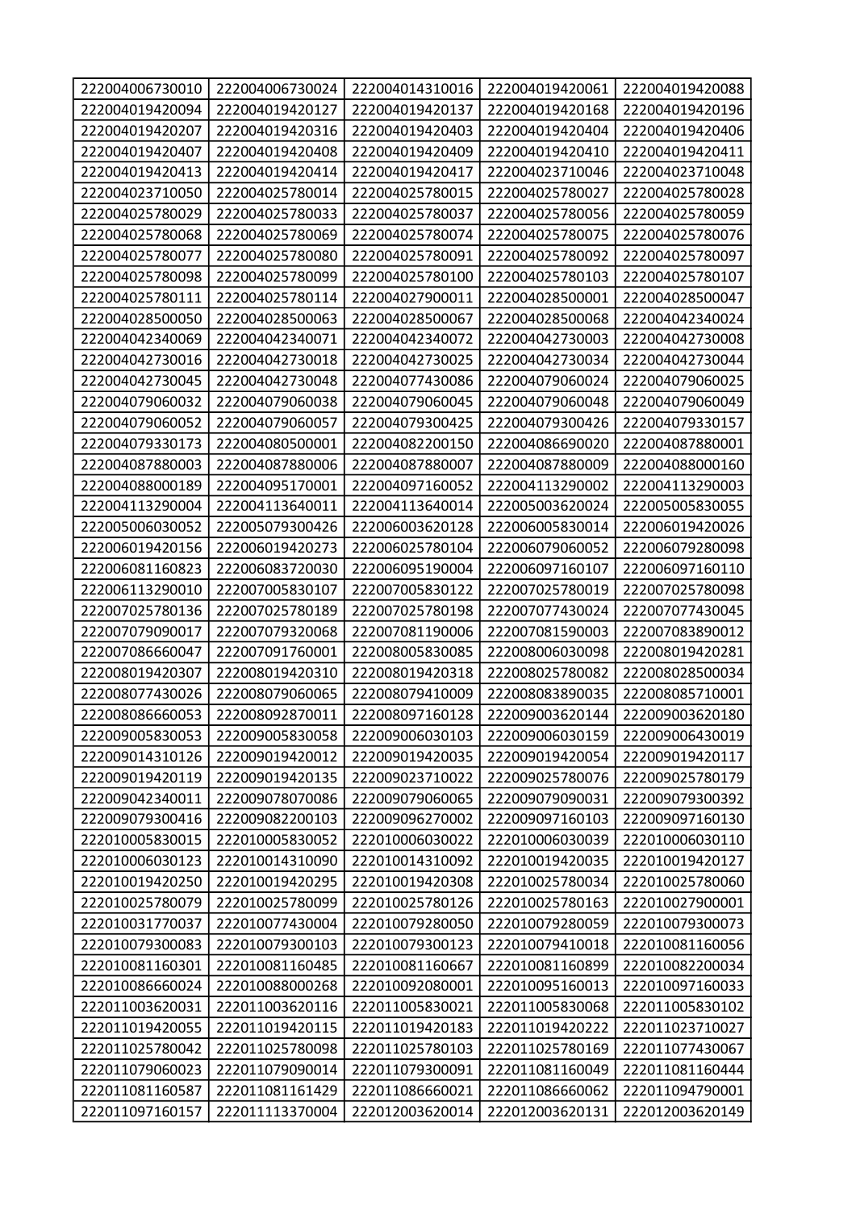| 222004006730010 | 222004006730024 | 222004014310016 | 222004019420061 | 222004019420088 |
|---|---|---|---|---|
| 222004019420094 | 222004019420127 | 222004019420137 | 222004019420168 | 222004019420196 |
| 222004019420207 | 222004019420316 | 222004019420403 | 222004019420404 | 222004019420406 |
| 222004019420407 | 222004019420408 | 222004019420409 | 222004019420410 | 222004019420411 |
| 222004019420413 | 222004019420414 | 222004019420417 | 222004023710046 | 222004023710048 |
| 222004023710050 | 222004025780014 | 222004025780015 | 222004025780027 | 222004025780028 |
| 222004025780029 | 222004025780033 | 222004025780037 | 222004025780056 | 222004025780059 |
| 222004025780068 | 222004025780069 | 222004025780074 | 222004025780075 | 222004025780076 |
| 222004025780077 | 222004025780080 | 222004025780091 | 222004025780092 | 222004025780097 |
| 222004025780098 | 222004025780099 | 222004025780100 | 222004025780103 | 222004025780107 |
| 222004025780111 | 222004025780114 | 222004027900011 | 222004028500001 | 222004028500047 |
| 222004028500050 | 222004028500063 | 222004028500067 | 222004028500068 | 222004042340024 |
| 222004042340069 | 222004042340071 | 222004042340072 | 222004042730003 | 222004042730008 |
| 222004042730016 | 222004042730018 | 222004042730025 | 222004042730034 | 222004042730044 |
| 222004042730045 | 222004042730048 | 222004077430086 | 222004079060024 | 222004079060025 |
| 222004079060032 | 222004079060038 | 222004079060045 | 222004079060048 | 222004079060049 |
| 222004079060052 | 222004079060057 | 222004079300425 | 222004079300426 | 222004079330157 |
| 222004079330173 | 222004080500001 | 222004082200150 | 222004086690020 | 222004087880001 |
| 222004087880003 | 222004087880006 | 222004087880007 | 222004087880009 | 222004088000160 |
| 222004088000189 | 222004095170001 | 222004097160052 | 222004113290002 | 222004113290003 |
| 222004113290004 | 222004113640011 | 222004113640014 | 222005003620024 | 222005005830055 |
| 222005006030052 | 222005079300426 | 222006003620128 | 222006005830014 | 222006019420026 |
| 222006019420156 | 222006019420273 | 222006025780104 | 222006079060052 | 222006079280098 |
| 222006081160823 | 222006083720030 | 222006095190004 | 222006097160107 | 222006097160110 |
| 222006113290010 | 222007005830107 | 222007005830122 | 222007025780019 | 222007025780098 |
| 222007025780136 | 222007025780189 | 222007025780198 | 222007077430024 | 222007077430045 |
| 222007079090017 | 222007079320068 | 222007081190006 | 222007081590003 | 222007083890012 |
| 222007086660047 | 222007091760001 | 222008005830085 | 222008006030098 | 222008019420281 |
| 222008019420307 | 222008019420310 | 222008019420318 | 222008025780082 | 222008028500034 |
| 222008077430026 | 222008079060065 | 222008079410009 | 222008083890035 | 222008085710001 |
| 222008086660053 | 222008092870011 | 222008097160128 | 222009003620144 | 222009003620180 |
| 222009005830053 | 222009005830058 | 222009006030103 | 222009006030159 | 222009006430019 |
| 222009014310126 | 222009019420012 | 222009019420035 | 222009019420054 | 222009019420117 |
| 222009019420119 | 222009019420135 | 222009023710022 | 222009025780076 | 222009025780179 |
| 222009042340011 | 222009078070086 | 222009079060065 | 222009079090031 | 222009079300392 |
| 222009079300416 | 222009082200103 | 222009096270002 | 222009097160103 | 222009097160130 |
| 222010005830015 | 222010005830052 | 222010006030022 | 222010006030039 | 222010006030110 |
| 222010006030123 | 222010014310090 | 222010014310092 | 222010019420035 | 222010019420127 |
| 222010019420250 | 222010019420295 | 222010019420308 | 222010025780034 | 222010025780060 |
| 222010025780079 | 222010025780099 | 222010025780126 | 222010025780163 | 222010027900001 |
| 222010031770037 | 222010077430004 | 222010079280050 | 222010079280059 | 222010079300073 |
| 222010079300083 | 222010079300103 | 222010079300123 | 222010079410018 | 222010081160056 |
| 222010081160301 | 222010081160485 | 222010081160667 | 222010081160899 | 222010082200034 |
| 222010086660024 | 222010088000268 | 222010092080001 | 222010095160013 | 222010097160033 |
| 222011003620031 | 222011003620116 | 222011005830021 | 222011005830068 | 222011005830102 |
| 222011019420055 | 222011019420115 | 222011019420183 | 222011019420222 | 222011023710027 |
| 222011025780042 | 222011025780098 | 222011025780103 | 222011025780169 | 222011077430067 |
| 222011079060023 | 222011079090014 | 222011079300091 | 222011081160049 | 222011081160444 |
| 222011081160587 | 222011081161429 | 222011086660021 | 222011086660062 | 222011094790001 |
| 222011097160157 | 222011113370004 | 222012003620014 | 222012003620131 | 222012003620149 |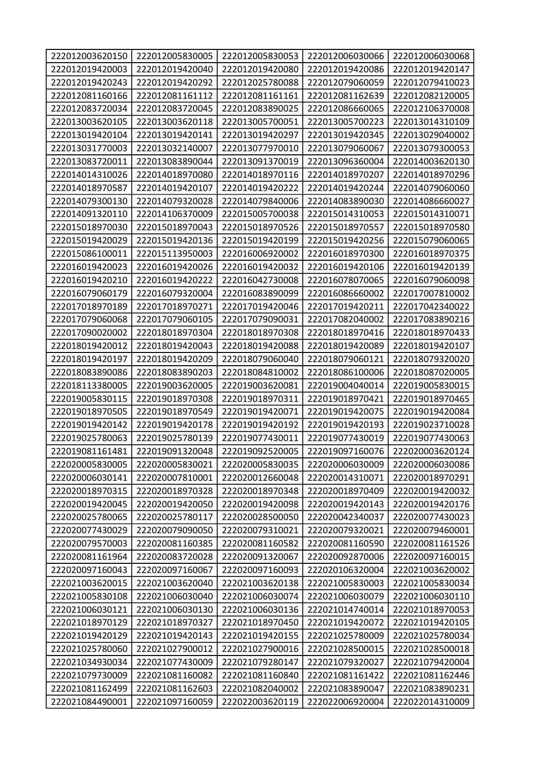| 222012003620150 | 222012005830005 | 222012005830053 | 222012006030066 | 222012006030068 |
|---|---|---|---|---|
| 222012019420003 | 222012019420040 | 222012019420080 | 222012019420086 | 222012019420147 |
| 222012019420243 | 222012019420292 | 222012025780088 | 222012079060059 | 222012079410023 |
| 222012081160166 | 222012081161112 | 222012081161161 | 222012081162639 | 222012082120005 |
| 222012083720034 | 222012083720045 | 222012083890025 | 222012086660065 | 222012106370008 |
| 222013003620105 | 222013003620118 | 222013005700051 | 222013005700223 | 222013014310109 |
| 222013019420104 | 222013019420141 | 222013019420297 | 222013019420345 | 222013029040002 |
| 222013031770003 | 222013032140007 | 222013077970010 | 222013079060067 | 222013079300053 |
| 222013083720011 | 222013083890044 | 222013091370019 | 222013096360004 | 222014003620130 |
| 222014014310026 | 222014018970080 | 222014018970116 | 222014018970207 | 222014018970296 |
| 222014018970587 | 222014019420107 | 222014019420222 | 222014019420244 | 222014079060060 |
| 222014079300130 | 222014079320028 | 222014079840006 | 222014083890030 | 222014086660027 |
| 222014091320110 | 222014106370009 | 222015005700038 | 222015014310053 | 222015014310071 |
| 222015018970030 | 222015018970043 | 222015018970526 | 222015018970557 | 222015018970580 |
| 222015019420029 | 222015019420136 | 222015019420199 | 222015019420256 | 222015079060065 |
| 222015086100011 | 222015113950003 | 222016006920002 | 222016018970300 | 222016018970375 |
| 222016019420023 | 222016019420026 | 222016019420032 | 222016019420106 | 222016019420139 |
| 222016019420210 | 222016019420222 | 222016042730008 | 222016078070065 | 222016079060098 |
| 222016079060179 | 222016079320004 | 222016083890099 | 222016086660002 | 222017007810002 |
| 222017018970189 | 222017018970271 | 222017019420046 | 222017019420211 | 222017042340022 |
| 222017079060068 | 222017079060105 | 222017079090031 | 222017082040002 | 222017083890216 |
| 222017090020002 | 222018018970304 | 222018018970308 | 222018018970416 | 222018018970433 |
| 222018019420012 | 222018019420043 | 222018019420088 | 222018019420089 | 222018019420107 |
| 222018019420197 | 222018019420209 | 222018079060040 | 222018079060121 | 222018079320020 |
| 222018083890086 | 222018083890203 | 222018084810002 | 222018086100006 | 222018087020005 |
| 222018113380005 | 222019003620005 | 222019003620081 | 222019004040014 | 222019005830015 |
| 222019005830115 | 222019018970308 | 222019018970311 | 222019018970421 | 222019018970465 |
| 222019018970505 | 222019018970549 | 222019019420071 | 222019019420075 | 222019019420084 |
| 222019019420142 | 222019019420178 | 222019019420192 | 222019019420193 | 222019023710028 |
| 222019025780063 | 222019025780139 | 222019077430011 | 222019077430019 | 222019077430063 |
| 222019081161481 | 222019091320048 | 222019092520005 | 222019097160076 | 222020003620124 |
| 222020005830005 | 222020005830021 | 222020005830035 | 222020006030009 | 222020006030086 |
| 222020006030141 | 222020007810001 | 222020012660048 | 222020014310071 | 222020018970291 |
| 222020018970315 | 222020018970328 | 222020018970348 | 222020018970409 | 222020019420032 |
| 222020019420045 | 222020019420050 | 222020019420098 | 222020019420143 | 222020019420176 |
| 222020025780065 | 222020025780117 | 222020028500050 | 222020042340037 | 222020077430023 |
| 222020077430029 | 222020079090050 | 222020079310021 | 222020079320021 | 222020079460001 |
| 222020079570003 | 222020081160385 | 222020081160582 | 222020081160590 | 222020081161526 |
| 222020081161964 | 222020083720028 | 222020091320067 | 222020092870006 | 222020097160015 |
| 222020097160043 | 222020097160067 | 222020097160093 | 222020106320004 | 222021003620002 |
| 222021003620015 | 222021003620040 | 222021003620138 | 222021005830003 | 222021005830034 |
| 222021005830108 | 222021006030040 | 222021006030074 | 222021006030079 | 222021006030110 |
| 222021006030121 | 222021006030130 | 222021006030136 | 222021014740014 | 222021018970053 |
| 222021018970129 | 222021018970327 | 222021018970450 | 222021019420072 | 222021019420105 |
| 222021019420129 | 222021019420143 | 222021019420155 | 222021025780009 | 222021025780034 |
| 222021025780060 | 222021027900012 | 222021027900016 | 222021028500015 | 222021028500018 |
| 222021034930034 | 222021077430009 | 222021079280147 | 222021079320027 | 222021079420004 |
| 222021079730009 | 222021081160082 | 222021081160840 | 222021081161422 | 222021081162446 |
| 222021081162499 | 222021081162603 | 222021082040002 | 222021083890047 | 222021083890231 |
| 222021084490001 | 222021097160059 | 222022003620119 | 222022006920004 | 222022014310009 |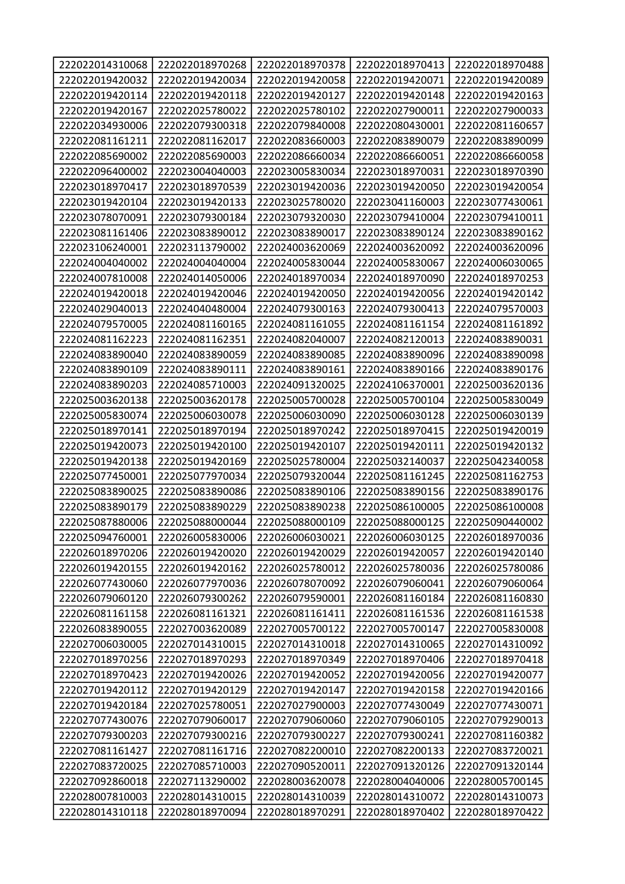| | | | | |
|---|---|---|---|---|
| 222022014310068 | 222022018970268 | 222022018970378 | 222022018970413 | 222022018970488 |
| 222022019420032 | 222022019420034 | 222022019420058 | 222022019420071 | 222022019420089 |
| 222022019420114 | 222022019420118 | 222022019420127 | 222022019420148 | 222022019420163 |
| 222022019420167 | 222022025780022 | 222022025780102 | 222022027900011 | 222022027900033 |
| 222022034930006 | 222022079300318 | 222022079840008 | 222022080430001 | 222022081160657 |
| 222022081161211 | 222022081162017 | 222022083660003 | 222022083890079 | 222022083890099 |
| 222022085690002 | 222022085690003 | 222022086660034 | 222022086660051 | 222022086660058 |
| 222022096400002 | 222023004040003 | 222023005830034 | 222023018970031 | 222023018970390 |
| 222023018970417 | 222023018970539 | 222023019420036 | 222023019420050 | 222023019420054 |
| 222023019420104 | 222023019420133 | 222023025780020 | 222023041160003 | 222023077430061 |
| 222023078070091 | 222023079300184 | 222023079320030 | 222023079410004 | 222023079410011 |
| 222023081161406 | 222023083890012 | 222023083890017 | 222023083890124 | 222023083890162 |
| 222023106240001 | 222023113790002 | 222024003620069 | 222024003620092 | 222024003620096 |
| 222024004040002 | 222024004040004 | 222024005830044 | 222024005830067 | 222024006030065 |
| 222024007810008 | 222024014050006 | 222024018970034 | 222024018970090 | 222024018970253 |
| 222024019420018 | 222024019420046 | 222024019420050 | 222024019420056 | 222024019420142 |
| 222024029040013 | 222024040480004 | 222024079300163 | 222024079300413 | 222024079570003 |
| 222024079570005 | 222024081160165 | 222024081161055 | 222024081161154 | 222024081161892 |
| 222024081162223 | 222024081162351 | 222024082040007 | 222024082120013 | 222024083890031 |
| 222024083890040 | 222024083890059 | 222024083890085 | 222024083890096 | 222024083890098 |
| 222024083890109 | 222024083890111 | 222024083890161 | 222024083890166 | 222024083890176 |
| 222024083890203 | 222024085710003 | 222024091320025 | 222024106370001 | 222025003620136 |
| 222025003620138 | 222025003620178 | 222025005700028 | 222025005700104 | 222025005830049 |
| 222025005830074 | 222025006030078 | 222025006030090 | 222025006030128 | 222025006030139 |
| 222025018970141 | 222025018970194 | 222025018970242 | 222025018970415 | 222025019420019 |
| 222025019420073 | 222025019420100 | 222025019420107 | 222025019420111 | 222025019420132 |
| 222025019420138 | 222025019420169 | 222025025780004 | 222025032140037 | 222025042340058 |
| 222025077450001 | 222025077970034 | 222025079320044 | 222025081161245 | 222025081162753 |
| 222025083890025 | 222025083890086 | 222025083890106 | 222025083890156 | 222025083890176 |
| 222025083890179 | 222025083890229 | 222025083890238 | 222025086100005 | 222025086100008 |
| 222025087880006 | 222025088000044 | 222025088000109 | 222025088000125 | 222025090440002 |
| 222025094760001 | 222026005830006 | 222026006030021 | 222026006030125 | 222026018970036 |
| 222026018970206 | 222026019420020 | 222026019420029 | 222026019420057 | 222026019420140 |
| 222026019420155 | 222026019420162 | 222026025780012 | 222026025780036 | 222026025780086 |
| 222026077430060 | 222026077970036 | 222026078070092 | 222026079060041 | 222026079060064 |
| 222026079060120 | 222026079300262 | 222026079590001 | 222026081160184 | 222026081160830 |
| 222026081161158 | 222026081161321 | 222026081161411 | 222026081161536 | 222026081161538 |
| 222026083890055 | 222027003620089 | 222027005700122 | 222027005700147 | 222027005830008 |
| 222027006030005 | 222027014310015 | 222027014310018 | 222027014310065 | 222027014310092 |
| 222027018970256 | 222027018970293 | 222027018970349 | 222027018970406 | 222027018970418 |
| 222027018970423 | 222027019420026 | 222027019420052 | 222027019420056 | 222027019420077 |
| 222027019420112 | 222027019420129 | 222027019420147 | 222027019420158 | 222027019420166 |
| 222027019420184 | 222027025780051 | 222027027900003 | 222027077430049 | 222027077430071 |
| 222027077430076 | 222027079060017 | 222027079060060 | 222027079060105 | 222027079290013 |
| 222027079300203 | 222027079300216 | 222027079300227 | 222027079300241 | 222027081160382 |
| 222027081161427 | 222027081161716 | 222027082200010 | 222027082200133 | 222027083720021 |
| 222027083720025 | 222027085710003 | 222027090520011 | 222027091320126 | 222027091320144 |
| 222027092860018 | 222027113290002 | 222028003620078 | 222028004040006 | 222028005700145 |
| 222028007810003 | 222028014310015 | 222028014310039 | 222028014310072 | 222028014310073 |
| 222028014310118 | 222028018970094 | 222028018970291 | 222028018970402 | 222028018970422 |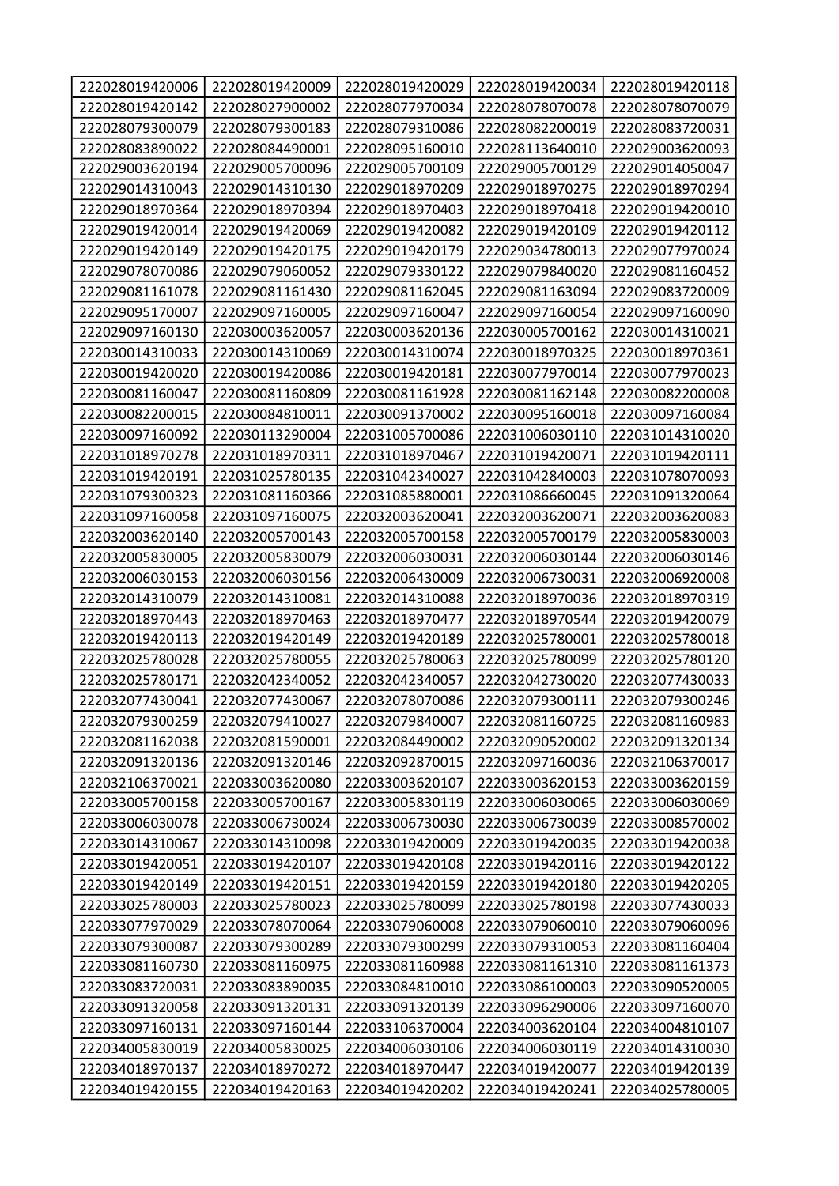| 222028019420006 | 222028019420009 | 222028019420029 | 222028019420034 | 222028019420118 |
|---|---|---|---|---|
| 222028019420142 | 222028027900002 | 222028077970034 | 222028078070078 | 222028078070079 |
| 222028079300079 | 222028079300183 | 222028079310086 | 222028082200019 | 222028083720031 |
| 222028083890022 | 222028084490001 | 222028095160010 | 222028113640010 | 222029003620093 |
| 222029003620194 | 222029005700096 | 222029005700109 | 222029005700129 | 222029014050047 |
| 222029014310043 | 222029014310130 | 222029018970209 | 222029018970275 | 222029018970294 |
| 222029018970364 | 222029018970394 | 222029018970403 | 222029018970418 | 222029019420010 |
| 222029019420014 | 222029019420069 | 222029019420082 | 222029019420109 | 222029019420112 |
| 222029019420149 | 222029019420175 | 222029019420179 | 222029034780013 | 222029077970024 |
| 222029078070086 | 222029079060052 | 222029079330122 | 222029079840020 | 222029081160452 |
| 222029081161078 | 222029081161430 | 222029081162045 | 222029081163094 | 222029083720009 |
| 222029095170007 | 222029097160005 | 222029097160047 | 222029097160054 | 222029097160090 |
| 222029097160130 | 222030003620057 | 222030003620136 | 222030005700162 | 222030014310021 |
| 222030014310033 | 222030014310069 | 222030014310074 | 222030018970325 | 222030018970361 |
| 222030019420020 | 222030019420086 | 222030019420181 | 222030077970014 | 222030077970023 |
| 222030081160047 | 222030081160809 | 222030081161928 | 222030081162148 | 222030082200008 |
| 222030082200015 | 222030084810011 | 222030091370002 | 222030095160018 | 222030097160084 |
| 222030097160092 | 222030113290004 | 222031005700086 | 222031006030110 | 222031014310020 |
| 222031018970278 | 222031018970311 | 222031018970467 | 222031019420071 | 222031019420111 |
| 222031019420191 | 222031025780135 | 222031042340027 | 222031042840003 | 222031078070093 |
| 222031079300323 | 222031081160366 | 222031085880001 | 222031086660045 | 222031091320064 |
| 222031097160058 | 222031097160075 | 222032003620041 | 222032003620071 | 222032003620083 |
| 222032003620140 | 222032005700143 | 222032005700158 | 222032005700179 | 222032005830003 |
| 222032005830005 | 222032005830079 | 222032006030031 | 222032006030144 | 222032006030146 |
| 222032006030153 | 222032006030156 | 222032006430009 | 222032006730031 | 222032006920008 |
| 222032014310079 | 222032014310081 | 222032014310088 | 222032018970036 | 222032018970319 |
| 222032018970443 | 222032018970463 | 222032018970477 | 222032018970544 | 222032019420079 |
| 222032019420113 | 222032019420149 | 222032019420189 | 222032025780001 | 222032025780018 |
| 222032025780028 | 222032025780055 | 222032025780063 | 222032025780099 | 222032025780120 |
| 222032025780171 | 222032042340052 | 222032042340057 | 222032042730020 | 222032077430033 |
| 222032077430041 | 222032077430067 | 222032078070086 | 222032079300111 | 222032079300246 |
| 222032079300259 | 222032079410027 | 222032079840007 | 222032081160725 | 222032081160983 |
| 222032081162038 | 222032081590001 | 222032084490002 | 222032090520002 | 222032091320134 |
| 222032091320136 | 222032091320146 | 222032092870015 | 222032097160036 | 222032106370017 |
| 222032106370021 | 222033003620080 | 222033003620107 | 222033003620153 | 222033003620159 |
| 222033005700158 | 222033005700167 | 222033005830119 | 222033006030065 | 222033006030069 |
| 222033006030078 | 222033006730024 | 222033006730030 | 222033006730039 | 222033008570002 |
| 222033014310067 | 222033014310098 | 222033019420009 | 222033019420035 | 222033019420038 |
| 222033019420051 | 222033019420107 | 222033019420108 | 222033019420116 | 222033019420122 |
| 222033019420149 | 222033019420151 | 222033019420159 | 222033019420180 | 222033019420205 |
| 222033025780003 | 222033025780023 | 222033025780099 | 222033025780198 | 222033077430033 |
| 222033077970029 | 222033078070064 | 222033079060008 | 222033079060010 | 222033079060096 |
| 222033079300087 | 222033079300289 | 222033079300299 | 222033079310053 | 222033081160404 |
| 222033081160730 | 222033081160975 | 222033081160988 | 222033081161310 | 222033081161373 |
| 222033083720031 | 222033083890035 | 222033084810010 | 222033086100003 | 222033090520005 |
| 222033091320058 | 222033091320131 | 222033091320139 | 222033096290006 | 222033097160070 |
| 222033097160131 | 222033097160144 | 222033106370004 | 222034003620104 | 222034004810107 |
| 222034005830019 | 222034005830025 | 222034006030106 | 222034006030119 | 222034014310030 |
| 222034018970137 | 222034018970272 | 222034018970447 | 222034019420077 | 222034019420139 |
| 222034019420155 | 222034019420163 | 222034019420202 | 222034019420241 | 222034025780005 |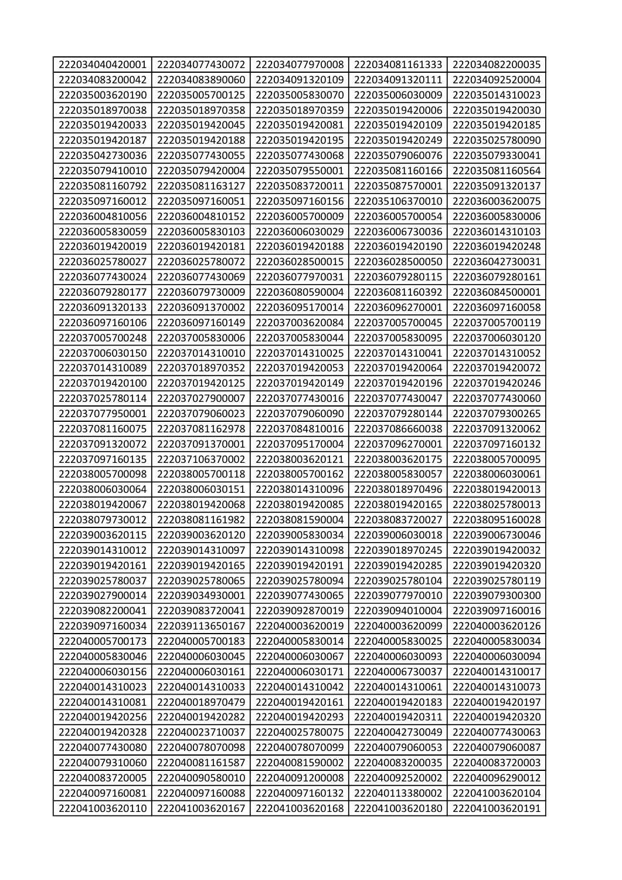| 222034040420001 | 222034077430072 | 222034077970008 | 222034081161333 | 222034082200035 |
|---|---|---|---|---|
| 222034083200042 | 222034083890060 | 222034091320109 | 222034091320111 | 222034092520004 |
| 222035003620190 | 222035005700125 | 222035005830070 | 222035006030009 | 222035014310023 |
| 222035018970038 | 222035018970358 | 222035018970359 | 222035019420006 | 222035019420030 |
| 222035019420033 | 222035019420045 | 222035019420081 | 222035019420109 | 222035019420185 |
| 222035019420187 | 222035019420188 | 222035019420195 | 222035019420249 | 222035025780090 |
| 222035042730036 | 222035077430055 | 222035077430068 | 222035079060076 | 222035079330041 |
| 222035079410010 | 222035079420004 | 222035079550001 | 222035081160166 | 222035081160564 |
| 222035081160792 | 222035081163127 | 222035083720011 | 222035087570001 | 222035091320137 |
| 222035097160012 | 222035097160051 | 222035097160156 | 222035106370010 | 222036003620075 |
| 222036004810056 | 222036004810152 | 222036005700009 | 222036005700054 | 222036005830006 |
| 222036005830059 | 222036005830103 | 222036006030029 | 222036006730036 | 222036014310103 |
| 222036019420019 | 222036019420181 | 222036019420188 | 222036019420190 | 222036019420248 |
| 222036025780027 | 222036025780072 | 222036028500015 | 222036028500050 | 222036042730031 |
| 222036077430024 | 222036077430069 | 222036077970031 | 222036079280115 | 222036079280161 |
| 222036079280177 | 222036079730009 | 222036080590004 | 222036081160392 | 222036084500001 |
| 222036091320133 | 222036091370002 | 222036095170014 | 222036096270001 | 222036097160058 |
| 222036097160106 | 222036097160149 | 222037003620084 | 222037005700045 | 222037005700119 |
| 222037005700248 | 222037005830006 | 222037005830044 | 222037005830095 | 222037006030120 |
| 222037006030150 | 222037014310010 | 222037014310025 | 222037014310041 | 222037014310052 |
| 222037014310089 | 222037018970352 | 222037019420053 | 222037019420064 | 222037019420072 |
| 222037019420100 | 222037019420125 | 222037019420149 | 222037019420196 | 222037019420246 |
| 222037025780114 | 222037027900007 | 222037077430016 | 222037077430047 | 222037077430060 |
| 222037077950001 | 222037079060023 | 222037079060090 | 222037079280144 | 222037079300265 |
| 222037081160075 | 222037081162978 | 222037084810016 | 222037086660038 | 222037091320062 |
| 222037091320072 | 222037091370001 | 222037095170004 | 222037096270001 | 222037097160132 |
| 222037097160135 | 222037106370002 | 222038003620121 | 222038003620175 | 222038005700095 |
| 222038005700098 | 222038005700118 | 222038005700162 | 222038005830057 | 222038006030061 |
| 222038006030064 | 222038006030151 | 222038014310096 | 222038018970496 | 222038019420013 |
| 222038019420067 | 222038019420068 | 222038019420085 | 222038019420165 | 222038025780013 |
| 222038079730012 | 222038081161982 | 222038081590004 | 222038083720027 | 222038095160028 |
| 222039003620115 | 222039003620120 | 222039005830034 | 222039006030018 | 222039006730046 |
| 222039014310012 | 222039014310097 | 222039014310098 | 222039018970245 | 222039019420032 |
| 222039019420161 | 222039019420165 | 222039019420191 | 222039019420285 | 222039019420320 |
| 222039025780037 | 222039025780065 | 222039025780094 | 222039025780104 | 222039025780119 |
| 222039027900014 | 222039034930001 | 222039077430065 | 222039077970010 | 222039079300300 |
| 222039082200041 | 222039083720041 | 222039092870019 | 222039094010004 | 222039097160016 |
| 222039097160034 | 222039113650167 | 222040003620019 | 222040003620099 | 222040003620126 |
| 222040005700173 | 222040005700183 | 222040005830014 | 222040005830025 | 222040005830034 |
| 222040005830046 | 222040006030045 | 222040006030067 | 222040006030093 | 222040006030094 |
| 222040006030156 | 222040006030161 | 222040006030171 | 222040006730037 | 222040014310017 |
| 222040014310023 | 222040014310033 | 222040014310042 | 222040014310061 | 222040014310073 |
| 222040014310081 | 222040018970479 | 222040019420161 | 222040019420183 | 222040019420197 |
| 222040019420256 | 222040019420282 | 222040019420293 | 222040019420311 | 222040019420320 |
| 222040019420328 | 222040023710037 | 222040025780075 | 222040042730049 | 222040077430063 |
| 222040077430080 | 222040078070098 | 222040078070099 | 222040079060053 | 222040079060087 |
| 222040079310060 | 222040081161587 | 222040081590002 | 222040083200035 | 222040083720003 |
| 222040083720005 | 222040090580010 | 222040091200008 | 222040092520002 | 222040096290012 |
| 222040097160081 | 222040097160088 | 222040097160132 | 222040113380002 | 222041003620104 |
| 222041003620110 | 222041003620167 | 222041003620168 | 222041003620180 | 222041003620191 |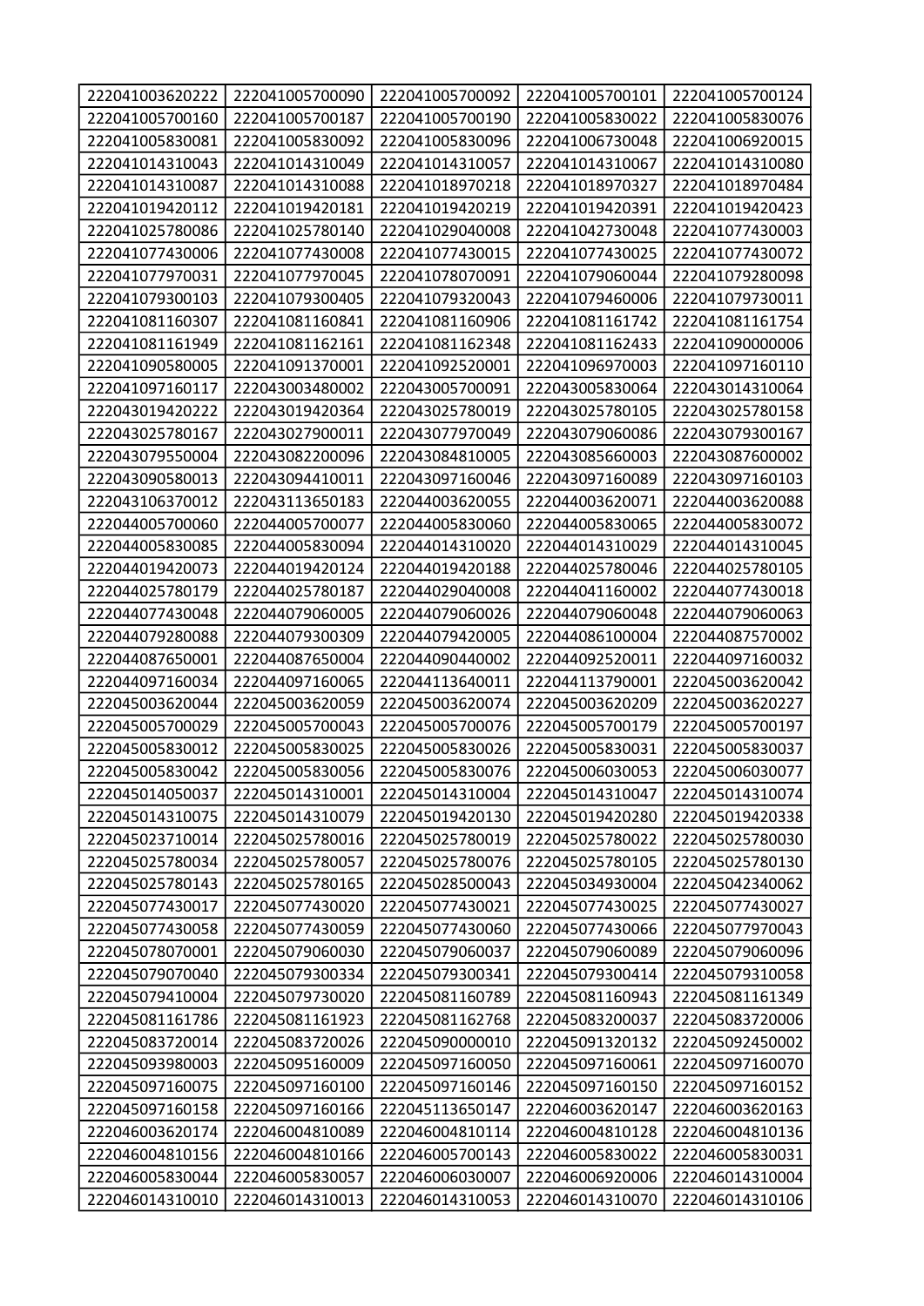| 222041003620222 | 222041005700090 | 222041005700092 | 222041005700101 | 222041005700124 |
|---|---|---|---|---|
| 222041005700160 | 222041005700187 | 222041005700190 | 222041005830022 | 222041005830076 |
| 222041005830081 | 222041005830092 | 222041005830096 | 222041006730048 | 222041006920015 |
| 222041014310043 | 222041014310049 | 222041014310057 | 222041014310067 | 222041014310080 |
| 222041014310087 | 222041014310088 | 222041018970218 | 222041018970327 | 222041018970484 |
| 222041019420112 | 222041019420181 | 222041019420219 | 222041019420391 | 222041019420423 |
| 222041025780086 | 222041025780140 | 222041029040008 | 222041042730048 | 222041077430003 |
| 222041077430006 | 222041077430008 | 222041077430015 | 222041077430025 | 222041077430072 |
| 222041077970031 | 222041077970045 | 222041078070091 | 222041079060044 | 222041079280098 |
| 222041079300103 | 222041079300405 | 222041079320043 | 222041079460006 | 222041079730011 |
| 222041081160307 | 222041081160841 | 222041081160906 | 222041081161742 | 222041081161754 |
| 222041081161949 | 222041081162161 | 222041081162348 | 222041081162433 | 222041090000006 |
| 222041090580005 | 222041091370001 | 222041092520001 | 222041096970003 | 222041097160110 |
| 222041097160117 | 222043003480002 | 222043005700091 | 222043005830064 | 222043014310064 |
| 222043019420222 | 222043019420364 | 222043025780019 | 222043025780105 | 222043025780158 |
| 222043025780167 | 222043027900011 | 222043077970049 | 222043079060086 | 222043079300167 |
| 222043079550004 | 222043082200096 | 222043084810005 | 222043085660003 | 222043087600002 |
| 222043090580013 | 222043094410011 | 222043097160046 | 222043097160089 | 222043097160103 |
| 222043106370012 | 222043113650183 | 222044003620055 | 222044003620071 | 222044003620088 |
| 222044005700060 | 222044005700077 | 222044005830060 | 222044005830065 | 222044005830072 |
| 222044005830085 | 222044005830094 | 222044014310020 | 222044014310029 | 222044014310045 |
| 222044019420073 | 222044019420124 | 222044019420188 | 222044025780046 | 222044025780105 |
| 222044025780179 | 222044025780187 | 222044029040008 | 222044041160002 | 222044077430018 |
| 222044077430048 | 222044079060005 | 222044079060026 | 222044079060048 | 222044079060063 |
| 222044079280088 | 222044079300309 | 222044079420005 | 222044086100004 | 222044087570002 |
| 222044087650001 | 222044087650004 | 222044090440002 | 222044092520011 | 222044097160032 |
| 222044097160034 | 222044097160065 | 222044113640011 | 222044113790001 | 222045003620042 |
| 222045003620044 | 222045003620059 | 222045003620074 | 222045003620209 | 222045003620227 |
| 222045005700029 | 222045005700043 | 222045005700076 | 222045005700179 | 222045005700197 |
| 222045005830012 | 222045005830025 | 222045005830026 | 222045005830031 | 222045005830037 |
| 222045005830042 | 222045005830056 | 222045005830076 | 222045006030053 | 222045006030077 |
| 222045014050037 | 222045014310001 | 222045014310004 | 222045014310047 | 222045014310074 |
| 222045014310075 | 222045014310079 | 222045019420130 | 222045019420280 | 222045019420338 |
| 222045023710014 | 222045025780016 | 222045025780019 | 222045025780022 | 222045025780030 |
| 222045025780034 | 222045025780057 | 222045025780076 | 222045025780105 | 222045025780130 |
| 222045025780143 | 222045025780165 | 222045028500043 | 222045034930004 | 222045042340062 |
| 222045077430017 | 222045077430020 | 222045077430021 | 222045077430025 | 222045077430027 |
| 222045077430058 | 222045077430059 | 222045077430060 | 222045077430066 | 222045077970043 |
| 222045078070001 | 222045079060030 | 222045079060037 | 222045079060089 | 222045079060096 |
| 222045079070040 | 222045079300334 | 222045079300341 | 222045079300414 | 222045079310058 |
| 222045079410004 | 222045079730020 | 222045081160789 | 222045081160943 | 222045081161349 |
| 222045081161786 | 222045081161923 | 222045081162768 | 222045083200037 | 222045083720006 |
| 222045083720014 | 222045083720026 | 222045090000010 | 222045091320132 | 222045092450002 |
| 222045093980003 | 222045095160009 | 222045097160050 | 222045097160061 | 222045097160070 |
| 222045097160075 | 222045097160100 | 222045097160146 | 222045097160150 | 222045097160152 |
| 222045097160158 | 222045097160166 | 222045113650147 | 222046003620147 | 222046003620163 |
| 222046003620174 | 222046004810089 | 222046004810114 | 222046004810128 | 222046004810136 |
| 222046004810156 | 222046004810166 | 222046005700143 | 222046005830022 | 222046005830031 |
| 222046005830044 | 222046005830057 | 222046006030007 | 222046006920006 | 222046014310004 |
| 222046014310010 | 222046014310013 | 222046014310053 | 222046014310070 | 222046014310106 |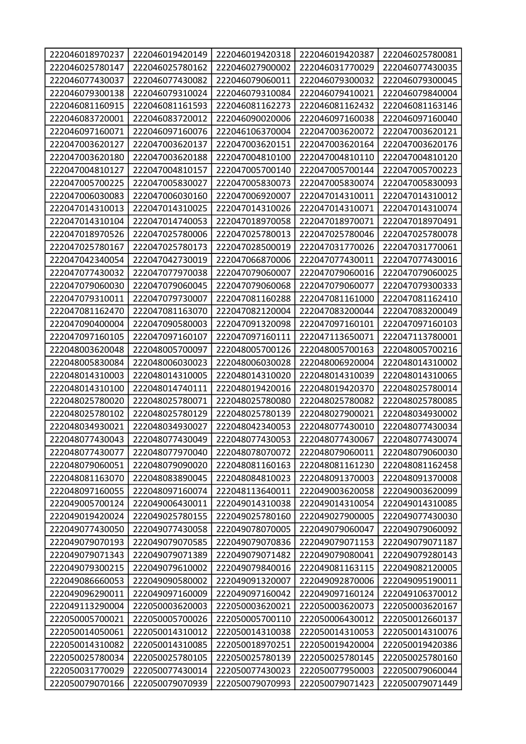| 222046018970237 | 222046019420149 | 222046019420318 | 222046019420387 | 222046025780081 |
|---|---|---|---|---|
| 222046025780147 | 222046025780162 | 222046027900002 | 222046031770029 | 222046077430035 |
| 222046077430037 | 222046077430082 | 222046079060011 | 222046079300032 | 222046079300045 |
| 222046079300138 | 222046079310024 | 222046079310084 | 222046079410021 | 222046079840004 |
| 222046081160915 | 222046081161593 | 222046081162273 | 222046081162432 | 222046081163146 |
| 222046083720001 | 222046083720012 | 222046090020006 | 222046097160038 | 222046097160040 |
| 222046097160071 | 222046097160076 | 222046106370004 | 222047003620072 | 222047003620121 |
| 222047003620127 | 222047003620137 | 222047003620151 | 222047003620164 | 222047003620176 |
| 222047003620180 | 222047003620188 | 222047004810100 | 222047004810110 | 222047004810120 |
| 222047004810127 | 222047004810157 | 222047005700140 | 222047005700144 | 222047005700223 |
| 222047005700225 | 222047005830027 | 222047005830073 | 222047005830074 | 222047005830093 |
| 222047006030083 | 222047006030160 | 222047006920007 | 222047014310011 | 222047014310012 |
| 222047014310013 | 222047014310025 | 222047014310026 | 222047014310071 | 222047014310074 |
| 222047014310104 | 222047014740053 | 222047018970058 | 222047018970071 | 222047018970491 |
| 222047018970526 | 222047025780006 | 222047025780013 | 222047025780046 | 222047025780078 |
| 222047025780167 | 222047025780173 | 222047028500019 | 222047031770026 | 222047031770061 |
| 222047042340054 | 222047042730019 | 222047066870006 | 222047077430011 | 222047077430016 |
| 222047077430032 | 222047077970038 | 222047079060007 | 222047079060016 | 222047079060025 |
| 222047079060030 | 222047079060045 | 222047079060068 | 222047079060077 | 222047079300333 |
| 222047079310011 | 222047079730007 | 222047081160288 | 222047081161000 | 222047081162410 |
| 222047081162470 | 222047081163070 | 222047082120004 | 222047083200044 | 222047083200049 |
| 222047090400004 | 222047090580003 | 222047091320098 | 222047097160101 | 222047097160103 |
| 222047097160105 | 222047097160107 | 222047097160111 | 222047113650071 | 222047113780001 |
| 222048003620048 | 222048005700097 | 222048005700126 | 222048005700163 | 222048005700216 |
| 222048005830084 | 222048006030023 | 222048006030028 | 222048006920004 | 222048014310002 |
| 222048014310003 | 222048014310005 | 222048014310020 | 222048014310039 | 222048014310065 |
| 222048014310100 | 222048014740111 | 222048019420016 | 222048019420370 | 222048025780014 |
| 222048025780020 | 222048025780071 | 222048025780080 | 222048025780082 | 222048025780085 |
| 222048025780102 | 222048025780129 | 222048025780139 | 222048027900021 | 222048034930002 |
| 222048034930021 | 222048034930027 | 222048042340053 | 222048077430010 | 222048077430034 |
| 222048077430043 | 222048077430049 | 222048077430053 | 222048077430067 | 222048077430074 |
| 222048077430077 | 222048077970040 | 222048078070072 | 222048079060011 | 222048079060030 |
| 222048079060051 | 222048079090020 | 222048081160163 | 222048081161230 | 222048081162458 |
| 222048081163070 | 222048083890045 | 222048084810023 | 222048091370003 | 222048091370008 |
| 222048097160055 | 222048097160074 | 222048113640011 | 222049003620058 | 222049003620099 |
| 222049005700124 | 222049006430011 | 222049014310038 | 222049014310054 | 222049014310085 |
| 222049019420024 | 222049025780155 | 222049025780160 | 222049027900005 | 222049077430030 |
| 222049077430050 | 222049077430058 | 222049078070005 | 222049079060047 | 222049079060092 |
| 222049079070193 | 222049079070585 | 222049079070836 | 222049079071153 | 222049079071187 |
| 222049079071343 | 222049079071389 | 222049079071482 | 222049079080041 | 222049079280143 |
| 222049079300215 | 222049079610002 | 222049079840016 | 222049081163115 | 222049082120005 |
| 222049086660053 | 222049090580002 | 222049091320007 | 222049092870006 | 222049095190011 |
| 222049096290011 | 222049097160009 | 222049097160042 | 222049097160124 | 222049106370012 |
| 222049113290004 | 222050003620003 | 222050003620021 | 222050003620073 | 222050003620167 |
| 222050005700021 | 222050005700026 | 222050005700110 | 222050006430012 | 222050012660137 |
| 222050014050061 | 222050014310012 | 222050014310038 | 222050014310053 | 222050014310076 |
| 222050014310082 | 222050014310085 | 222050018970251 | 222050019420004 | 222050019420386 |
| 222050025780034 | 222050025780105 | 222050025780139 | 222050025780145 | 222050025780160 |
| 222050031770029 | 222050077430014 | 222050077430023 | 222050077950003 | 222050079060044 |
| 222050079070166 | 222050079070939 | 222050079070993 | 222050079071423 | 222050079071449 |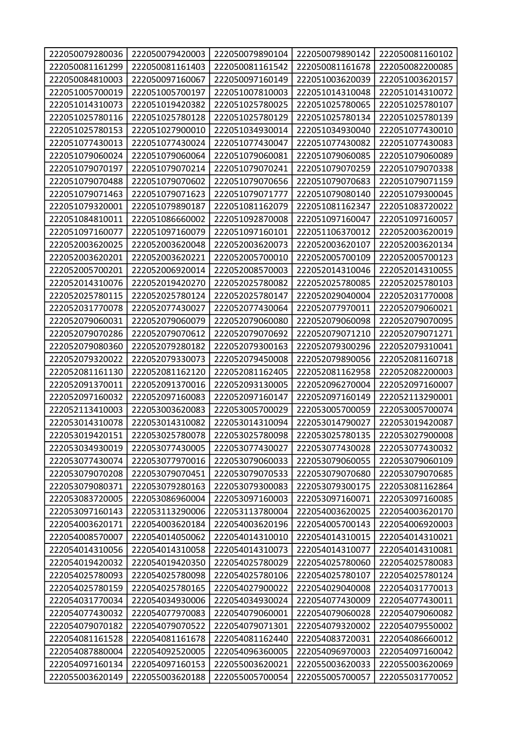| 222050079280036 | 222050079420003 | 222050079890104 | 222050079890142 | 222050081160102 |
|---|---|---|---|---|
| 222050081161299 | 222050081161403 | 222050081161542 | 222050081161678 | 222050082200085 |
| 222050084810003 | 222050097160067 | 222050097160149 | 222051003620039 | 222051003620157 |
| 222051005700019 | 222051005700197 | 222051007810003 | 222051014310048 | 222051014310072 |
| 222051014310073 | 222051019420382 | 222051025780025 | 222051025780065 | 222051025780107 |
| 222051025780116 | 222051025780128 | 222051025780129 | 222051025780134 | 222051025780139 |
| 222051025780153 | 222051027900010 | 222051034930014 | 222051034930040 | 222051077430010 |
| 222051077430013 | 222051077430024 | 222051077430047 | 222051077430082 | 222051077430083 |
| 222051079060024 | 222051079060064 | 222051079060081 | 222051079060085 | 222051079060089 |
| 222051079070197 | 222051079070214 | 222051079070241 | 222051079070259 | 222051079070338 |
| 222051079070488 | 222051079070602 | 222051079070656 | 222051079070683 | 222051079071159 |
| 222051079071463 | 222051079071623 | 222051079071777 | 222051079080140 | 222051079300045 |
| 222051079320001 | 222051079890187 | 222051081162079 | 222051081162347 | 222051083720022 |
| 222051084810011 | 222051086660002 | 222051092870008 | 222051097160047 | 222051097160057 |
| 222051097160077 | 222051097160079 | 222051097160101 | 222051106370012 | 222052003620019 |
| 222052003620025 | 222052003620048 | 222052003620073 | 222052003620107 | 222052003620134 |
| 222052003620201 | 222052003620221 | 222052005700010 | 222052005700109 | 222052005700123 |
| 222052005700201 | 222052006920014 | 222052008570003 | 222052014310046 | 222052014310055 |
| 222052014310076 | 222052019420270 | 222052025780082 | 222052025780085 | 222052025780103 |
| 222052025780115 | 222052025780124 | 222052025780147 | 222052029040004 | 222052031770008 |
| 222052031770078 | 222052077430027 | 222052077430064 | 222052077970011 | 222052079060021 |
| 222052079060031 | 222052079060079 | 222052079060080 | 222052079060098 | 222052079070095 |
| 222052079070286 | 222052079070612 | 222052079070692 | 222052079071210 | 222052079071271 |
| 222052079080360 | 222052079280182 | 222052079300163 | 222052079300296 | 222052079310041 |
| 222052079320022 | 222052079330073 | 222052079450008 | 222052079890056 | 222052081160718 |
| 222052081161130 | 222052081162120 | 222052081162405 | 222052081162958 | 222052082200003 |
| 222052091370011 | 222052091370016 | 222052093130005 | 222052096270004 | 222052097160007 |
| 222052097160032 | 222052097160083 | 222052097160147 | 222052097160149 | 222052113290001 |
| 222052113410003 | 222053003620083 | 222053005700029 | 222053005700059 | 222053005700074 |
| 222053014310078 | 222053014310082 | 222053014310094 | 222053014790027 | 222053019420087 |
| 222053019420151 | 222053025780078 | 222053025780098 | 222053025780135 | 222053027900008 |
| 222053034930019 | 222053077430005 | 222053077430027 | 222053077430028 | 222053077430032 |
| 222053077430074 | 222053077970016 | 222053079060033 | 222053079060055 | 222053079060109 |
| 222053079070208 | 222053079070451 | 222053079070533 | 222053079070680 | 222053079070685 |
| 222053079080371 | 222053079280163 | 222053079300083 | 222053079300175 | 222053081162864 |
| 222053083720005 | 222053086960004 | 222053097160003 | 222053097160071 | 222053097160085 |
| 222053097160143 | 222053113290006 | 222053113780004 | 222054003620025 | 222054003620170 |
| 222054003620171 | 222054003620184 | 222054003620196 | 222054005700143 | 222054006920003 |
| 222054008570007 | 222054014050062 | 222054014310010 | 222054014310015 | 222054014310021 |
| 222054014310056 | 222054014310058 | 222054014310073 | 222054014310077 | 222054014310081 |
| 222054019420032 | 222054019420350 | 222054025780029 | 222054025780060 | 222054025780083 |
| 222054025780093 | 222054025780098 | 222054025780106 | 222054025780107 | 222054025780124 |
| 222054025780159 | 222054025780165 | 222054027900022 | 222054029040008 | 222054031770013 |
| 222054031770034 | 222054034930006 | 222054034930024 | 222054077430009 | 222054077430011 |
| 222054077430032 | 222054077970083 | 222054079060001 | 222054079060028 | 222054079060082 |
| 222054079070182 | 222054079070522 | 222054079071301 | 222054079320002 | 222054079550002 |
| 222054081161528 | 222054081161678 | 222054081162440 | 222054083720031 | 222054086660012 |
| 222054087880004 | 222054092520005 | 222054096360005 | 222054096970003 | 222054097160042 |
| 222054097160134 | 222054097160153 | 222055003620021 | 222055003620033 | 222055003620069 |
| 222055003620149 | 222055003620188 | 222055005700054 | 222055005700057 | 222055031770052 |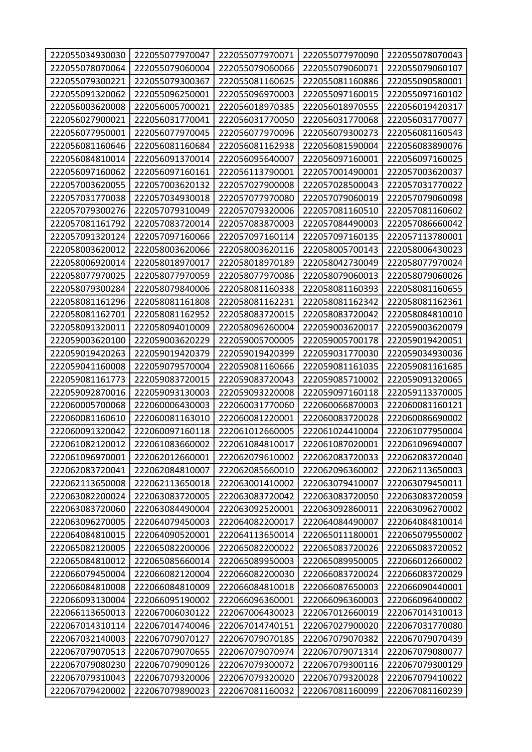| 222055034930030 | 222055077970047 | 222055077970071 | 222055077970090 | 222055078070043 |
|---|---|---|---|---|
| 222055078070064 | 222055079060004 | 222055079060066 | 222055079060071 | 222055079060107 |
| 222055079300221 | 222055079300367 | 222055081160625 | 222055081160886 | 222055090580001 |
| 222055091320062 | 222055096250001 | 222055096970003 | 222055097160015 | 222055097160102 |
| 222056003620008 | 222056005700021 | 222056018970385 | 222056018970555 | 222056019420317 |
| 222056027900021 | 222056031770041 | 222056031770050 | 222056031770068 | 222056031770077 |
| 222056077950001 | 222056077970045 | 222056077970096 | 222056079300273 | 222056081160543 |
| 222056081160646 | 222056081160684 | 222056081162938 | 222056081590004 | 222056083890076 |
| 222056084810014 | 222056091370014 | 222056095640007 | 222056097160001 | 222056097160025 |
| 222056097160062 | 222056097160161 | 222056113790001 | 222057001490001 | 222057003620037 |
| 222057003620055 | 222057003620132 | 222057027900008 | 222057028500043 | 222057031770022 |
| 222057031770038 | 222057034930018 | 222057077970080 | 222057079060019 | 222057079060098 |
| 222057079300276 | 222057079310049 | 222057079320006 | 222057081160510 | 222057081160602 |
| 222057081161792 | 222057083720014 | 222057083870003 | 222057084490003 | 222057086660042 |
| 222057091320124 | 222057097160066 | 222057097160114 | 222057097160135 | 222057113780001 |
| 222058003620012 | 222058003620066 | 222058003620116 | 222058005700143 | 222058006430023 |
| 222058006920014 | 222058018970017 | 222058018970189 | 222058042730049 | 222058077970024 |
| 222058077970025 | 222058077970059 | 222058077970086 | 222058079060013 | 222058079060026 |
| 222058079300284 | 222058079840006 | 222058081160338 | 222058081160393 | 222058081160655 |
| 222058081161296 | 222058081161808 | 222058081162231 | 222058081162342 | 222058081162361 |
| 222058081162701 | 222058081162952 | 222058083720015 | 222058083720042 | 222058084810010 |
| 222058091320011 | 222058094010009 | 222058096260004 | 222059003620017 | 222059003620079 |
| 222059003620100 | 222059003620229 | 222059005700005 | 222059005700178 | 222059019420051 |
| 222059019420263 | 222059019420379 | 222059019420399 | 222059031770030 | 222059034930036 |
| 222059041160008 | 222059079570004 | 222059081160666 | 222059081161035 | 222059081161685 |
| 222059081161773 | 222059083720015 | 222059083720043 | 222059085710002 | 222059091320065 |
| 222059092870016 | 222059093130003 | 222059093220008 | 222059097160118 | 222059113370005 |
| 222060005700068 | 222060006430003 | 222060031770060 | 222060066870003 | 222060081160121 |
| 222060081160610 | 222060081163010 | 222060081220001 | 222060083720028 | 222060086690002 |
| 222060091320042 | 222060097160118 | 222061012660005 | 222061024410004 | 222061077950004 |
| 222061082120012 | 222061083660002 | 222061084810017 | 222061087020001 | 222061096940007 |
| 222061096970001 | 222062012660001 | 222062079610002 | 222062083720033 | 222062083720040 |
| 222062083720041 | 222062084810007 | 222062085660010 | 222062096360002 | 222062113650003 |
| 222062113650008 | 222062113650018 | 222063001410002 | 222063079410007 | 222063079450011 |
| 222063082200024 | 222063083720005 | 222063083720042 | 222063083720050 | 222063083720059 |
| 222063083720060 | 222063084490004 | 222063092520001 | 222063092860011 | 222063096270002 |
| 222063096270005 | 222064079450003 | 222064082200017 | 222064084490007 | 222064084810014 |
| 222064084810015 | 222064090520001 | 222064113650014 | 222065011180001 | 222065079550002 |
| 222065082120005 | 222065082200006 | 222065082200022 | 222065083720026 | 222065083720052 |
| 222065084810012 | 222065085660014 | 222065089950003 | 222065089950005 | 222066012660002 |
| 222066079450004 | 222066082120004 | 222066082200030 | 222066083720024 | 222066083720029 |
| 222066084810008 | 222066084810009 | 222066084810018 | 222066087650003 | 222066090440001 |
| 222066093130004 | 222066095190002 | 222066096360001 | 222066096360003 | 222066096400002 |
| 222066113650013 | 222067006030122 | 222067006430023 | 222067012660019 | 222067014310013 |
| 222067014310114 | 222067014740046 | 222067014740151 | 222067027900020 | 222067031770080 |
| 222067032140003 | 222067079070127 | 222067079070185 | 222067079070382 | 222067079070439 |
| 222067079070513 | 222067079070655 | 222067079070974 | 222067079071314 | 222067079080077 |
| 222067079080230 | 222067079090126 | 222067079300072 | 222067079300116 | 222067079300129 |
| 222067079310043 | 222067079320006 | 222067079320020 | 222067079320028 | 222067079410022 |
| 222067079420002 | 222067079890023 | 222067081160032 | 222067081160099 | 222067081160239 |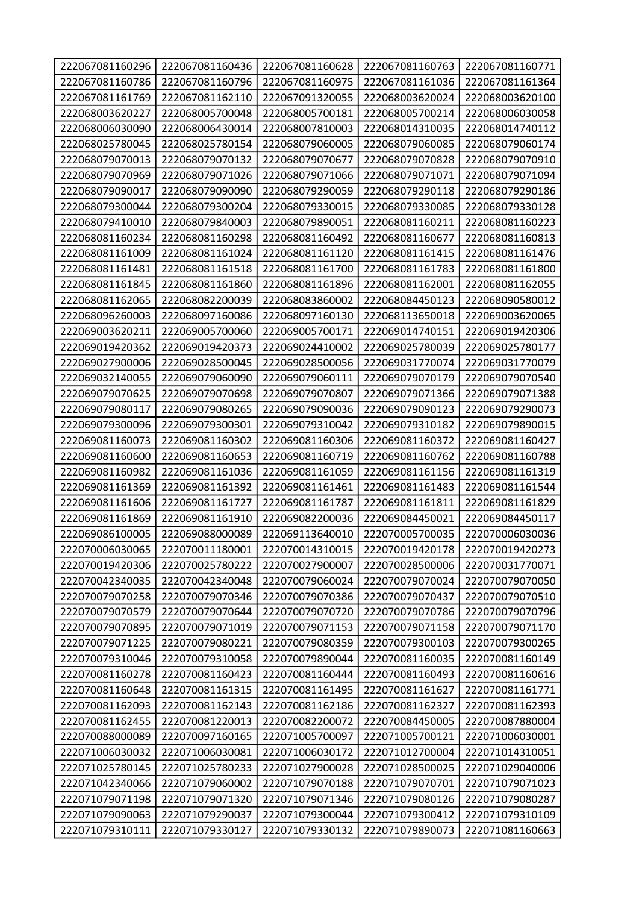| 222067081160296 | 222067081160436 | 222067081160628 | 222067081160763 | 222067081160771 |
|---|---|---|---|---|
| 222067081160786 | 222067081160796 | 222067081160975 | 222067081161036 | 222067081161364 |
| 222067081161769 | 222067081162110 | 222067091320055 | 222068003620024 | 222068003620100 |
| 222068003620227 | 222068005700048 | 222068005700181 | 222068005700214 | 222068006030058 |
| 222068006030090 | 222068006430014 | 222068007810003 | 222068014310035 | 222068014740112 |
| 222068025780045 | 222068025780154 | 222068079060005 | 222068079060085 | 222068079060174 |
| 222068079070013 | 222068079070132 | 222068079070677 | 222068079070828 | 222068079070910 |
| 222068079070969 | 222068079071026 | 222068079071066 | 222068079071071 | 222068079071094 |
| 222068079090017 | 222068079090090 | 222068079290059 | 222068079290118 | 222068079290186 |
| 222068079300044 | 222068079300204 | 222068079330015 | 222068079330085 | 222068079330128 |
| 222068079410010 | 222068079840003 | 222068079890051 | 222068081160211 | 222068081160223 |
| 222068081160234 | 222068081160298 | 222068081160492 | 222068081160677 | 222068081160813 |
| 222068081161009 | 222068081161024 | 222068081161120 | 222068081161415 | 222068081161476 |
| 222068081161481 | 222068081161518 | 222068081161700 | 222068081161783 | 222068081161800 |
| 222068081161845 | 222068081161860 | 222068081161896 | 222068081162001 | 222068081162055 |
| 222068081162065 | 222068082200039 | 222068083860002 | 222068084450123 | 222068090580012 |
| 222068096260003 | 222068097160086 | 222068097160130 | 222068113650018 | 222069003620065 |
| 222069003620211 | 222069005700060 | 222069005700171 | 222069014740151 | 222069019420306 |
| 222069019420362 | 222069019420373 | 222069024410002 | 222069025780039 | 222069025780177 |
| 222069027900006 | 222069028500045 | 222069028500056 | 222069031770074 | 222069031770079 |
| 222069032140055 | 222069079060090 | 222069079060111 | 222069079070179 | 222069079070540 |
| 222069079070625 | 222069079070698 | 222069079070807 | 222069079071366 | 222069079071388 |
| 222069079080117 | 222069079080265 | 222069079090036 | 222069079090123 | 222069079290073 |
| 222069079300096 | 222069079300301 | 222069079310042 | 222069079310182 | 222069079890015 |
| 222069081160073 | 222069081160302 | 222069081160306 | 222069081160372 | 222069081160427 |
| 222069081160600 | 222069081160653 | 222069081160719 | 222069081160762 | 222069081160788 |
| 222069081160982 | 222069081161036 | 222069081161059 | 222069081161156 | 222069081161319 |
| 222069081161369 | 222069081161392 | 222069081161461 | 222069081161483 | 222069081161544 |
| 222069081161606 | 222069081161727 | 222069081161787 | 222069081161811 | 222069081161829 |
| 222069081161869 | 222069081161910 | 222069082200036 | 222069084450021 | 222069084450117 |
| 222069086100005 | 222069088000089 | 222069113640010 | 222070005700035 | 222070006030036 |
| 222070006030065 | 222070011180001 | 222070014310015 | 222070019420178 | 222070019420273 |
| 222070019420306 | 222070025780222 | 222070027900007 | 222070028500006 | 222070031770071 |
| 222070042340035 | 222070042340048 | 222070079060024 | 222070079070024 | 222070079070050 |
| 222070079070258 | 222070079070346 | 222070079070386 | 222070079070437 | 222070079070510 |
| 222070079070579 | 222070079070644 | 222070079070720 | 222070079070786 | 222070079070796 |
| 222070079070895 | 222070079071019 | 222070079071153 | 222070079071158 | 222070079071170 |
| 222070079071225 | 222070079080221 | 222070079080359 | 222070079300103 | 222070079300265 |
| 222070079310046 | 222070079310058 | 222070079890044 | 222070081160035 | 222070081160149 |
| 222070081160278 | 222070081160423 | 222070081160444 | 222070081160493 | 222070081160616 |
| 222070081160648 | 222070081161315 | 222070081161495 | 222070081161627 | 222070081161771 |
| 222070081162093 | 222070081162143 | 222070081162186 | 222070081162327 | 222070081162393 |
| 222070081162455 | 222070081220013 | 222070082200072 | 222070084450005 | 222070087880004 |
| 222070088000089 | 222070097160165 | 222071005700097 | 222071005700121 | 222071006030001 |
| 222071006030032 | 222071006030081 | 222071006030172 | 222071012700004 | 222071014310051 |
| 222071025780145 | 222071025780233 | 222071027900028 | 222071028500025 | 222071029040006 |
| 222071042340066 | 222071079060002 | 222071079070188 | 222071079070701 | 222071079071023 |
| 222071079071198 | 222071079071320 | 222071079071346 | 222071079080126 | 222071079080287 |
| 222071079090063 | 222071079290037 | 222071079300044 | 222071079300412 | 222071079310109 |
| 222071079310111 | 222071079330127 | 222071079330132 | 222071079890073 | 222071081160663 |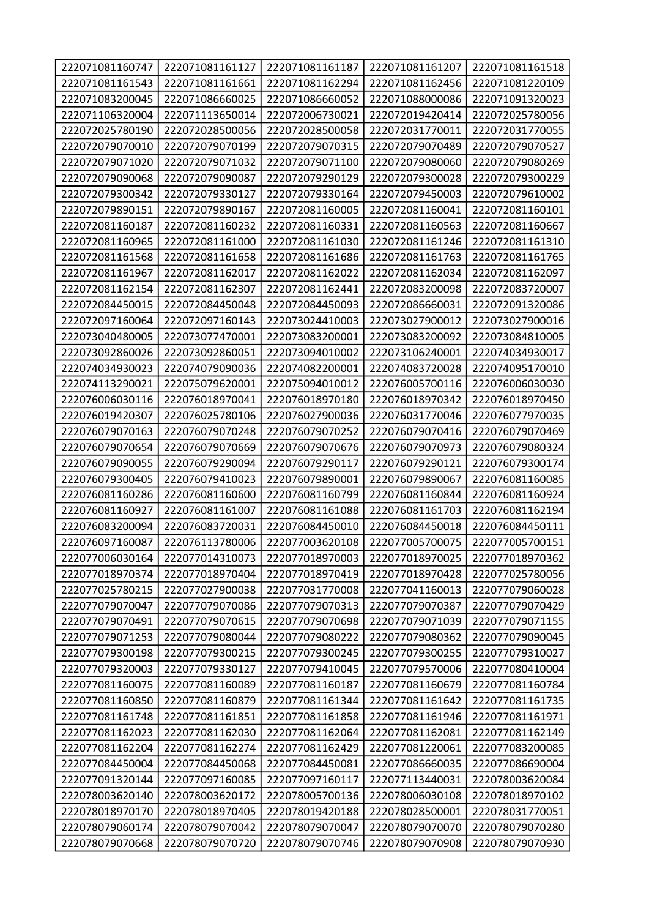| 222071081160747 | 222071081161127 | 222071081161187 | 222071081161207 | 222071081161518 |
|---|---|---|---|---|
| 222071081161543 | 222071081161661 | 222071081162294 | 222071081162456 | 222071081220109 |
| 222071083200045 | 222071086660025 | 222071086660052 | 222071088000086 | 222071091320023 |
| 222071106320004 | 222071113650014 | 222072006730021 | 222072019420414 | 222072025780056 |
| 222072025780190 | 222072028500056 | 222072028500058 | 222072031770011 | 222072031770055 |
| 222072079070010 | 222072079070199 | 222072079070315 | 222072079070489 | 222072079070527 |
| 222072079071020 | 222072079071032 | 222072079071100 | 222072079080060 | 222072079080269 |
| 222072079090068 | 222072079090087 | 222072079290129 | 222072079300028 | 222072079300229 |
| 222072079300342 | 222072079330127 | 222072079330164 | 222072079450003 | 222072079610002 |
| 222072079890151 | 222072079890167 | 222072081160005 | 222072081160041 | 222072081160101 |
| 222072081160187 | 222072081160232 | 222072081160331 | 222072081160563 | 222072081160667 |
| 222072081160965 | 222072081161000 | 222072081161030 | 222072081161246 | 222072081161310 |
| 222072081161568 | 222072081161658 | 222072081161686 | 222072081161763 | 222072081161765 |
| 222072081161967 | 222072081162017 | 222072081162022 | 222072081162034 | 222072081162097 |
| 222072081162154 | 222072081162307 | 222072081162441 | 222072083200098 | 222072083720007 |
| 222072084450015 | 222072084450048 | 222072084450093 | 222072086660031 | 222072091320086 |
| 222072097160064 | 222072097160143 | 222073024410003 | 222073027900012 | 222073027900016 |
| 222073040480005 | 222073077470001 | 222073083200001 | 222073083200092 | 222073084810005 |
| 222073092860026 | 222073092860051 | 222073094010002 | 222073106240001 | 222074034930017 |
| 222074034930023 | 222074079090036 | 222074082200001 | 222074083720028 | 222074095170010 |
| 222074113290021 | 222075079620001 | 222075094010012 | 222076005700116 | 222076006030030 |
| 222076006030116 | 222076018970041 | 222076018970180 | 222076018970342 | 222076018970450 |
| 222076019420307 | 222076025780106 | 222076027900005 | 222076031770046 | 222076077970035 |
| 222076079070163 | 222076079070248 | 222076079070252 | 222076079070416 | 222076079070469 |
| 222076079070654 | 222076079070669 | 222076079070676 | 222076079070973 | 222076079080324 |
| 222076079090055 | 222076079290094 | 222076079290117 | 222076079290121 | 222076079300174 |
| 222076079300405 | 222076079410023 | 222076079890001 | 222076079890067 | 222076081160085 |
| 222076081160286 | 222076081160600 | 222076081160799 | 222076081160844 | 222076081160924 |
| 222076081160927 | 222076081161007 | 222076081161088 | 222076081161703 | 222076081162194 |
| 222076083200094 | 222076083720031 | 222076084450010 | 222076084450018 | 222076084450111 |
| 222076097160087 | 222076113780006 | 222077003620108 | 222077005700075 | 222077005700151 |
| 222077006030164 | 222077014310073 | 222077018970003 | 222077018970025 | 222077018970362 |
| 222077018970374 | 222077018970404 | 222077018970419 | 222077018970428 | 222077025780056 |
| 222077025780215 | 222077027900038 | 222077031770008 | 222077041160013 | 222077079060028 |
| 222077079070047 | 222077079070086 | 222077079070313 | 222077079070387 | 222077079070429 |
| 222077079070491 | 222077079070615 | 222077079070698 | 222077079071039 | 222077079071155 |
| 222077079071253 | 222077079080044 | 222077079080222 | 222077079080362 | 222077079090045 |
| 222077079300198 | 222077079300215 | 222077079300245 | 222077079300255 | 222077079310027 |
| 222077079320003 | 222077079330127 | 222077079410045 | 222077079570006 | 222077080410004 |
| 222077081160075 | 222077081160089 | 222077081160187 | 222077081160679 | 222077081160784 |
| 222077081160850 | 222077081160879 | 222077081161344 | 222077081161642 | 222077081161735 |
| 222077081161748 | 222077081161851 | 222077081161858 | 222077081161946 | 222077081161971 |
| 222077081162023 | 222077081162030 | 222077081162064 | 222077081162081 | 222077081162149 |
| 222077081162204 | 222077081162274 | 222077081162429 | 222077081220061 | 222077083200085 |
| 222077084450004 | 222077084450068 | 222077084450081 | 222077086660035 | 222077086690004 |
| 222077091320144 | 222077097160085 | 222077097160117 | 222077113440031 | 222078003620084 |
| 222078003620140 | 222078003620172 | 222078005700136 | 222078006030108 | 222078018970102 |
| 222078018970170 | 222078018970405 | 222078019420188 | 222078028500001 | 222078031770051 |
| 222078079060174 | 222078079070042 | 222078079070047 | 222078079070070 | 222078079070280 |
| 222078079070668 | 222078079070720 | 222078079070746 | 222078079070908 | 222078079070930 |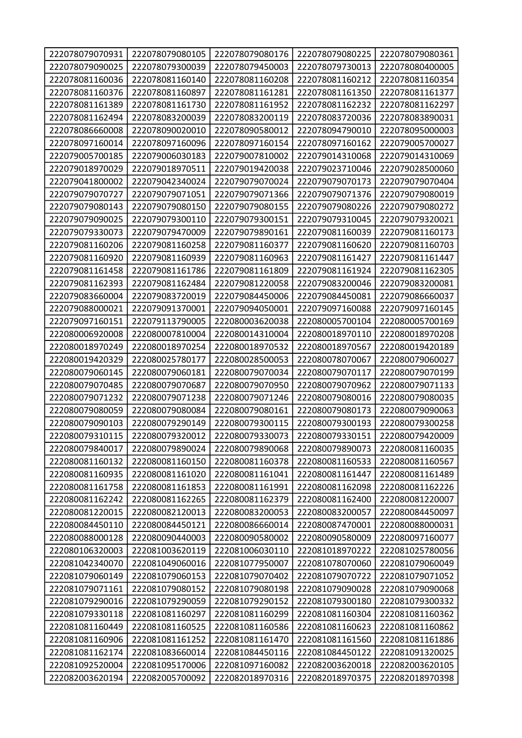| 222078079070931 | 222078079080105 | 222078079080176 | 222078079080225 | 222078079080361 |
|---|---|---|---|---|
| 222078079090025 | 222078079300039 | 222078079450003 | 222078079730013 | 222078080400005 |
| 222078081160036 | 222078081160140 | 222078081160208 | 222078081160212 | 222078081160354 |
| 222078081160376 | 222078081160897 | 222078081161281 | 222078081161350 | 222078081161377 |
| 222078081161389 | 222078081161730 | 222078081161952 | 222078081162232 | 222078081162297 |
| 222078081162494 | 222078083200039 | 222078083200119 | 222078083720036 | 222078083890031 |
| 222078086660008 | 222078090020010 | 222078090580012 | 222078094790010 | 222078095000003 |
| 222078097160014 | 222078097160096 | 222078097160154 | 222078097160162 | 222079005700027 |
| 222079005700185 | 222079006030183 | 222079007810002 | 222079014310068 | 222079014310069 |
| 222079018970029 | 222079018970511 | 222079019420038 | 222079023710046 | 222079028500060 |
| 222079041800002 | 222079042340024 | 222079079070024 | 222079079070173 | 222079079070404 |
| 222079079070727 | 222079079071051 | 222079079071366 | 222079079071376 | 222079079080019 |
| 222079079080143 | 222079079080150 | 222079079080155 | 222079079080226 | 222079079080272 |
| 222079079090025 | 222079079300110 | 222079079300151 | 222079079310045 | 222079079320021 |
| 222079079330073 | 222079079470009 | 222079079890161 | 222079081160039 | 222079081160173 |
| 222079081160206 | 222079081160258 | 222079081160377 | 222079081160620 | 222079081160703 |
| 222079081160920 | 222079081160939 | 222079081160963 | 222079081161427 | 222079081161447 |
| 222079081161458 | 222079081161786 | 222079081161809 | 222079081161924 | 222079081162305 |
| 222079081162393 | 222079081162484 | 222079081220058 | 222079083200046 | 222079083200081 |
| 222079083660004 | 222079083720019 | 222079084450006 | 222079084450081 | 222079086660037 |
| 222079088000021 | 222079091370001 | 222079094050001 | 222079097160088 | 222079097160145 |
| 222079097160151 | 222079113790005 | 222080003620038 | 222080005700104 | 222080005700169 |
| 222080006920008 | 222080007810004 | 222080014310004 | 222080018970110 | 222080018970208 |
| 222080018970249 | 222080018970254 | 222080018970532 | 222080018970567 | 222080019420189 |
| 222080019420329 | 222080025780177 | 222080028500053 | 222080078070067 | 222080079060027 |
| 222080079060145 | 222080079060181 | 222080079070034 | 222080079070117 | 222080079070199 |
| 222080079070485 | 222080079070687 | 222080079070950 | 222080079070962 | 222080079071133 |
| 222080079071232 | 222080079071238 | 222080079071246 | 222080079080016 | 222080079080035 |
| 222080079080059 | 222080079080084 | 222080079080161 | 222080079080173 | 222080079090063 |
| 222080079090103 | 222080079290149 | 222080079300115 | 222080079300193 | 222080079300258 |
| 222080079310115 | 222080079320012 | 222080079330073 | 222080079330151 | 222080079420009 |
| 222080079840017 | 222080079890024 | 222080079890068 | 222080079890073 | 222080081160035 |
| 222080081160132 | 222080081160150 | 222080081160378 | 222080081160533 | 222080081160567 |
| 222080081160935 | 222080081161020 | 222080081161041 | 222080081161447 | 222080081161489 |
| 222080081161758 | 222080081161853 | 222080081161991 | 222080081162098 | 222080081162226 |
| 222080081162242 | 222080081162265 | 222080081162379 | 222080081162400 | 222080081220007 |
| 222080081220015 | 222080082120013 | 222080083200053 | 222080083200057 | 222080084450097 |
| 222080084450110 | 222080084450121 | 222080086660014 | 222080087470001 | 222080088000031 |
| 222080088000128 | 222080090440003 | 222080090580002 | 222080090580009 | 222080097160077 |
| 222080106320003 | 222081003620119 | 222081006030110 | 222081018970222 | 222081025780056 |
| 222081042340070 | 222081049060016 | 222081077950007 | 222081078070060 | 222081079060049 |
| 222081079060149 | 222081079060153 | 222081079070402 | 222081079070722 | 222081079071052 |
| 222081079071161 | 222081079080152 | 222081079080198 | 222081079090028 | 222081079090068 |
| 222081079290016 | 222081079290059 | 222081079290152 | 222081079300180 | 222081079300332 |
| 222081079330118 | 222081081160297 | 222081081160299 | 222081081160304 | 222081081160362 |
| 222081081160449 | 222081081160525 | 222081081160586 | 222081081160623 | 222081081160862 |
| 222081081160906 | 222081081161252 | 222081081161470 | 222081081161560 | 222081081161886 |
| 222081081162174 | 222081083660014 | 222081084450116 | 222081084450122 | 222081091320025 |
| 222081092520004 | 222081095170006 | 222081097160082 | 222082003620018 | 222082003620105 |
| 222082003620194 | 222082005700092 | 222082018970316 | 222082018970375 | 222082018970398 |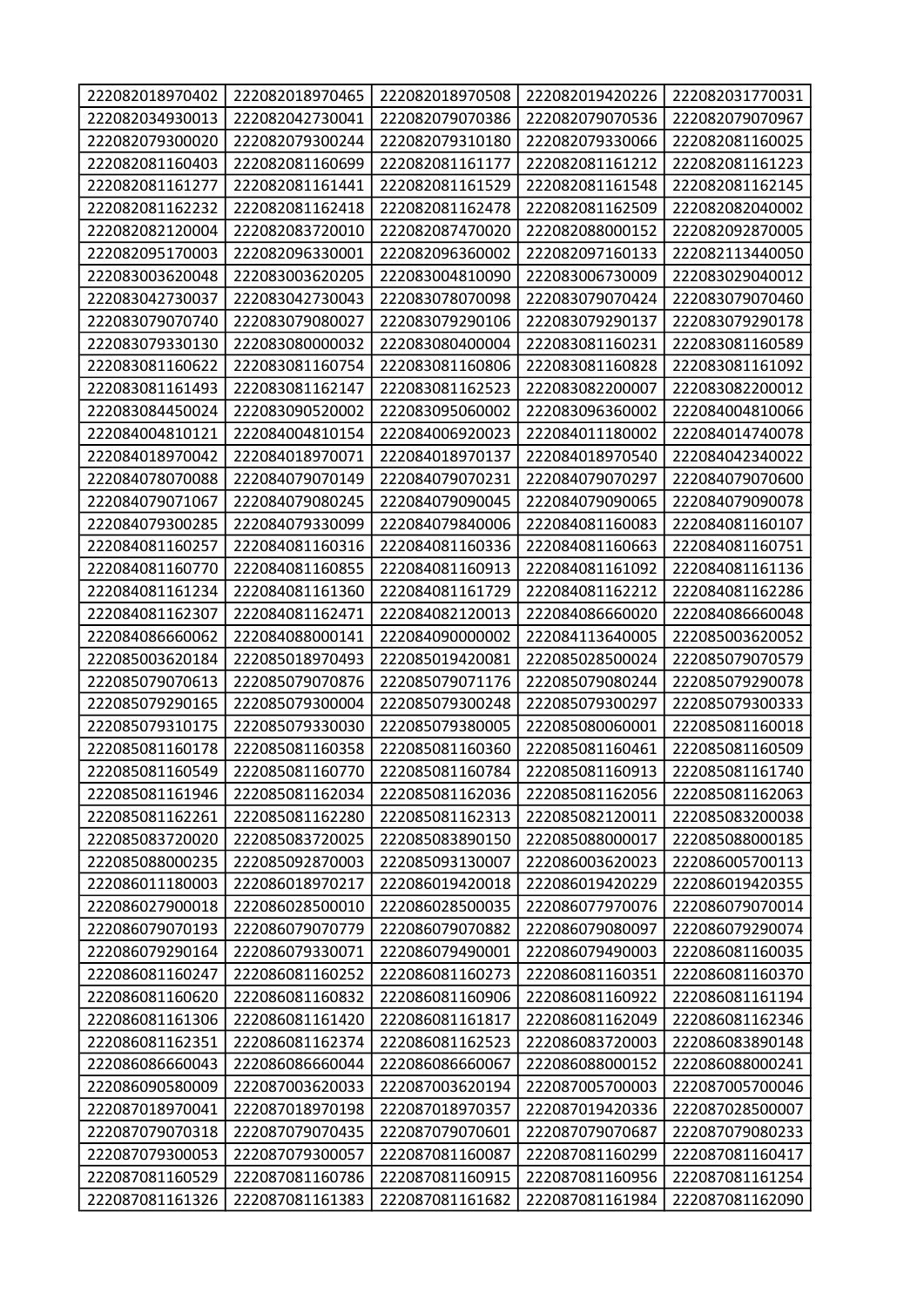| 222082018970402 | 222082018970465 | 222082018970508 | 222082019420226 | 222082031770031 |
|---|---|---|---|---|
| 222082034930013 | 222082042730041 | 222082079070386 | 222082079070536 | 222082079070967 |
| 222082079300020 | 222082079300244 | 222082079310180 | 222082079330066 | 222082081160025 |
| 222082081160403 | 222082081160699 | 222082081161177 | 222082081161212 | 222082081161223 |
| 222082081161277 | 222082081161441 | 222082081161529 | 222082081161548 | 222082081162145 |
| 222082081162232 | 222082081162418 | 222082081162478 | 222082081162509 | 222082082040002 |
| 222082082120004 | 222082083720010 | 222082087470020 | 222082088000152 | 222082092870005 |
| 222082095170003 | 222082096330001 | 222082096360002 | 222082097160133 | 222082113440050 |
| 222083003620048 | 222083003620205 | 222083004810090 | 222083006730009 | 222083029040012 |
| 222083042730037 | 222083042730043 | 222083078070098 | 222083079070424 | 222083079070460 |
| 222083079070740 | 222083079080027 | 222083079290106 | 222083079290137 | 222083079290178 |
| 222083079330130 | 222083080000032 | 222083080400004 | 222083081160231 | 222083081160589 |
| 222083081160622 | 222083081160754 | 222083081160806 | 222083081160828 | 222083081161092 |
| 222083081161493 | 222083081162147 | 222083081162523 | 222083082200007 | 222083082200012 |
| 222083084450024 | 222083090520002 | 222083095060002 | 222083096360002 | 222084004810066 |
| 222084004810121 | 222084004810154 | 222084006920023 | 222084011180002 | 222084014740078 |
| 222084018970042 | 222084018970071 | 222084018970137 | 222084018970540 | 222084042340022 |
| 222084078070088 | 222084079070149 | 222084079070231 | 222084079070297 | 222084079070600 |
| 222084079071067 | 222084079080245 | 222084079090045 | 222084079090065 | 222084079090078 |
| 222084079300285 | 222084079330099 | 222084079840006 | 222084081160083 | 222084081160107 |
| 222084081160257 | 222084081160316 | 222084081160336 | 222084081160663 | 222084081160751 |
| 222084081160770 | 222084081160855 | 222084081160913 | 222084081161092 | 222084081161136 |
| 222084081161234 | 222084081161360 | 222084081161729 | 222084081162212 | 222084081162286 |
| 222084081162307 | 222084081162471 | 222084082120013 | 222084086660020 | 222084086660048 |
| 222084086660062 | 222084088000141 | 222084090000002 | 222084113640005 | 222085003620052 |
| 222085003620184 | 222085018970493 | 222085019420081 | 222085028500024 | 222085079070579 |
| 222085079070613 | 222085079070876 | 222085079071176 | 222085079080244 | 222085079290078 |
| 222085079290165 | 222085079300004 | 222085079300248 | 222085079300297 | 222085079300333 |
| 222085079310175 | 222085079330030 | 222085079380005 | 222085080060001 | 222085081160018 |
| 222085081160178 | 222085081160358 | 222085081160360 | 222085081160461 | 222085081160509 |
| 222085081160549 | 222085081160770 | 222085081160784 | 222085081160913 | 222085081161740 |
| 222085081161946 | 222085081162034 | 222085081162036 | 222085081162056 | 222085081162063 |
| 222085081162261 | 222085081162280 | 222085081162313 | 222085082120011 | 222085083200038 |
| 222085083720020 | 222085083720025 | 222085083890150 | 222085088000017 | 222085088000185 |
| 222085088000235 | 222085092870003 | 222085093130007 | 222086003620023 | 222086005700113 |
| 222086011180003 | 222086018970217 | 222086019420018 | 222086019420229 | 222086019420355 |
| 222086027900018 | 222086028500010 | 222086028500035 | 222086077970076 | 222086079070014 |
| 222086079070193 | 222086079070779 | 222086079070882 | 222086079080097 | 222086079290074 |
| 222086079290164 | 222086079330071 | 222086079490001 | 222086079490003 | 222086081160035 |
| 222086081160247 | 222086081160252 | 222086081160273 | 222086081160351 | 222086081160370 |
| 222086081160620 | 222086081160832 | 222086081160906 | 222086081160922 | 222086081161194 |
| 222086081161306 | 222086081161420 | 222086081161817 | 222086081162049 | 222086081162346 |
| 222086081162351 | 222086081162374 | 222086081162523 | 222086083720003 | 222086083890148 |
| 222086086660043 | 222086086660044 | 222086086660067 | 222086088000152 | 222086088000241 |
| 222086090580009 | 222087003620033 | 222087003620194 | 222087005700003 | 222087005700046 |
| 222087018970041 | 222087018970198 | 222087018970357 | 222087019420336 | 222087028500007 |
| 222087079070318 | 222087079070435 | 222087079070601 | 222087079070687 | 222087079080233 |
| 222087079300053 | 222087079300057 | 222087081160087 | 222087081160299 | 222087081160417 |
| 222087081160529 | 222087081160786 | 222087081160915 | 222087081160956 | 222087081161254 |
| 222087081161326 | 222087081161383 | 222087081161682 | 222087081161984 | 222087081162090 |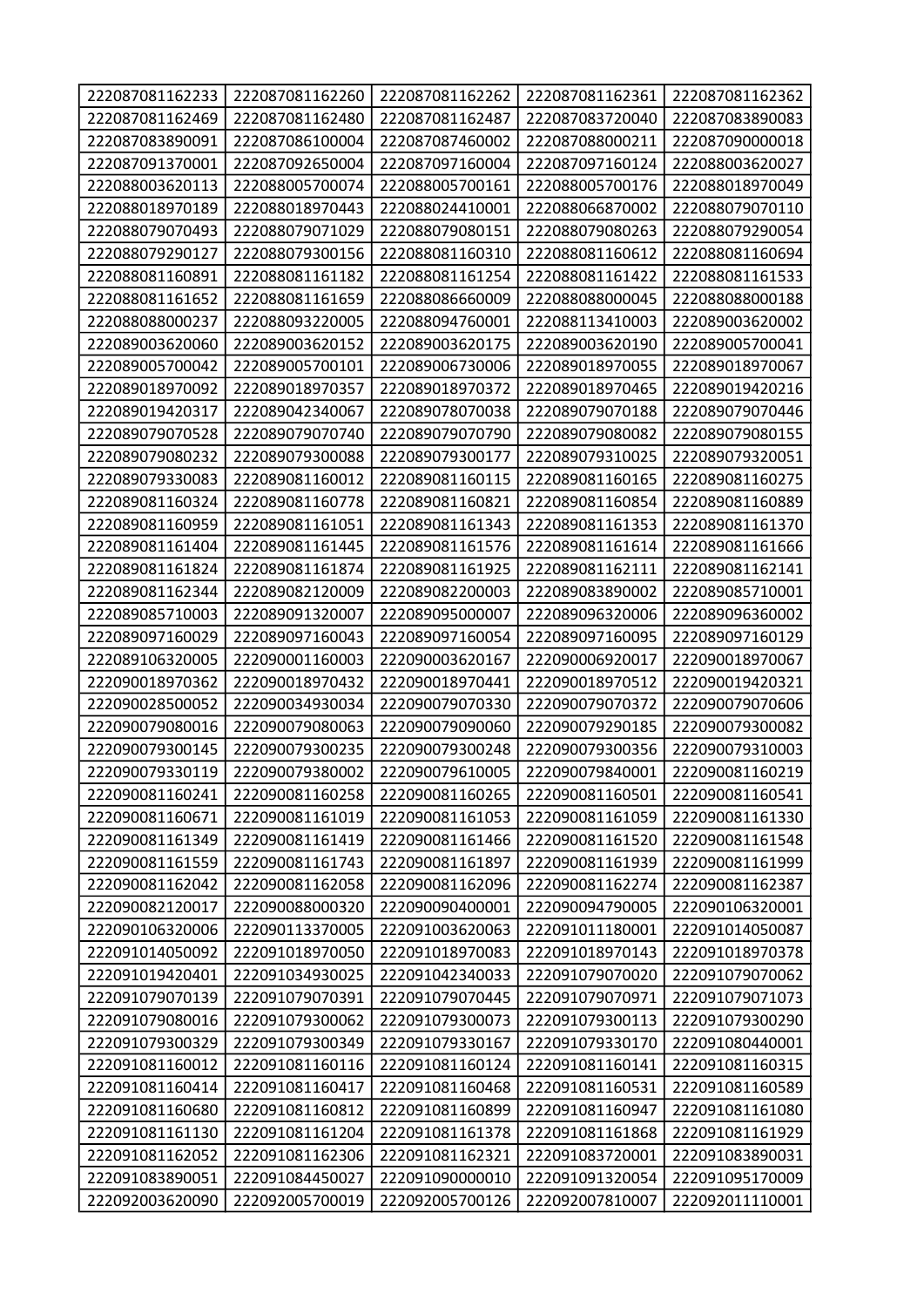| 222087081162233 | 222087081162260 | 222087081162262 | 222087081162361 | 222087081162362 |
|---|---|---|---|---|
| 222087081162469 | 222087081162480 | 222087081162487 | 222087083720040 | 222087083890083 |
| 222087083890091 | 222087086100004 | 222087087460002 | 222087088000211 | 222087090000018 |
| 222087091370001 | 222087092650004 | 222087097160004 | 222087097160124 | 222088003620027 |
| 222088003620113 | 222088005700074 | 222088005700161 | 222088005700176 | 222088018970049 |
| 222088018970189 | 222088018970443 | 222088024410001 | 222088066870002 | 222088079070110 |
| 222088079070493 | 222088079071029 | 222088079080151 | 222088079080263 | 222088079290054 |
| 222088079290127 | 222088079300156 | 222088081160310 | 222088081160612 | 222088081160694 |
| 222088081160891 | 222088081161182 | 222088081161254 | 222088081161422 | 222088081161533 |
| 222088081161652 | 222088081161659 | 222088086660009 | 222088088000045 | 222088088000188 |
| 222088088000237 | 222088093220005 | 222088094760001 | 222088113410003 | 222089003620002 |
| 222089003620060 | 222089003620152 | 222089003620175 | 222089003620190 | 222089005700041 |
| 222089005700042 | 222089005700101 | 222089006730006 | 222089018970055 | 222089018970067 |
| 222089018970092 | 222089018970357 | 222089018970372 | 222089018970465 | 222089019420216 |
| 222089019420317 | 222089042340067 | 222089078070038 | 222089079070188 | 222089079070446 |
| 222089079070528 | 222089079070740 | 222089079070790 | 222089079080082 | 222089079080155 |
| 222089079080232 | 222089079300088 | 222089079300177 | 222089079310025 | 222089079320051 |
| 222089079330083 | 222089081160012 | 222089081160115 | 222089081160165 | 222089081160275 |
| 222089081160324 | 222089081160778 | 222089081160821 | 222089081160854 | 222089081160889 |
| 222089081160959 | 222089081161051 | 222089081161343 | 222089081161353 | 222089081161370 |
| 222089081161404 | 222089081161445 | 222089081161576 | 222089081161614 | 222089081161666 |
| 222089081161824 | 222089081161874 | 222089081161925 | 222089081162111 | 222089081162141 |
| 222089081162344 | 222089082120009 | 222089082200003 | 222089083890002 | 222089085710001 |
| 222089085710003 | 222089091320007 | 222089095000007 | 222089096320006 | 222089096360002 |
| 222089097160029 | 222089097160043 | 222089097160054 | 222089097160095 | 222089097160129 |
| 222089106320005 | 222090001160003 | 222090003620167 | 222090006920017 | 222090018970067 |
| 222090018970362 | 222090018970432 | 222090018970441 | 222090018970512 | 222090019420321 |
| 222090028500052 | 222090034930034 | 222090079070330 | 222090079070372 | 222090079070606 |
| 222090079080016 | 222090079080063 | 222090079090060 | 222090079290185 | 222090079300082 |
| 222090079300145 | 222090079300235 | 222090079300248 | 222090079300356 | 222090079310003 |
| 222090079330119 | 222090079380002 | 222090079610005 | 222090079840001 | 222090081160219 |
| 222090081160241 | 222090081160258 | 222090081160265 | 222090081160501 | 222090081160541 |
| 222090081160671 | 222090081161019 | 222090081161053 | 222090081161059 | 222090081161330 |
| 222090081161349 | 222090081161419 | 222090081161466 | 222090081161520 | 222090081161548 |
| 222090081161559 | 222090081161743 | 222090081161897 | 222090081161939 | 222090081161999 |
| 222090081162042 | 222090081162058 | 222090081162096 | 222090081162274 | 222090081162387 |
| 222090082120017 | 222090088000320 | 222090090400001 | 222090094790005 | 222090106320001 |
| 222090106320006 | 222090113370005 | 222091003620063 | 222091011180001 | 222091014050087 |
| 222091014050092 | 222091018970050 | 222091018970083 | 222091018970143 | 222091018970378 |
| 222091019420401 | 222091034930025 | 222091042340033 | 222091079070020 | 222091079070062 |
| 222091079070139 | 222091079070391 | 222091079070445 | 222091079070971 | 222091079071073 |
| 222091079080016 | 222091079300062 | 222091079300073 | 222091079300113 | 222091079300290 |
| 222091079300329 | 222091079300349 | 222091079330167 | 222091079330170 | 222091080440001 |
| 222091081160012 | 222091081160116 | 222091081160124 | 222091081160141 | 222091081160315 |
| 222091081160414 | 222091081160417 | 222091081160468 | 222091081160531 | 222091081160589 |
| 222091081160680 | 222091081160812 | 222091081160899 | 222091081160947 | 222091081161080 |
| 222091081161130 | 222091081161204 | 222091081161378 | 222091081161868 | 222091081161929 |
| 222091081162052 | 222091081162306 | 222091081162321 | 222091083720001 | 222091083890031 |
| 222091083890051 | 222091084450027 | 222091090000010 | 222091091320054 | 222091095170009 |
| 222092003620090 | 222092005700019 | 222092005700126 | 222092007810007 | 222092011110001 |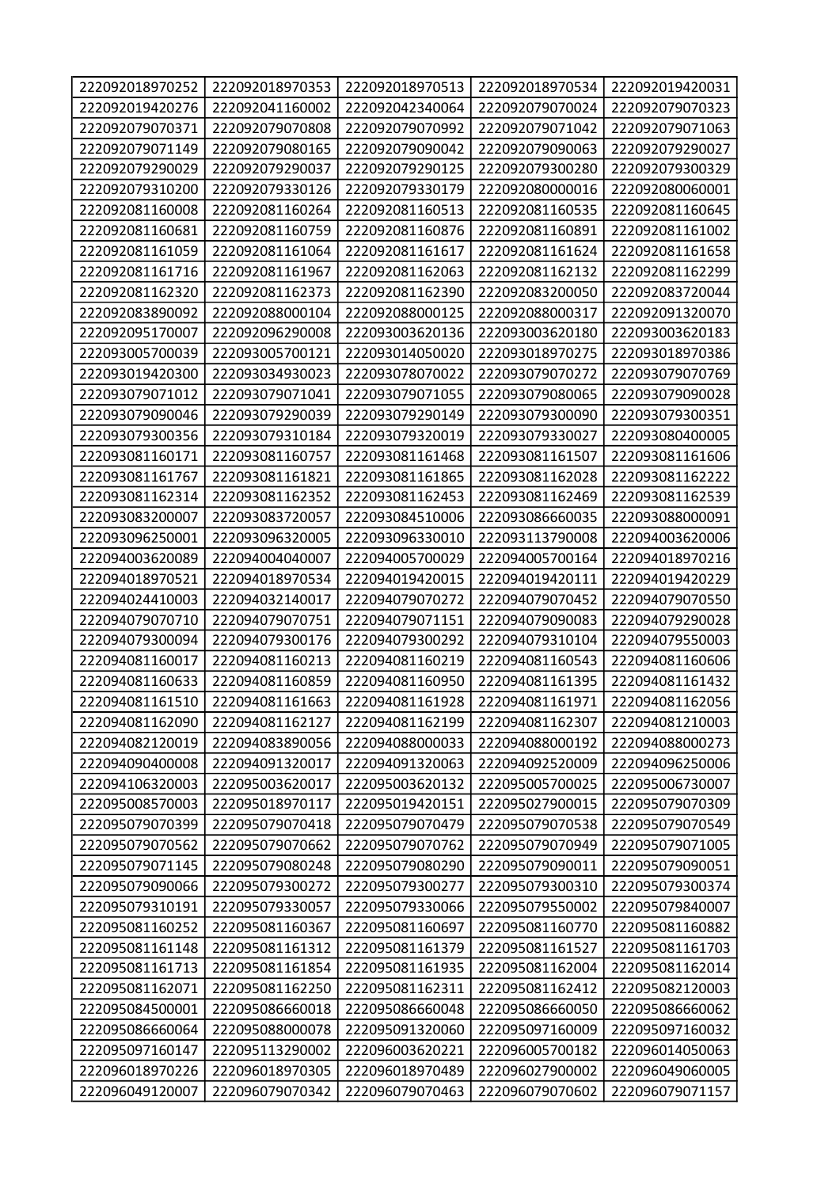| 222092018970252 | 222092018970353 | 222092018970513 | 222092018970534 | 222092019420031 |
|---|---|---|---|---|
| 222092019420276 | 222092041160002 | 222092042340064 | 222092079070024 | 222092079070323 |
| 222092079070371 | 222092079070808 | 222092079070992 | 222092079071042 | 222092079071063 |
| 222092079071149 | 222092079080165 | 222092079090042 | 222092079090063 | 222092079290027 |
| 222092079290029 | 222092079290037 | 222092079290125 | 222092079300280 | 222092079300329 |
| 222092079310200 | 222092079330126 | 222092079330179 | 222092080000016 | 222092080060001 |
| 222092081160008 | 222092081160264 | 222092081160513 | 222092081160535 | 222092081160645 |
| 222092081160681 | 222092081160759 | 222092081160876 | 222092081160891 | 222092081161002 |
| 222092081161059 | 222092081161064 | 222092081161617 | 222092081161624 | 222092081161658 |
| 222092081161716 | 222092081161967 | 222092081162063 | 222092081162132 | 222092081162299 |
| 222092081162320 | 222092081162373 | 222092081162390 | 222092083200050 | 222092083720044 |
| 222092083890092 | 222092088000104 | 222092088000125 | 222092088000317 | 222092091320070 |
| 222092095170007 | 222092096290008 | 222093003620136 | 222093003620180 | 222093003620183 |
| 222093005700039 | 222093005700121 | 222093014050020 | 222093018970275 | 222093018970386 |
| 222093019420300 | 222093034930023 | 222093078070022 | 222093079070272 | 222093079070769 |
| 222093079071012 | 222093079071041 | 222093079071055 | 222093079080065 | 222093079090028 |
| 222093079090046 | 222093079290039 | 222093079290149 | 222093079300090 | 222093079300351 |
| 222093079300356 | 222093079310184 | 222093079320019 | 222093079330027 | 222093080400005 |
| 222093081160171 | 222093081160757 | 222093081161468 | 222093081161507 | 222093081161606 |
| 222093081161767 | 222093081161821 | 222093081161865 | 222093081162028 | 222093081162222 |
| 222093081162314 | 222093081162352 | 222093081162453 | 222093081162469 | 222093081162539 |
| 222093083200007 | 222093083720057 | 222093084510006 | 222093086660035 | 222093088000091 |
| 222093096250001 | 222093096320005 | 222093096330010 | 222093113790008 | 222094003620006 |
| 222094003620089 | 222094004040007 | 222094005700029 | 222094005700164 | 222094018970216 |
| 222094018970521 | 222094018970534 | 222094019420015 | 222094019420111 | 222094019420229 |
| 222094024410003 | 222094032140017 | 222094079070272 | 222094079070452 | 222094079070550 |
| 222094079070710 | 222094079070751 | 222094079071151 | 222094079090083 | 222094079290028 |
| 222094079300094 | 222094079300176 | 222094079300292 | 222094079310104 | 222094079550003 |
| 222094081160017 | 222094081160213 | 222094081160219 | 222094081160543 | 222094081160606 |
| 222094081160633 | 222094081160859 | 222094081160950 | 222094081161395 | 222094081161432 |
| 222094081161510 | 222094081161663 | 222094081161928 | 222094081161971 | 222094081162056 |
| 222094081162090 | 222094081162127 | 222094081162199 | 222094081162307 | 222094081210003 |
| 222094082120019 | 222094083890056 | 222094088000033 | 222094088000192 | 222094088000273 |
| 222094090400008 | 222094091320017 | 222094091320063 | 222094092520009 | 222094096250006 |
| 222094106320003 | 222095003620017 | 222095003620132 | 222095005700025 | 222095006730007 |
| 222095008570003 | 222095018970117 | 222095019420151 | 222095027900015 | 222095079070309 |
| 222095079070399 | 222095079070418 | 222095079070479 | 222095079070538 | 222095079070549 |
| 222095079070562 | 222095079070662 | 222095079070762 | 222095079070949 | 222095079071005 |
| 222095079071145 | 222095079080248 | 222095079080290 | 222095079090011 | 222095079090051 |
| 222095079090066 | 222095079300272 | 222095079300277 | 222095079300310 | 222095079300374 |
| 222095079310191 | 222095079330057 | 222095079330066 | 222095079550002 | 222095079840007 |
| 222095081160252 | 222095081160367 | 222095081160697 | 222095081160770 | 222095081160882 |
| 222095081161148 | 222095081161312 | 222095081161379 | 222095081161527 | 222095081161703 |
| 222095081161713 | 222095081161854 | 222095081161935 | 222095081162004 | 222095081162014 |
| 222095081162071 | 222095081162250 | 222095081162311 | 222095081162412 | 222095082120003 |
| 222095084500001 | 222095086660018 | 222095086660048 | 222095086660050 | 222095086660062 |
| 222095086660064 | 222095088000078 | 222095091320060 | 222095097160009 | 222095097160032 |
| 222095097160147 | 222095113290002 | 222096003620221 | 222096005700182 | 222096014050063 |
| 222096018970226 | 222096018970305 | 222096018970489 | 222096027900002 | 222096049060005 |
| 222096049120007 | 222096079070342 | 222096079070463 | 222096079070602 | 222096079071157 |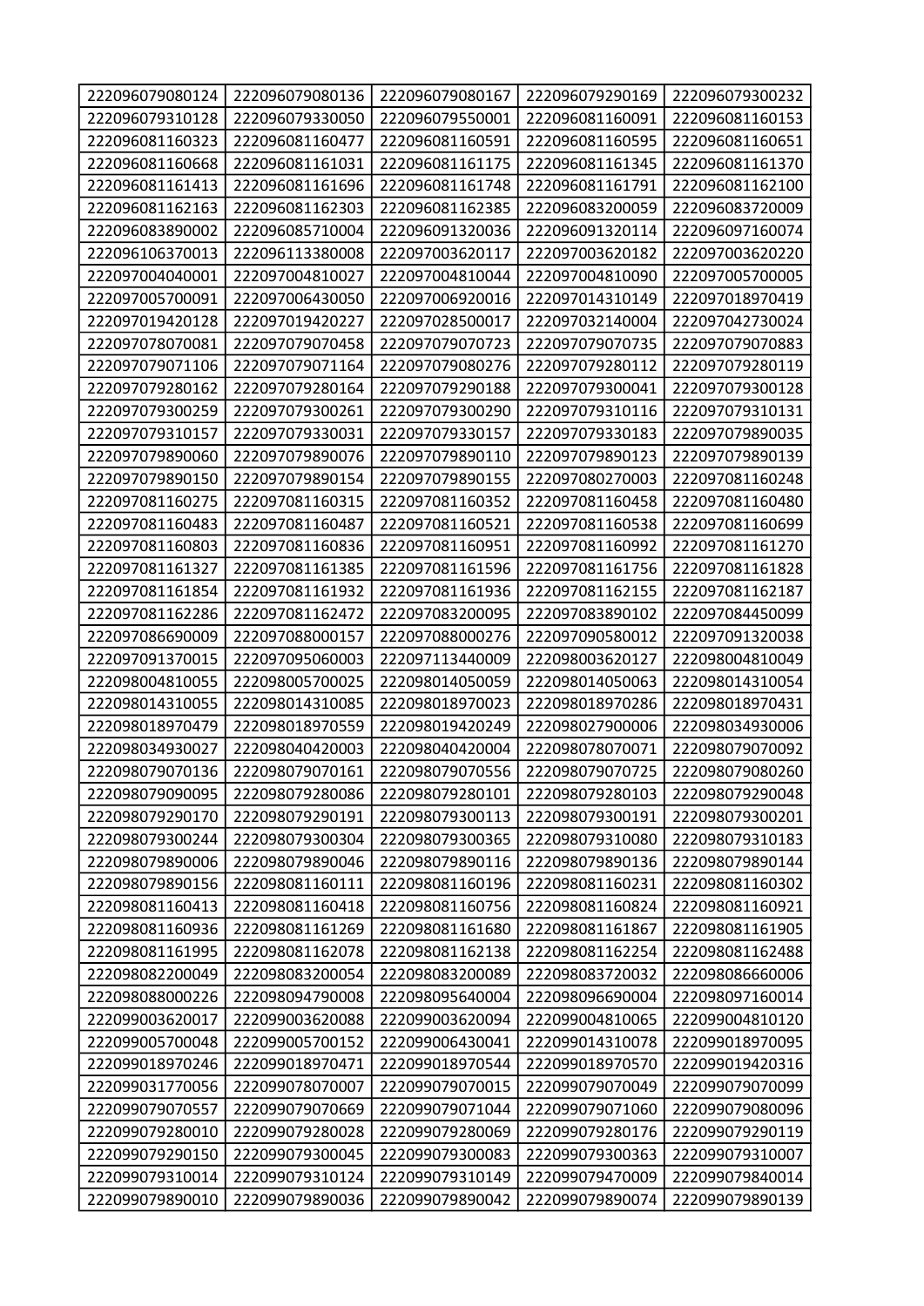| 222096079080124 | 222096079080136 | 222096079080167 | 222096079290169 | 222096079300232 |
|---|---|---|---|---|
| 222096079310128 | 222096079330050 | 222096079550001 | 222096081160091 | 222096081160153 |
| 222096081160323 | 222096081160477 | 222096081160591 | 222096081160595 | 222096081160651 |
| 222096081160668 | 222096081161031 | 222096081161175 | 222096081161345 | 222096081161370 |
| 222096081161413 | 222096081161696 | 222096081161748 | 222096081161791 | 222096081162100 |
| 222096081162163 | 222096081162303 | 222096081162385 | 222096083200059 | 222096083720009 |
| 222096083890002 | 222096085710004 | 222096091320036 | 222096091320114 | 222096097160074 |
| 222096106370013 | 222096113380008 | 222097003620117 | 222097003620182 | 222097003620220 |
| 222097004040001 | 222097004810027 | 222097004810044 | 222097004810090 | 222097005700005 |
| 222097005700091 | 222097006430050 | 222097006920016 | 222097014310149 | 222097018970419 |
| 222097019420128 | 222097019420227 | 222097028500017 | 222097032140004 | 222097042730024 |
| 222097078070081 | 222097079070458 | 222097079070723 | 222097079070735 | 222097079070883 |
| 222097079071106 | 222097079071164 | 222097079080276 | 222097079280112 | 222097079280119 |
| 222097079280162 | 222097079280164 | 222097079290188 | 222097079300041 | 222097079300128 |
| 222097079300259 | 222097079300261 | 222097079300290 | 222097079310116 | 222097079310131 |
| 222097079310157 | 222097079330031 | 222097079330157 | 222097079330183 | 222097079890035 |
| 222097079890060 | 222097079890076 | 222097079890110 | 222097079890123 | 222097079890139 |
| 222097079890150 | 222097079890154 | 222097079890155 | 222097080270003 | 222097081160248 |
| 222097081160275 | 222097081160315 | 222097081160352 | 222097081160458 | 222097081160480 |
| 222097081160483 | 222097081160487 | 222097081160521 | 222097081160538 | 222097081160699 |
| 222097081160803 | 222097081160836 | 222097081160951 | 222097081160992 | 222097081161270 |
| 222097081161327 | 222097081161385 | 222097081161596 | 222097081161756 | 222097081161828 |
| 222097081161854 | 222097081161932 | 222097081161936 | 222097081162155 | 222097081162187 |
| 222097081162286 | 222097081162472 | 222097083200095 | 222097083890102 | 222097084450099 |
| 222097086690009 | 222097088000157 | 222097088000276 | 222097090580012 | 222097091320038 |
| 222097091370015 | 222097095060003 | 222097113440009 | 222098003620127 | 222098004810049 |
| 222098004810055 | 222098005700025 | 222098014050059 | 222098014050063 | 222098014310054 |
| 222098014310055 | 222098014310085 | 222098018970023 | 222098018970286 | 222098018970431 |
| 222098018970479 | 222098018970559 | 222098019420249 | 222098027900006 | 222098034930006 |
| 222098034930027 | 222098040420003 | 222098040420004 | 222098078070071 | 222098079070092 |
| 222098079070136 | 222098079070161 | 222098079070556 | 222098079070725 | 222098079080260 |
| 222098079090095 | 222098079280086 | 222098079280101 | 222098079280103 | 222098079290048 |
| 222098079290170 | 222098079290191 | 222098079300113 | 222098079300191 | 222098079300201 |
| 222098079300244 | 222098079300304 | 222098079300365 | 222098079310080 | 222098079310183 |
| 222098079890006 | 222098079890046 | 222098079890116 | 222098079890136 | 222098079890144 |
| 222098079890156 | 222098081160111 | 222098081160196 | 222098081160231 | 222098081160302 |
| 222098081160413 | 222098081160418 | 222098081160756 | 222098081160824 | 222098081160921 |
| 222098081160936 | 222098081161269 | 222098081161680 | 222098081161867 | 222098081161905 |
| 222098081161995 | 222098081162078 | 222098081162138 | 222098081162254 | 222098081162488 |
| 222098082200049 | 222098083200054 | 222098083200089 | 222098083720032 | 222098086660006 |
| 222098088000226 | 222098094790008 | 222098095640004 | 222098096690004 | 222098097160014 |
| 222099003620017 | 222099003620088 | 222099003620094 | 222099004810065 | 222099004810120 |
| 222099005700048 | 222099005700152 | 222099006430041 | 222099014310078 | 222099018970095 |
| 222099018970246 | 222099018970471 | 222099018970544 | 222099018970570 | 222099019420316 |
| 222099031770056 | 222099078070007 | 222099079070015 | 222099079070049 | 222099079070099 |
| 222099079070557 | 222099079070669 | 222099079071044 | 222099079071060 | 222099079080096 |
| 222099079280010 | 222099079280028 | 222099079280069 | 222099079280176 | 222099079290119 |
| 222099079290150 | 222099079300045 | 222099079300083 | 222099079300363 | 222099079310007 |
| 222099079310014 | 222099079310124 | 222099079310149 | 222099079470009 | 222099079840014 |
| 222099079890010 | 222099079890036 | 222099079890042 | 222099079890074 | 222099079890139 |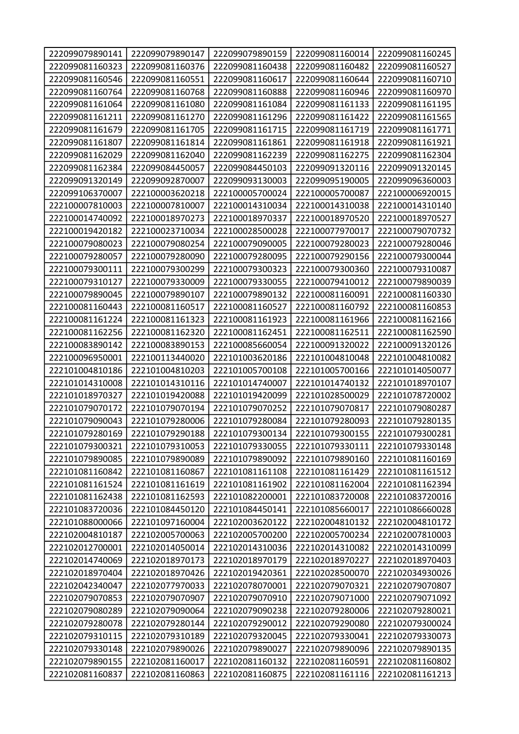| 222099079890141 | 222099079890147 | 222099079890159 | 222099081160014 | 222099081160245 |
|---|---|---|---|---|
| 222099081160323 | 222099081160376 | 222099081160438 | 222099081160482 | 222099081160527 |
| 222099081160546 | 222099081160551 | 222099081160617 | 222099081160644 | 222099081160710 |
| 222099081160764 | 222099081160768 | 222099081160888 | 222099081160946 | 222099081160970 |
| 222099081161064 | 222099081161080 | 222099081161084 | 222099081161133 | 222099081161195 |
| 222099081161211 | 222099081161270 | 222099081161296 | 222099081161422 | 222099081161565 |
| 222099081161679 | 222099081161705 | 222099081161715 | 222099081161719 | 222099081161771 |
| 222099081161807 | 222099081161814 | 222099081161861 | 222099081161918 | 222099081161921 |
| 222099081162029 | 222099081162040 | 222099081162239 | 222099081162275 | 222099081162304 |
| 222099081162384 | 222099084450057 | 222099084450103 | 222099091320116 | 222099091320145 |
| 222099091320149 | 222099092870007 | 222099093130003 | 222099095190005 | 222099096360003 |
| 222099106370007 | 222100003620218 | 222100005700024 | 222100005700087 | 222100006920015 |
| 222100007810003 | 222100007810007 | 222100014310034 | 222100014310038 | 222100014310140 |
| 222100014740092 | 222100018970273 | 222100018970337 | 222100018970520 | 222100018970527 |
| 222100019420182 | 222100023710034 | 222100028500028 | 222100077970017 | 222100079070732 |
| 222100079080023 | 222100079080254 | 222100079090005 | 222100079280023 | 222100079280046 |
| 222100079280057 | 222100079280090 | 222100079280095 | 222100079290156 | 222100079300044 |
| 222100079300111 | 222100079300299 | 222100079300323 | 222100079300360 | 222100079310087 |
| 222100079310127 | 222100079330009 | 222100079330055 | 222100079410012 | 222100079890039 |
| 222100079890045 | 222100079890107 | 222100079890132 | 222100081160091 | 222100081160330 |
| 222100081160443 | 222100081160517 | 222100081160527 | 222100081160792 | 222100081160853 |
| 222100081161224 | 222100081161323 | 222100081161923 | 222100081161966 | 222100081162166 |
| 222100081162256 | 222100081162320 | 222100081162451 | 222100081162511 | 222100081162590 |
| 222100083890142 | 222100083890153 | 222100085660054 | 222100091320022 | 222100091320126 |
| 222100096950001 | 222100113440020 | 222101003620186 | 222101004810048 | 222101004810082 |
| 222101004810186 | 222101004810203 | 222101005700108 | 222101005700166 | 222101014050077 |
| 222101014310008 | 222101014310116 | 222101014740007 | 222101014740132 | 222101018970107 |
| 222101018970327 | 222101019420088 | 222101019420099 | 222101028500029 | 222101078720002 |
| 222101079070172 | 222101079070194 | 222101079070252 | 222101079070817 | 222101079080287 |
| 222101079090043 | 222101079280006 | 222101079280084 | 222101079280093 | 222101079280135 |
| 222101079280169 | 222101079290188 | 222101079300134 | 222101079300155 | 222101079300281 |
| 222101079300321 | 222101079310053 | 222101079330055 | 222101079330111 | 222101079330148 |
| 222101079890085 | 222101079890089 | 222101079890092 | 222101079890160 | 222101081160169 |
| 222101081160842 | 222101081160867 | 222101081161108 | 222101081161429 | 222101081161512 |
| 222101081161524 | 222101081161619 | 222101081161902 | 222101081162004 | 222101081162394 |
| 222101081162438 | 222101081162593 | 222101082200001 | 222101083720008 | 222101083720016 |
| 222101083720036 | 222101084450120 | 222101084450141 | 222101085660017 | 222101086660028 |
| 222101088000066 | 222101097160004 | 222102003620122 | 222102004810132 | 222102004810172 |
| 222102004810187 | 222102005700063 | 222102005700200 | 222102005700234 | 222102007810003 |
| 222102012700001 | 222102014050014 | 222102014310036 | 222102014310082 | 222102014310099 |
| 222102014740069 | 222102018970173 | 222102018970179 | 222102018970227 | 222102018970403 |
| 222102018970404 | 222102018970426 | 222102019420361 | 222102028500070 | 222102034930026 |
| 222102042340047 | 222102077970033 | 222102078070001 | 222102079070321 | 222102079070807 |
| 222102079070853 | 222102079070907 | 222102079070910 | 222102079071000 | 222102079071092 |
| 222102079080289 | 222102079090064 | 222102079090238 | 222102079280006 | 222102079280021 |
| 222102079280078 | 222102079280144 | 222102079290012 | 222102079290080 | 222102079300024 |
| 222102079310115 | 222102079310189 | 222102079320045 | 222102079330041 | 222102079330073 |
| 222102079330148 | 222102079890026 | 222102079890027 | 222102079890096 | 222102079890135 |
| 222102079890155 | 222102081160017 | 222102081160132 | 222102081160591 | 222102081160802 |
| 222102081160837 | 222102081160863 | 222102081160875 | 222102081161116 | 222102081161213 |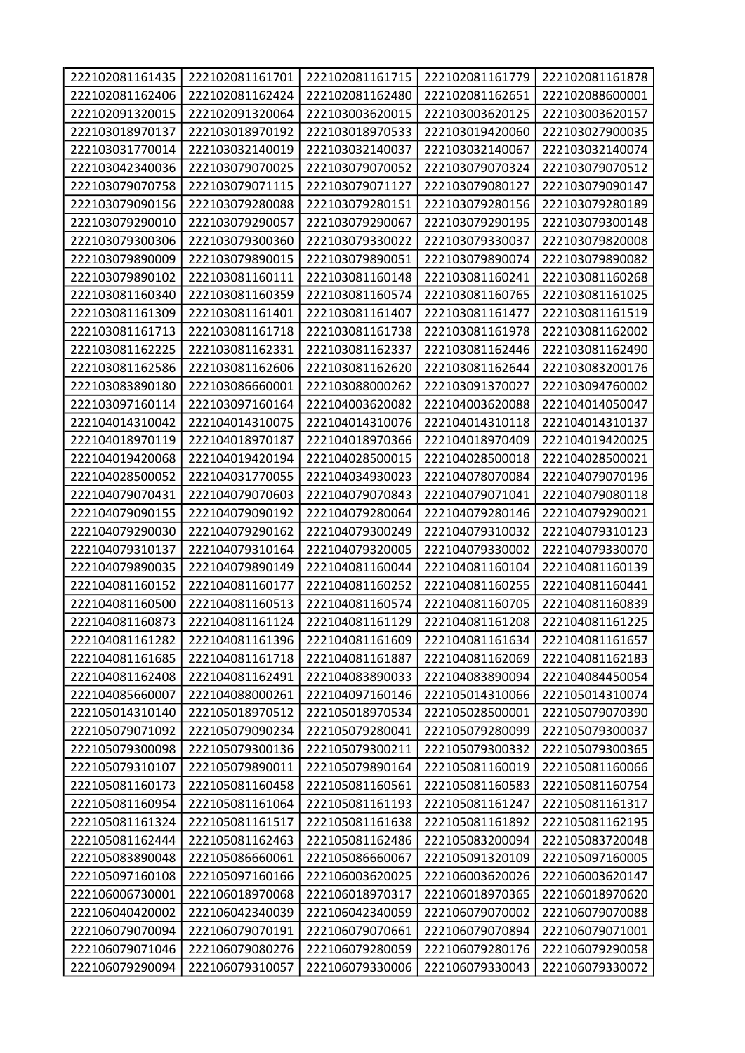| 222102081161435 | 222102081161701 | 222102081161715 | 222102081161779 | 222102081161878 |
|---|---|---|---|---|
| 222102081162406 | 222102081162424 | 222102081162480 | 222102081162651 | 222102088600001 |
| 222102091320015 | 222102091320064 | 222103003620015 | 222103003620125 | 222103003620157 |
| 222103018970137 | 222103018970192 | 222103018970533 | 222103019420060 | 222103027900035 |
| 222103031770014 | 222103032140019 | 222103032140037 | 222103032140067 | 222103032140074 |
| 222103042340036 | 222103079070025 | 222103079070052 | 222103079070324 | 222103079070512 |
| 222103079070758 | 222103079071115 | 222103079071127 | 222103079080127 | 222103079090147 |
| 222103079090156 | 222103079280088 | 222103079280151 | 222103079280156 | 222103079280189 |
| 222103079290010 | 222103079290057 | 222103079290067 | 222103079290195 | 222103079300148 |
| 222103079300306 | 222103079300360 | 222103079330022 | 222103079330037 | 222103079820008 |
| 222103079890009 | 222103079890015 | 222103079890051 | 222103079890074 | 222103079890082 |
| 222103079890102 | 222103081160111 | 222103081160148 | 222103081160241 | 222103081160268 |
| 222103081160340 | 222103081160359 | 222103081160574 | 222103081160765 | 222103081161025 |
| 222103081161309 | 222103081161401 | 222103081161407 | 222103081161477 | 222103081161519 |
| 222103081161713 | 222103081161718 | 222103081161738 | 222103081161978 | 222103081162002 |
| 222103081162225 | 222103081162331 | 222103081162337 | 222103081162446 | 222103081162490 |
| 222103081162586 | 222103081162606 | 222103081162620 | 222103081162644 | 222103083200176 |
| 222103083890180 | 222103086660001 | 222103088000262 | 222103091370027 | 222103094760002 |
| 222103097160114 | 222103097160164 | 222104003620082 | 222104003620088 | 222104014050047 |
| 222104014310042 | 222104014310075 | 222104014310076 | 222104014310118 | 222104014310137 |
| 222104018970119 | 222104018970187 | 222104018970366 | 222104018970409 | 222104019420025 |
| 222104019420068 | 222104019420194 | 222104028500015 | 222104028500018 | 222104028500021 |
| 222104028500052 | 222104031770055 | 222104034930023 | 222104078070084 | 222104079070196 |
| 222104079070431 | 222104079070603 | 222104079070843 | 222104079071041 | 222104079080118 |
| 222104079090155 | 222104079090192 | 222104079280064 | 222104079280146 | 222104079290021 |
| 222104079290030 | 222104079290162 | 222104079300249 | 222104079310032 | 222104079310123 |
| 222104079310137 | 222104079310164 | 222104079320005 | 222104079330002 | 222104079330070 |
| 222104079890035 | 222104079890149 | 222104081160044 | 222104081160104 | 222104081160139 |
| 222104081160152 | 222104081160177 | 222104081160252 | 222104081160255 | 222104081160441 |
| 222104081160500 | 222104081160513 | 222104081160574 | 222104081160705 | 222104081160839 |
| 222104081160873 | 222104081161124 | 222104081161129 | 222104081161208 | 222104081161225 |
| 222104081161282 | 222104081161396 | 222104081161609 | 222104081161634 | 222104081161657 |
| 222104081161685 | 222104081161718 | 222104081161887 | 222104081162069 | 222104081162183 |
| 222104081162408 | 222104081162491 | 222104083890033 | 222104083890094 | 222104084450054 |
| 222104085660007 | 222104088000261 | 222104097160146 | 222105014310066 | 222105014310074 |
| 222105014310140 | 222105018970512 | 222105018970534 | 222105028500001 | 222105079070390 |
| 222105079071092 | 222105079090234 | 222105079280041 | 222105079280099 | 222105079300037 |
| 222105079300098 | 222105079300136 | 222105079300211 | 222105079300332 | 222105079300365 |
| 222105079310107 | 222105079890011 | 222105079890164 | 222105081160019 | 222105081160066 |
| 222105081160173 | 222105081160458 | 222105081160561 | 222105081160583 | 222105081160754 |
| 222105081160954 | 222105081161064 | 222105081161193 | 222105081161247 | 222105081161317 |
| 222105081161324 | 222105081161517 | 222105081161638 | 222105081161892 | 222105081162195 |
| 222105081162444 | 222105081162463 | 222105081162486 | 222105083200094 | 222105083720048 |
| 222105083890048 | 222105086660061 | 222105086660067 | 222105091320109 | 222105097160005 |
| 222105097160108 | 222105097160166 | 222106003620025 | 222106003620026 | 222106003620147 |
| 222106006730001 | 222106018970068 | 222106018970317 | 222106018970365 | 222106018970620 |
| 222106040420002 | 222106042340039 | 222106042340059 | 222106079070002 | 222106079070088 |
| 222106079070094 | 222106079070191 | 222106079070661 | 222106079070894 | 222106079071001 |
| 222106079071046 | 222106079080276 | 222106079280059 | 222106079280176 | 222106079290058 |
| 222106079290094 | 222106079310057 | 222106079330006 | 222106079330043 | 222106079330072 |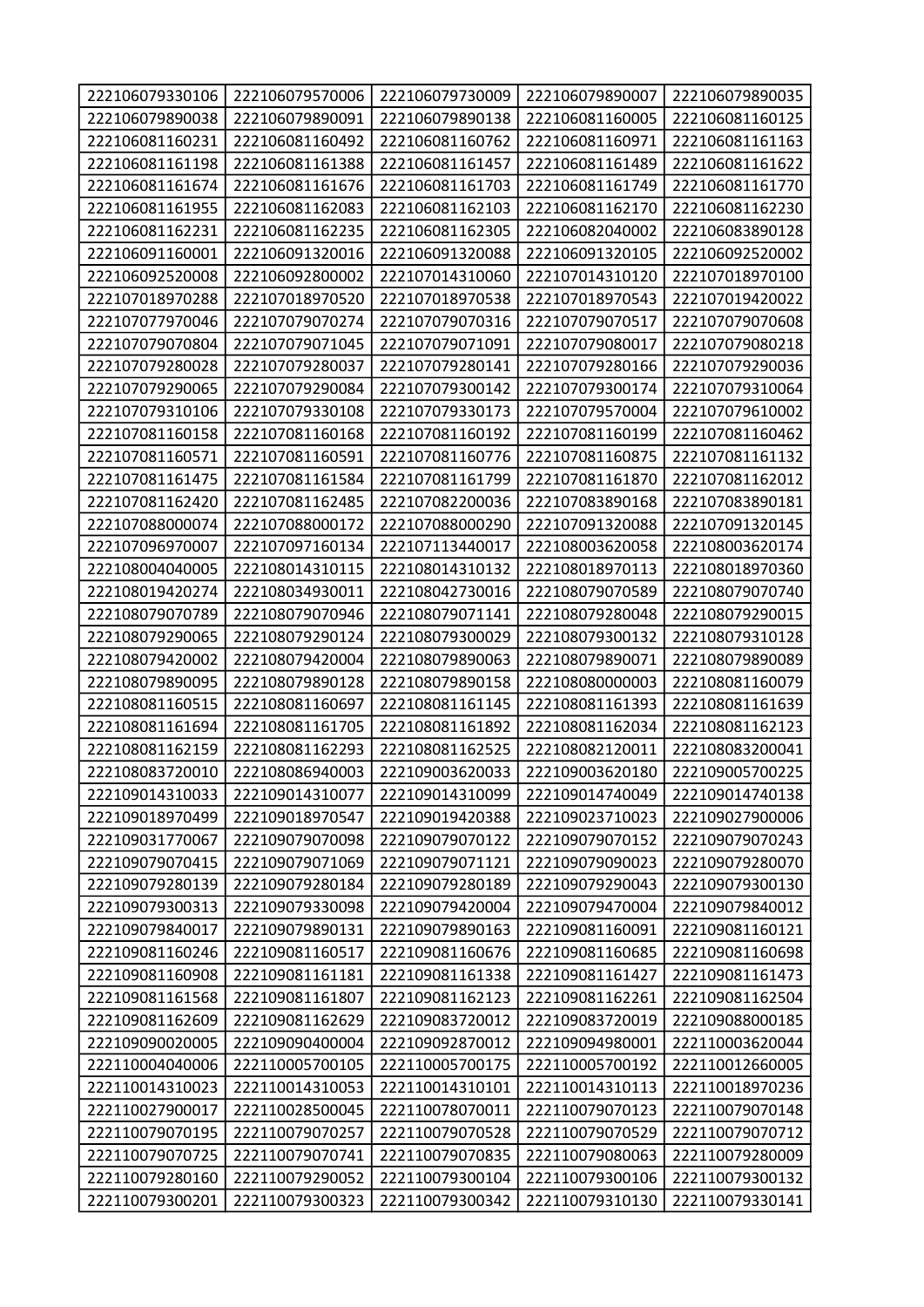| 222106079330106 | 222106079570006 | 222106079730009 | 222106079890007 | 222106079890035 |
|---|---|---|---|---|
| 222106079890038 | 222106079890091 | 222106079890138 | 222106081160005 | 222106081160125 |
| 222106081160231 | 222106081160492 | 222106081160762 | 222106081160971 | 222106081161163 |
| 222106081161198 | 222106081161388 | 222106081161457 | 222106081161489 | 222106081161622 |
| 222106081161674 | 222106081161676 | 222106081161703 | 222106081161749 | 222106081161770 |
| 222106081161955 | 222106081162083 | 222106081162103 | 222106081162170 | 222106081162230 |
| 222106081162231 | 222106081162235 | 222106081162305 | 222106082040002 | 222106083890128 |
| 222106091160001 | 222106091320016 | 222106091320088 | 222106091320105 | 222106092520002 |
| 222106092520008 | 222106092800002 | 222107014310060 | 222107014310120 | 222107018970100 |
| 222107018970288 | 222107018970520 | 222107018970538 | 222107018970543 | 222107019420022 |
| 222107077970046 | 222107079070274 | 222107079070316 | 222107079070517 | 222107079070608 |
| 222107079070804 | 222107079071045 | 222107079071091 | 222107079080017 | 222107079080218 |
| 222107079280028 | 222107079280037 | 222107079280141 | 222107079280166 | 222107079290036 |
| 222107079290065 | 222107079290084 | 222107079300142 | 222107079300174 | 222107079310064 |
| 222107079310106 | 222107079330108 | 222107079330173 | 222107079570004 | 222107079610002 |
| 222107081160158 | 222107081160168 | 222107081160192 | 222107081160199 | 222107081160462 |
| 222107081160571 | 222107081160591 | 222107081160776 | 222107081160875 | 222107081161132 |
| 222107081161475 | 222107081161584 | 222107081161799 | 222107081161870 | 222107081162012 |
| 222107081162420 | 222107081162485 | 222107082200036 | 222107083890168 | 222107083890181 |
| 222107088000074 | 222107088000172 | 222107088000290 | 222107091320088 | 222107091320145 |
| 222107096970007 | 222107097160134 | 222107113440017 | 222108003620058 | 222108003620174 |
| 222108004040005 | 222108014310115 | 222108014310132 | 222108018970113 | 222108018970360 |
| 222108019420274 | 222108034930011 | 222108042730016 | 222108079070589 | 222108079070740 |
| 222108079070789 | 222108079070946 | 222108079071141 | 222108079280048 | 222108079290015 |
| 222108079290065 | 222108079290124 | 222108079300029 | 222108079300132 | 222108079310128 |
| 222108079420002 | 222108079420004 | 222108079890063 | 222108079890071 | 222108079890089 |
| 222108079890095 | 222108079890128 | 222108079890158 | 222108080000003 | 222108081160079 |
| 222108081160515 | 222108081160697 | 222108081161145 | 222108081161393 | 222108081161639 |
| 222108081161694 | 222108081161705 | 222108081161892 | 222108081162034 | 222108081162123 |
| 222108081162159 | 222108081162293 | 222108081162525 | 222108082120011 | 222108083200041 |
| 222108083720010 | 222108086940003 | 222109003620033 | 222109003620180 | 222109005700225 |
| 222109014310033 | 222109014310077 | 222109014310099 | 222109014740049 | 222109014740138 |
| 222109018970499 | 222109018970547 | 222109019420388 | 222109023710023 | 222109027900006 |
| 222109031770067 | 222109079070098 | 222109079070122 | 222109079070152 | 222109079070243 |
| 222109079070415 | 222109079071069 | 222109079071121 | 222109079090023 | 222109079280070 |
| 222109079280139 | 222109079280184 | 222109079280189 | 222109079290043 | 222109079300130 |
| 222109079300313 | 222109079330098 | 222109079420004 | 222109079470004 | 222109079840012 |
| 222109079840017 | 222109079890131 | 222109079890163 | 222109081160091 | 222109081160121 |
| 222109081160246 | 222109081160517 | 222109081160676 | 222109081160685 | 222109081160698 |
| 222109081160908 | 222109081161181 | 222109081161338 | 222109081161427 | 222109081161473 |
| 222109081161568 | 222109081161807 | 222109081162123 | 222109081162261 | 222109081162504 |
| 222109081162609 | 222109081162629 | 222109083720012 | 222109083720019 | 222109088000185 |
| 222109090020005 | 222109090400004 | 222109092870012 | 222109094980001 | 222110003620044 |
| 222110004040006 | 222110005700105 | 222110005700175 | 222110005700192 | 222110012660005 |
| 222110014310023 | 222110014310053 | 222110014310101 | 222110014310113 | 222110018970236 |
| 222110027900017 | 222110028500045 | 222110078070011 | 222110079070123 | 222110079070148 |
| 222110079070195 | 222110079070257 | 222110079070528 | 222110079070529 | 222110079070712 |
| 222110079070725 | 222110079070741 | 222110079070835 | 222110079080063 | 222110079280009 |
| 222110079280160 | 222110079290052 | 222110079300104 | 222110079300106 | 222110079300132 |
| 222110079300201 | 222110079300323 | 222110079300342 | 222110079310130 | 222110079330141 |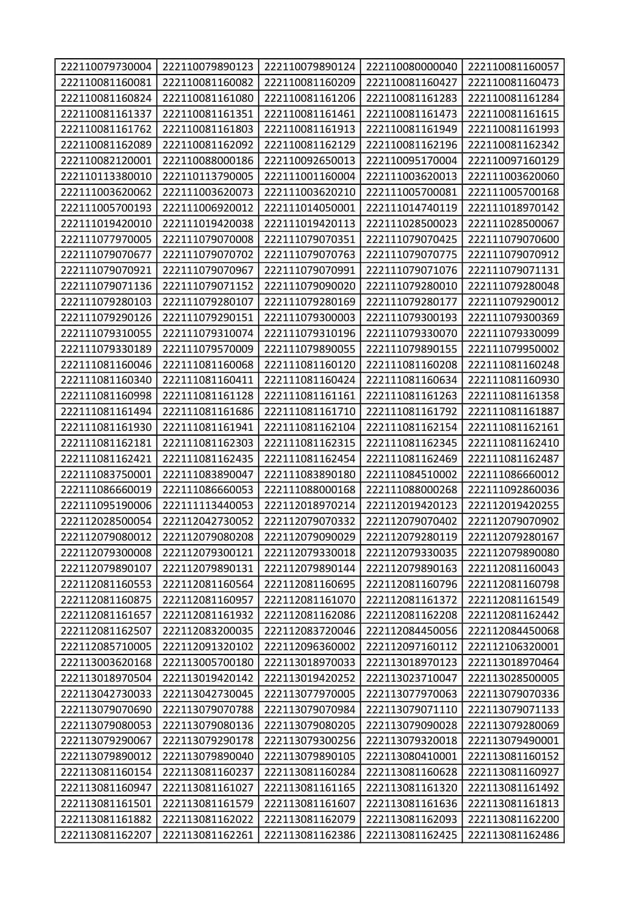| 222110079730004 | 222110079890123 | 222110079890124 | 222110080000040 | 222110081160057 |
|---|---|---|---|---|
| 222110081160081 | 222110081160082 | 222110081160209 | 222110081160427 | 222110081160473 |
| 222110081160824 | 222110081161080 | 222110081161206 | 222110081161283 | 222110081161284 |
| 222110081161337 | 222110081161351 | 222110081161461 | 222110081161473 | 222110081161615 |
| 222110081161762 | 222110081161803 | 222110081161913 | 222110081161949 | 222110081161993 |
| 222110081162089 | 222110081162092 | 222110081162129 | 222110081162196 | 222110081162342 |
| 222110082120001 | 222110088000186 | 222110092650013 | 222110095170004 | 222110097160129 |
| 222110113380010 | 222110113790005 | 222111001160004 | 222111003620013 | 222111003620060 |
| 222111003620062 | 222111003620073 | 222111003620210 | 222111005700081 | 222111005700168 |
| 222111005700193 | 222111006920012 | 222111014050001 | 222111014740119 | 222111018970142 |
| 222111019420010 | 222111019420038 | 222111019420113 | 222111028500023 | 222111028500067 |
| 222111077970005 | 222111079070008 | 222111079070351 | 222111079070425 | 222111079070600 |
| 222111079070677 | 222111079070702 | 222111079070763 | 222111079070775 | 222111079070912 |
| 222111079070921 | 222111079070967 | 222111079070991 | 222111079071076 | 222111079071131 |
| 222111079071136 | 222111079071152 | 222111079090020 | 222111079280010 | 222111079280048 |
| 222111079280103 | 222111079280107 | 222111079280169 | 222111079280177 | 222111079290012 |
| 222111079290126 | 222111079290151 | 222111079300003 | 222111079300193 | 222111079300369 |
| 222111079310055 | 222111079310074 | 222111079310196 | 222111079330070 | 222111079330099 |
| 222111079330189 | 222111079570009 | 222111079890055 | 222111079890155 | 222111079950002 |
| 222111081160046 | 222111081160068 | 222111081160120 | 222111081160208 | 222111081160248 |
| 222111081160340 | 222111081160411 | 222111081160424 | 222111081160634 | 222111081160930 |
| 222111081160998 | 222111081161128 | 222111081161161 | 222111081161263 | 222111081161358 |
| 222111081161494 | 222111081161686 | 222111081161710 | 222111081161792 | 222111081161887 |
| 222111081161930 | 222111081161941 | 222111081162104 | 222111081162154 | 222111081162161 |
| 222111081162181 | 222111081162303 | 222111081162315 | 222111081162345 | 222111081162410 |
| 222111081162421 | 222111081162435 | 222111081162454 | 222111081162469 | 222111081162487 |
| 222111083750001 | 222111083890047 | 222111083890180 | 222111084510002 | 222111086660012 |
| 222111086660019 | 222111086660053 | 222111088000168 | 222111088000268 | 222111092860036 |
| 222111095190006 | 222111113440053 | 222112018970214 | 222112019420123 | 222112019420255 |
| 222112028500054 | 222112042730052 | 222112079070332 | 222112079070402 | 222112079070902 |
| 222112079080012 | 222112079080208 | 222112079090029 | 222112079280119 | 222112079280167 |
| 222112079300008 | 222112079300121 | 222112079330018 | 222112079330035 | 222112079890080 |
| 222112079890107 | 222112079890131 | 222112079890144 | 222112079890163 | 222112081160043 |
| 222112081160553 | 222112081160564 | 222112081160695 | 222112081160796 | 222112081160798 |
| 222112081160875 | 222112081160957 | 222112081161070 | 222112081161372 | 222112081161549 |
| 222112081161657 | 222112081161932 | 222112081162086 | 222112081162208 | 222112081162442 |
| 222112081162507 | 222112083200035 | 222112083720046 | 222112084450056 | 222112084450068 |
| 222112085710005 | 222112091320102 | 222112096360002 | 222112097160112 | 222112106320001 |
| 222113003620168 | 222113005700180 | 222113018970033 | 222113018970123 | 222113018970464 |
| 222113018970504 | 222113019420142 | 222113019420252 | 222113023710047 | 222113028500005 |
| 222113042730033 | 222113042730045 | 222113077970005 | 222113077970063 | 222113079070336 |
| 222113079070690 | 222113079070788 | 222113079070984 | 222113079071110 | 222113079071133 |
| 222113079080053 | 222113079080136 | 222113079080205 | 222113079090028 | 222113079280069 |
| 222113079290067 | 222113079290178 | 222113079300256 | 222113079320018 | 222113079490001 |
| 222113079890012 | 222113079890040 | 222113079890105 | 222113080410001 | 222113081160152 |
| 222113081160154 | 222113081160237 | 222113081160284 | 222113081160628 | 222113081160927 |
| 222113081160947 | 222113081161027 | 222113081161165 | 222113081161320 | 222113081161492 |
| 222113081161501 | 222113081161579 | 222113081161607 | 222113081161636 | 222113081161813 |
| 222113081161882 | 222113081162022 | 222113081162079 | 222113081162093 | 222113081162200 |
| 222113081162207 | 222113081162261 | 222113081162386 | 222113081162425 | 222113081162486 |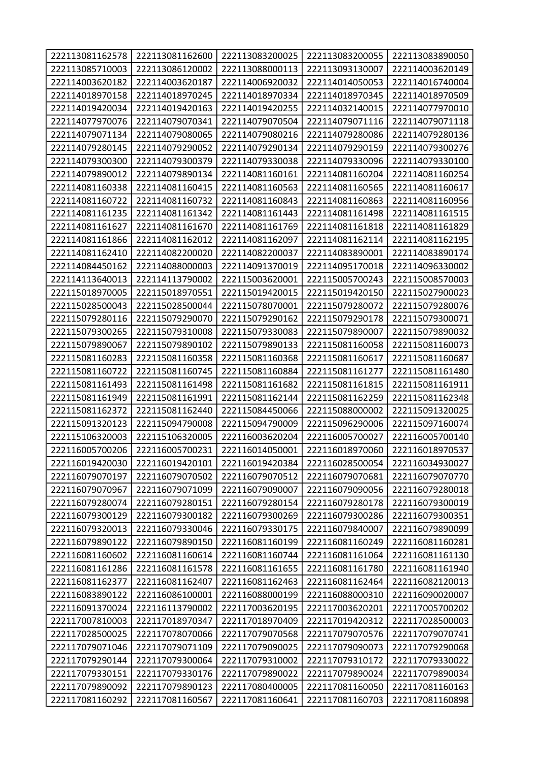| 222113081162578 | 222113081162600 | 222113083200025 | 222113083200055 | 222113083890050 |
|---|---|---|---|---|
| 222113085710003 | 222113086120002 | 222113088000113 | 222113093130007 | 222114003620149 |
| 222114003620182 | 222114003620187 | 222114006920032 | 222114014050053 | 222114016740004 |
| 222114018970158 | 222114018970245 | 222114018970334 | 222114018970345 | 222114018970509 |
| 222114019420034 | 222114019420163 | 222114019420255 | 222114032140015 | 222114077970010 |
| 222114077970076 | 222114079070341 | 222114079070504 | 222114079071116 | 222114079071118 |
| 222114079071134 | 222114079080065 | 222114079080216 | 222114079280086 | 222114079280136 |
| 222114079280145 | 222114079290052 | 222114079290134 | 222114079290159 | 222114079300276 |
| 222114079300300 | 222114079300379 | 222114079330038 | 222114079330096 | 222114079330100 |
| 222114079890012 | 222114079890134 | 222114081160161 | 222114081160204 | 222114081160254 |
| 222114081160338 | 222114081160415 | 222114081160563 | 222114081160565 | 222114081160617 |
| 222114081160722 | 222114081160732 | 222114081160843 | 222114081160863 | 222114081160956 |
| 222114081161235 | 222114081161342 | 222114081161443 | 222114081161498 | 222114081161515 |
| 222114081161627 | 222114081161670 | 222114081161769 | 222114081161818 | 222114081161829 |
| 222114081161866 | 222114081162012 | 222114081162097 | 222114081162114 | 222114081162195 |
| 222114081162410 | 222114082200020 | 222114082200037 | 222114083890001 | 222114083890174 |
| 222114084450162 | 222114088000003 | 222114091370019 | 222114095170018 | 222114096330002 |
| 222114113640013 | 222114113790002 | 222115003620001 | 222115005700243 | 222115008570003 |
| 222115018970005 | 222115018970551 | 222115019420015 | 222115019420150 | 222115027900023 |
| 222115028500043 | 222115028500044 | 222115078070001 | 222115079280072 | 222115079280076 |
| 222115079280116 | 222115079290070 | 222115079290162 | 222115079290178 | 222115079300071 |
| 222115079300265 | 222115079310008 | 222115079330083 | 222115079890007 | 222115079890032 |
| 222115079890067 | 222115079890102 | 222115079890133 | 222115081160058 | 222115081160073 |
| 222115081160283 | 222115081160358 | 222115081160368 | 222115081160617 | 222115081160687 |
| 222115081160722 | 222115081160745 | 222115081160884 | 222115081161277 | 222115081161480 |
| 222115081161493 | 222115081161498 | 222115081161682 | 222115081161815 | 222115081161911 |
| 222115081161949 | 222115081161991 | 222115081162144 | 222115081162259 | 222115081162348 |
| 222115081162372 | 222115081162440 | 222115084450066 | 222115088000002 | 222115091320025 |
| 222115091320123 | 222115094790008 | 222115094790009 | 222115096290006 | 222115097160074 |
| 222115106320003 | 222115106320005 | 222116003620204 | 222116005700027 | 222116005700140 |
| 222116005700206 | 222116005700231 | 222116014050001 | 222116018970060 | 222116018970537 |
| 222116019420030 | 222116019420101 | 222116019420384 | 222116028500054 | 222116034930027 |
| 222116079070197 | 222116079070502 | 222116079070512 | 222116079070681 | 222116079070770 |
| 222116079070967 | 222116079071099 | 222116079090007 | 222116079090056 | 222116079280018 |
| 222116079280074 | 222116079280151 | 222116079280154 | 222116079280178 | 222116079300019 |
| 222116079300129 | 222116079300182 | 222116079300269 | 222116079300286 | 222116079300351 |
| 222116079320013 | 222116079330046 | 222116079330175 | 222116079840007 | 222116079890099 |
| 222116079890122 | 222116079890150 | 222116081160199 | 222116081160249 | 222116081160281 |
| 222116081160602 | 222116081160614 | 222116081160744 | 222116081161064 | 222116081161130 |
| 222116081161286 | 222116081161578 | 222116081161655 | 222116081161780 | 222116081161940 |
| 222116081162377 | 222116081162407 | 222116081162463 | 222116081162464 | 222116082120013 |
| 222116083890122 | 222116086100001 | 222116088000199 | 222116088000310 | 222116090020007 |
| 222116091370024 | 222116113790002 | 222117003620195 | 222117003620201 | 222117005700202 |
| 222117007810003 | 222117018970347 | 222117018970409 | 222117019420312 | 222117028500003 |
| 222117028500025 | 222117078070066 | 222117079070568 | 222117079070576 | 222117079070741 |
| 222117079071046 | 222117079071109 | 222117079090025 | 222117079090073 | 222117079290068 |
| 222117079290144 | 222117079300064 | 222117079310002 | 222117079310172 | 222117079330022 |
| 222117079330151 | 222117079330176 | 222117079890022 | 222117079890024 | 222117079890034 |
| 222117079890092 | 222117079890123 | 222117080400005 | 222117081160050 | 222117081160163 |
| 222117081160292 | 222117081160567 | 222117081160641 | 222117081160703 | 222117081160898 |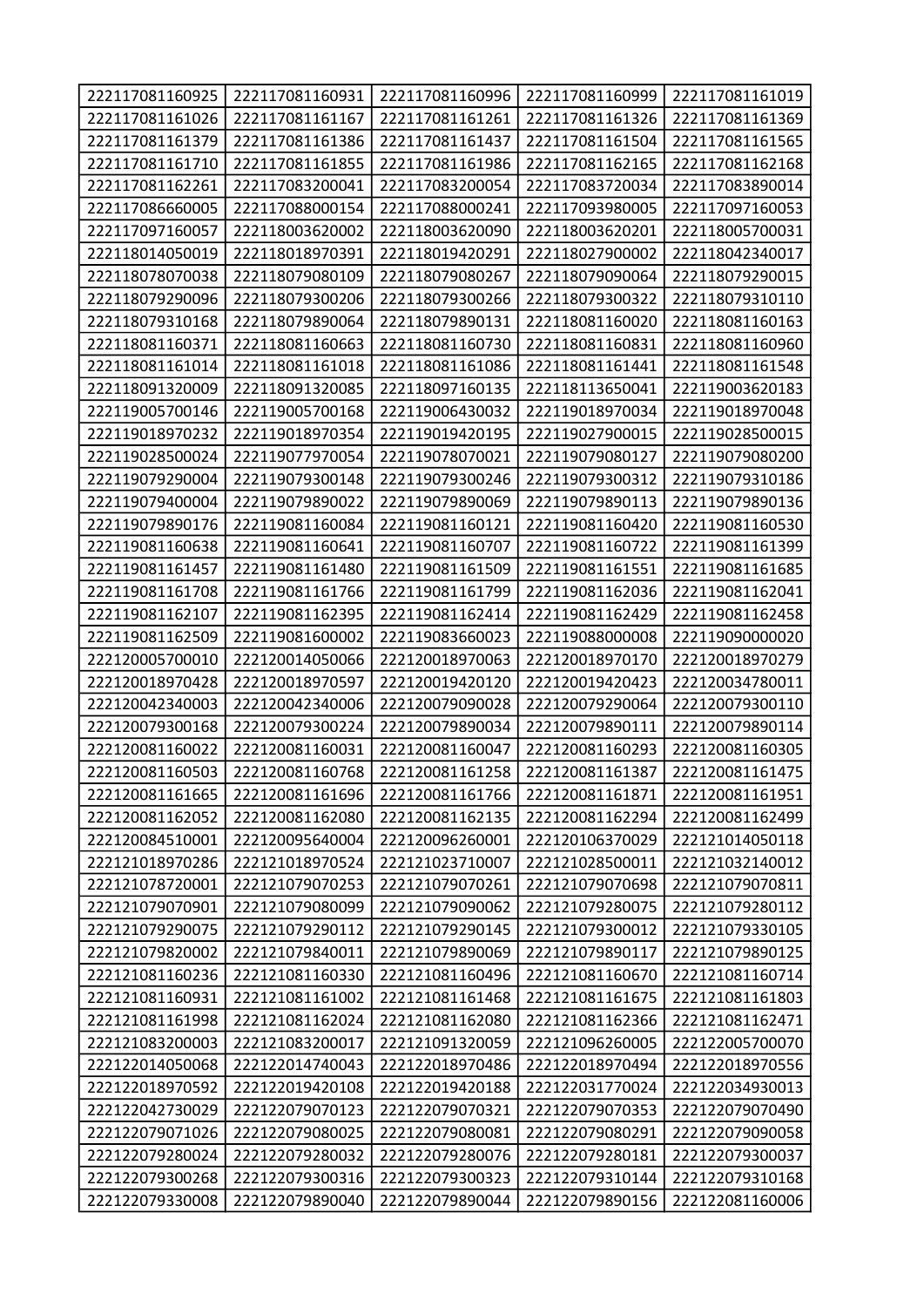| 222117081160925 | 222117081160931 | 222117081160996 | 222117081160999 | 222117081161019 |
|---|---|---|---|---|
| 222117081161026 | 222117081161167 | 222117081161261 | 222117081161326 | 222117081161369 |
| 222117081161379 | 222117081161386 | 222117081161437 | 222117081161504 | 222117081161565 |
| 222117081161710 | 222117081161855 | 222117081161986 | 222117081162165 | 222117081162168 |
| 222117081162261 | 222117083200041 | 222117083200054 | 222117083720034 | 222117083890014 |
| 222117086660005 | 222117088000154 | 222117088000241 | 222117093980005 | 222117097160053 |
| 222117097160057 | 222118003620002 | 222118003620090 | 222118003620201 | 222118005700031 |
| 222118014050019 | 222118018970391 | 222118019420291 | 222118027900002 | 222118042340017 |
| 222118078070038 | 222118079080109 | 222118079080267 | 222118079090064 | 222118079290015 |
| 222118079290096 | 222118079300206 | 222118079300266 | 222118079300322 | 222118079310110 |
| 222118079310168 | 222118079890064 | 222118079890131 | 222118081160020 | 222118081160163 |
| 222118081160371 | 222118081160663 | 222118081160730 | 222118081160831 | 222118081160960 |
| 222118081161014 | 222118081161018 | 222118081161086 | 222118081161441 | 222118081161548 |
| 222118091320009 | 222118091320085 | 222118097160135 | 222118113650041 | 222119003620183 |
| 222119005700146 | 222119005700168 | 222119006430032 | 222119018970034 | 222119018970048 |
| 222119018970232 | 222119018970354 | 222119019420195 | 222119027900015 | 222119028500015 |
| 222119028500024 | 222119077970054 | 222119078070021 | 222119079080127 | 222119079080200 |
| 222119079290004 | 222119079300148 | 222119079300246 | 222119079300312 | 222119079310186 |
| 222119079400004 | 222119079890022 | 222119079890069 | 222119079890113 | 222119079890136 |
| 222119079890176 | 222119081160084 | 222119081160121 | 222119081160420 | 222119081160530 |
| 222119081160638 | 222119081160641 | 222119081160707 | 222119081160722 | 222119081161399 |
| 222119081161457 | 222119081161480 | 222119081161509 | 222119081161551 | 222119081161685 |
| 222119081161708 | 222119081161766 | 222119081161799 | 222119081162036 | 222119081162041 |
| 222119081162107 | 222119081162395 | 222119081162414 | 222119081162429 | 222119081162458 |
| 222119081162509 | 222119081600002 | 222119083660023 | 222119088000008 | 222119090000020 |
| 222120005700010 | 222120014050066 | 222120018970063 | 222120018970170 | 222120018970279 |
| 222120018970428 | 222120018970597 | 222120019420120 | 222120019420423 | 222120034780011 |
| 222120042340003 | 222120042340006 | 222120079090028 | 222120079290064 | 222120079300110 |
| 222120079300168 | 222120079300224 | 222120079890034 | 222120079890111 | 222120079890114 |
| 222120081160022 | 222120081160031 | 222120081160047 | 222120081160293 | 222120081160305 |
| 222120081160503 | 222120081160768 | 222120081161258 | 222120081161387 | 222120081161475 |
| 222120081161665 | 222120081161696 | 222120081161766 | 222120081161871 | 222120081161951 |
| 222120081162052 | 222120081162080 | 222120081162135 | 222120081162294 | 222120081162499 |
| 222120084510001 | 222120095640004 | 222120096260001 | 222120106370029 | 222121014050118 |
| 222121018970286 | 222121018970524 | 222121023710007 | 222121028500011 | 222121032140012 |
| 222121078720001 | 222121079070253 | 222121079070261 | 222121079070698 | 222121079070811 |
| 222121079070901 | 222121079080099 | 222121079090062 | 222121079280075 | 222121079280112 |
| 222121079290075 | 222121079290112 | 222121079290145 | 222121079300012 | 222121079330105 |
| 222121079820002 | 222121079840011 | 222121079890069 | 222121079890117 | 222121079890125 |
| 222121081160236 | 222121081160330 | 222121081160496 | 222121081160670 | 222121081160714 |
| 222121081160931 | 222121081161002 | 222121081161468 | 222121081161675 | 222121081161803 |
| 222121081161998 | 222121081162024 | 222121081162080 | 222121081162366 | 222121081162471 |
| 222121083200003 | 222121083200017 | 222121091320059 | 222121096260005 | 222122005700070 |
| 222122014050068 | 222122014740043 | 222122018970486 | 222122018970494 | 222122018970556 |
| 222122018970592 | 222122019420108 | 222122019420188 | 222122031770024 | 222122034930013 |
| 222122042730029 | 222122079070123 | 222122079070321 | 222122079070353 | 222122079070490 |
| 222122079071026 | 222122079080025 | 222122079080081 | 222122079080291 | 222122079090058 |
| 222122079280024 | 222122079280032 | 222122079280076 | 222122079280181 | 222122079300037 |
| 222122079300268 | 222122079300316 | 222122079300323 | 222122079310144 | 222122079310168 |
| 222122079330008 | 222122079890040 | 222122079890044 | 222122079890156 | 222122081160006 |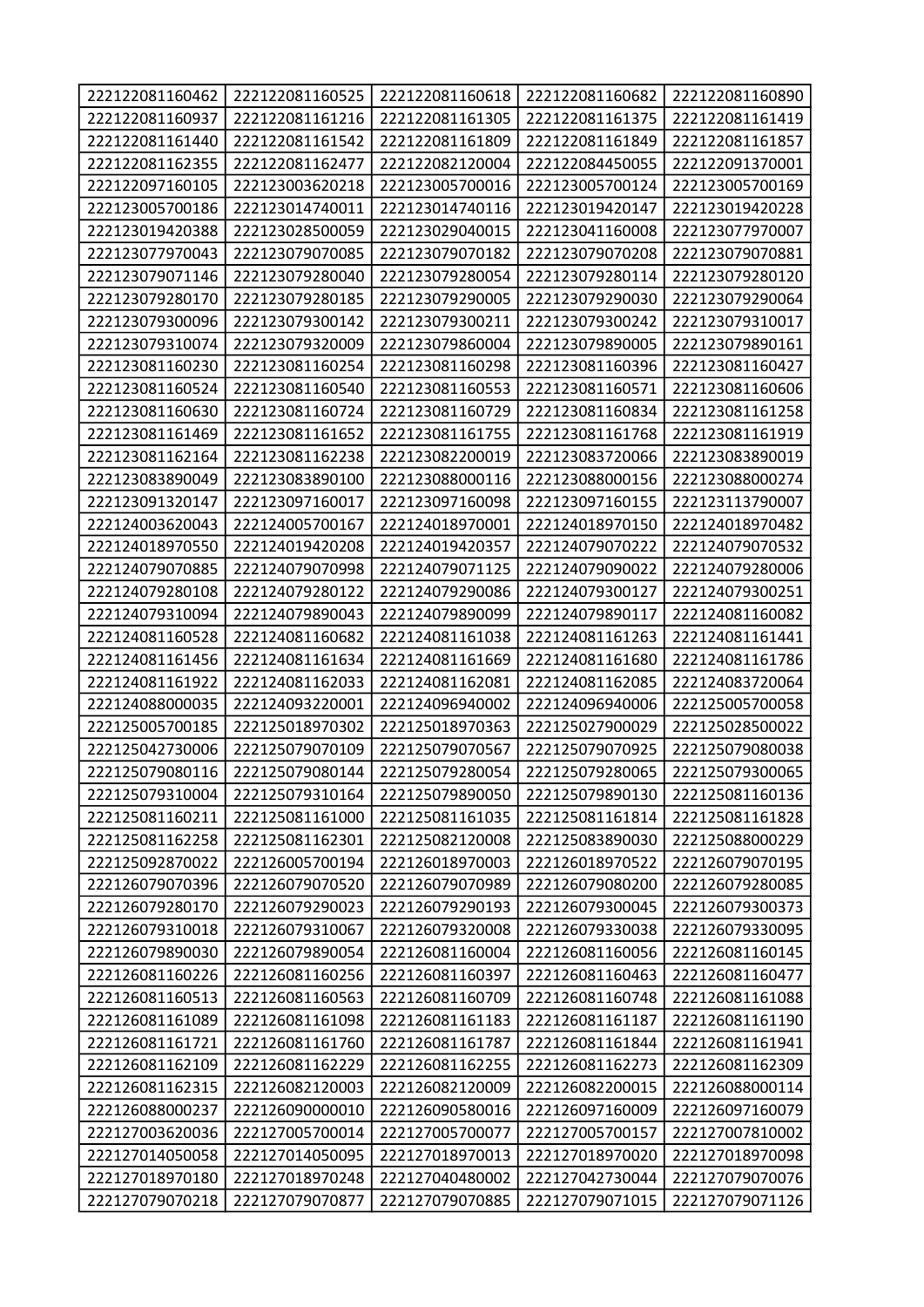| 222122081160462 | 222122081160525 | 222122081160618 | 222122081160682 | 222122081160890 |
|---|---|---|---|---|
| 222122081160937 | 222122081161216 | 222122081161305 | 222122081161375 | 222122081161419 |
| 222122081161440 | 222122081161542 | 222122081161809 | 222122081161849 | 222122081161857 |
| 222122081162355 | 222122081162477 | 222122082120004 | 222122084450055 | 222122091370001 |
| 222122097160105 | 222123003620218 | 222123005700016 | 222123005700124 | 222123005700169 |
| 222123005700186 | 222123014740011 | 222123014740116 | 222123019420147 | 222123019420228 |
| 222123019420388 | 222123028500059 | 222123029040015 | 222123041160008 | 222123077970007 |
| 222123077970043 | 222123079070085 | 222123079070182 | 222123079070208 | 222123079070881 |
| 222123079071146 | 222123079280040 | 222123079280054 | 222123079280114 | 222123079280120 |
| 222123079280170 | 222123079280185 | 222123079290005 | 222123079290030 | 222123079290064 |
| 222123079300096 | 222123079300142 | 222123079300211 | 222123079300242 | 222123079310017 |
| 222123079310074 | 222123079320009 | 222123079860004 | 222123079890005 | 222123079890161 |
| 222123081160230 | 222123081160254 | 222123081160298 | 222123081160396 | 222123081160427 |
| 222123081160524 | 222123081160540 | 222123081160553 | 222123081160571 | 222123081160606 |
| 222123081160630 | 222123081160724 | 222123081160729 | 222123081160834 | 222123081161258 |
| 222123081161469 | 222123081161652 | 222123081161755 | 222123081161768 | 222123081161919 |
| 222123081162164 | 222123081162238 | 222123082200019 | 222123083720066 | 222123083890019 |
| 222123083890049 | 222123083890100 | 222123088000116 | 222123088000156 | 222123088000274 |
| 222123091320147 | 222123097160017 | 222123097160098 | 222123097160155 | 222123113790007 |
| 222124003620043 | 222124005700167 | 222124018970001 | 222124018970150 | 222124018970482 |
| 222124018970550 | 222124019420208 | 222124019420357 | 222124079070222 | 222124079070532 |
| 222124079070885 | 222124079070998 | 222124079071125 | 222124079090022 | 222124079280006 |
| 222124079280108 | 222124079280122 | 222124079290086 | 222124079300127 | 222124079300251 |
| 222124079310094 | 222124079890043 | 222124079890099 | 222124079890117 | 222124081160082 |
| 222124081160528 | 222124081160682 | 222124081161038 | 222124081161263 | 222124081161441 |
| 222124081161456 | 222124081161634 | 222124081161669 | 222124081161680 | 222124081161786 |
| 222124081161922 | 222124081162033 | 222124081162081 | 222124081162085 | 222124083720064 |
| 222124088000035 | 222124093220001 | 222124096940002 | 222124096940006 | 222125005700058 |
| 222125005700185 | 222125018970302 | 222125018970363 | 222125027900029 | 222125028500022 |
| 222125042730006 | 222125079070109 | 222125079070567 | 222125079070925 | 222125079080038 |
| 222125079080116 | 222125079080144 | 222125079280054 | 222125079280065 | 222125079300065 |
| 222125079310004 | 222125079310164 | 222125079890050 | 222125079890130 | 222125081160136 |
| 222125081160211 | 222125081161000 | 222125081161035 | 222125081161814 | 222125081161828 |
| 222125081162258 | 222125081162301 | 222125082120008 | 222125083890030 | 222125088000229 |
| 222125092870022 | 222126005700194 | 222126018970003 | 222126018970522 | 222126079070195 |
| 222126079070396 | 222126079070520 | 222126079070989 | 222126079080200 | 222126079280085 |
| 222126079280170 | 222126079290023 | 222126079290193 | 222126079300045 | 222126079300373 |
| 222126079310018 | 222126079310067 | 222126079320008 | 222126079330038 | 222126079330095 |
| 222126079890030 | 222126079890054 | 222126081160004 | 222126081160056 | 222126081160145 |
| 222126081160226 | 222126081160256 | 222126081160397 | 222126081160463 | 222126081160477 |
| 222126081160513 | 222126081160563 | 222126081160709 | 222126081160748 | 222126081161088 |
| 222126081161089 | 222126081161098 | 222126081161183 | 222126081161187 | 222126081161190 |
| 222126081161721 | 222126081161760 | 222126081161787 | 222126081161844 | 222126081161941 |
| 222126081162109 | 222126081162229 | 222126081162255 | 222126081162273 | 222126081162309 |
| 222126081162315 | 222126082120003 | 222126082120009 | 222126082200015 | 222126088000114 |
| 222126088000237 | 222126090000010 | 222126090580016 | 222126097160009 | 222126097160079 |
| 222127003620036 | 222127005700014 | 222127005700077 | 222127005700157 | 222127007810002 |
| 222127014050058 | 222127014050095 | 222127018970013 | 222127018970020 | 222127018970098 |
| 222127018970180 | 222127018970248 | 222127040480002 | 222127042730044 | 222127079070076 |
| 222127079070218 | 222127079070877 | 222127079070885 | 222127079071015 | 222127079071126 |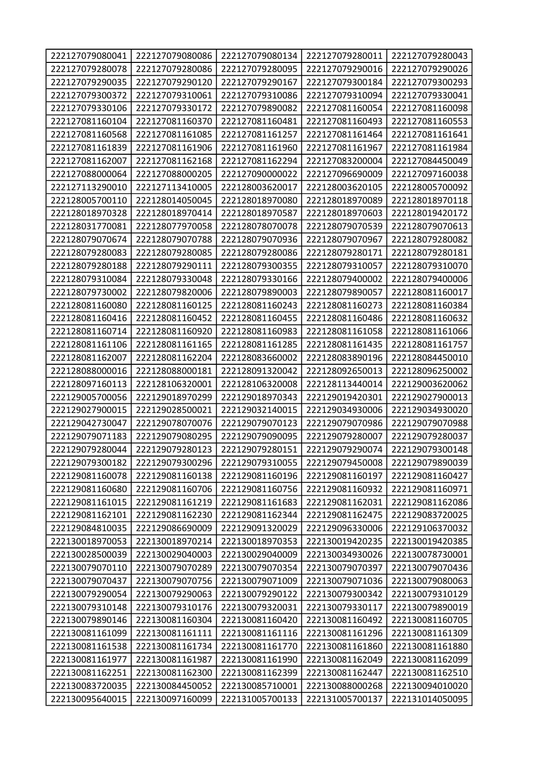| 222127079080041 | 222127079080086 | 222127079080134 | 222127079280011 | 222127079280043 |
|---|---|---|---|---|
| 222127079280078 | 222127079280086 | 222127079280095 | 222127079290016 | 222127079290026 |
| 222127079290035 | 222127079290120 | 222127079290167 | 222127079300184 | 222127079300293 |
| 222127079300372 | 222127079310061 | 222127079310086 | 222127079310094 | 222127079330041 |
| 222127079330106 | 222127079330172 | 222127079890082 | 222127081160054 | 222127081160098 |
| 222127081160104 | 222127081160370 | 222127081160481 | 222127081160493 | 222127081160553 |
| 222127081160568 | 222127081161085 | 222127081161257 | 222127081161464 | 222127081161641 |
| 222127081161839 | 222127081161906 | 222127081161960 | 222127081161967 | 222127081161984 |
| 222127081162007 | 222127081162168 | 222127081162294 | 222127083200004 | 222127084450049 |
| 222127088000064 | 222127088000205 | 222127090000022 | 222127096690009 | 222127097160038 |
| 222127113290010 | 222127113410005 | 222128003620017 | 222128003620105 | 222128005700092 |
| 222128005700110 | 222128014050045 | 222128018970080 | 222128018970089 | 222128018970118 |
| 222128018970328 | 222128018970414 | 222128018970587 | 222128018970603 | 222128019420172 |
| 222128031770081 | 222128077970058 | 222128078070078 | 222128079070539 | 222128079070613 |
| 222128079070674 | 222128079070788 | 222128079070936 | 222128079070967 | 222128079280082 |
| 222128079280083 | 222128079280085 | 222128079280086 | 222128079280171 | 222128079280181 |
| 222128079280188 | 222128079290111 | 222128079300355 | 222128079310057 | 222128079310070 |
| 222128079310084 | 222128079330048 | 222128079330166 | 222128079400002 | 222128079400006 |
| 222128079730002 | 222128079820006 | 222128079890003 | 222128079890057 | 222128081160017 |
| 222128081160080 | 222128081160125 | 222128081160243 | 222128081160273 | 222128081160384 |
| 222128081160416 | 222128081160452 | 222128081160455 | 222128081160486 | 222128081160632 |
| 222128081160714 | 222128081160920 | 222128081160983 | 222128081161058 | 222128081161066 |
| 222128081161106 | 222128081161165 | 222128081161285 | 222128081161435 | 222128081161757 |
| 222128081162007 | 222128081162204 | 222128083660002 | 222128083890196 | 222128084450010 |
| 222128088000016 | 222128088000181 | 222128091320042 | 222128092650013 | 222128096250002 |
| 222128097160113 | 222128106320001 | 222128106320008 | 222128113440014 | 222129003620062 |
| 222129005700056 | 222129018970299 | 222129018970343 | 222129019420301 | 222129027900013 |
| 222129027900015 | 222129028500021 | 222129032140015 | 222129034930006 | 222129034930020 |
| 222129042730047 | 222129078070076 | 222129079070123 | 222129079070986 | 222129079070988 |
| 222129079071183 | 222129079080295 | 222129079090095 | 222129079280007 | 222129079280037 |
| 222129079280044 | 222129079280123 | 222129079280151 | 222129079290074 | 222129079300148 |
| 222129079300182 | 222129079300296 | 222129079310055 | 222129079450008 | 222129079890039 |
| 222129081160078 | 222129081160138 | 222129081160196 | 222129081160197 | 222129081160427 |
| 222129081160680 | 222129081160706 | 222129081160756 | 222129081160932 | 222129081160971 |
| 222129081161015 | 222129081161219 | 222129081161683 | 222129081162031 | 222129081162086 |
| 222129081162101 | 222129081162230 | 222129081162344 | 222129081162475 | 222129083720025 |
| 222129084810035 | 222129086690009 | 222129091320029 | 222129096330006 | 222129106370032 |
| 222130018970053 | 222130018970214 | 222130018970353 | 222130019420235 | 222130019420385 |
| 222130028500039 | 222130029040003 | 222130029040009 | 222130034930026 | 222130078730001 |
| 222130079070110 | 222130079070289 | 222130079070354 | 222130079070397 | 222130079070436 |
| 222130079070437 | 222130079070756 | 222130079071009 | 222130079071036 | 222130079080063 |
| 222130079290054 | 222130079290063 | 222130079290122 | 222130079300342 | 222130079310129 |
| 222130079310148 | 222130079310176 | 222130079320031 | 222130079330117 | 222130079890019 |
| 222130079890146 | 222130081160304 | 222130081160420 | 222130081160492 | 222130081160705 |
| 222130081161099 | 222130081161111 | 222130081161116 | 222130081161296 | 222130081161309 |
| 222130081161538 | 222130081161734 | 222130081161770 | 222130081161860 | 222130081161880 |
| 222130081161977 | 222130081161987 | 222130081161990 | 222130081162049 | 222130081162099 |
| 222130081162251 | 222130081162300 | 222130081162399 | 222130081162447 | 222130081162510 |
| 222130083720035 | 222130084450052 | 222130085710001 | 222130088000268 | 222130094010020 |
| 222130095640015 | 222130097160099 | 222131005700133 | 222131005700137 | 222131014050095 |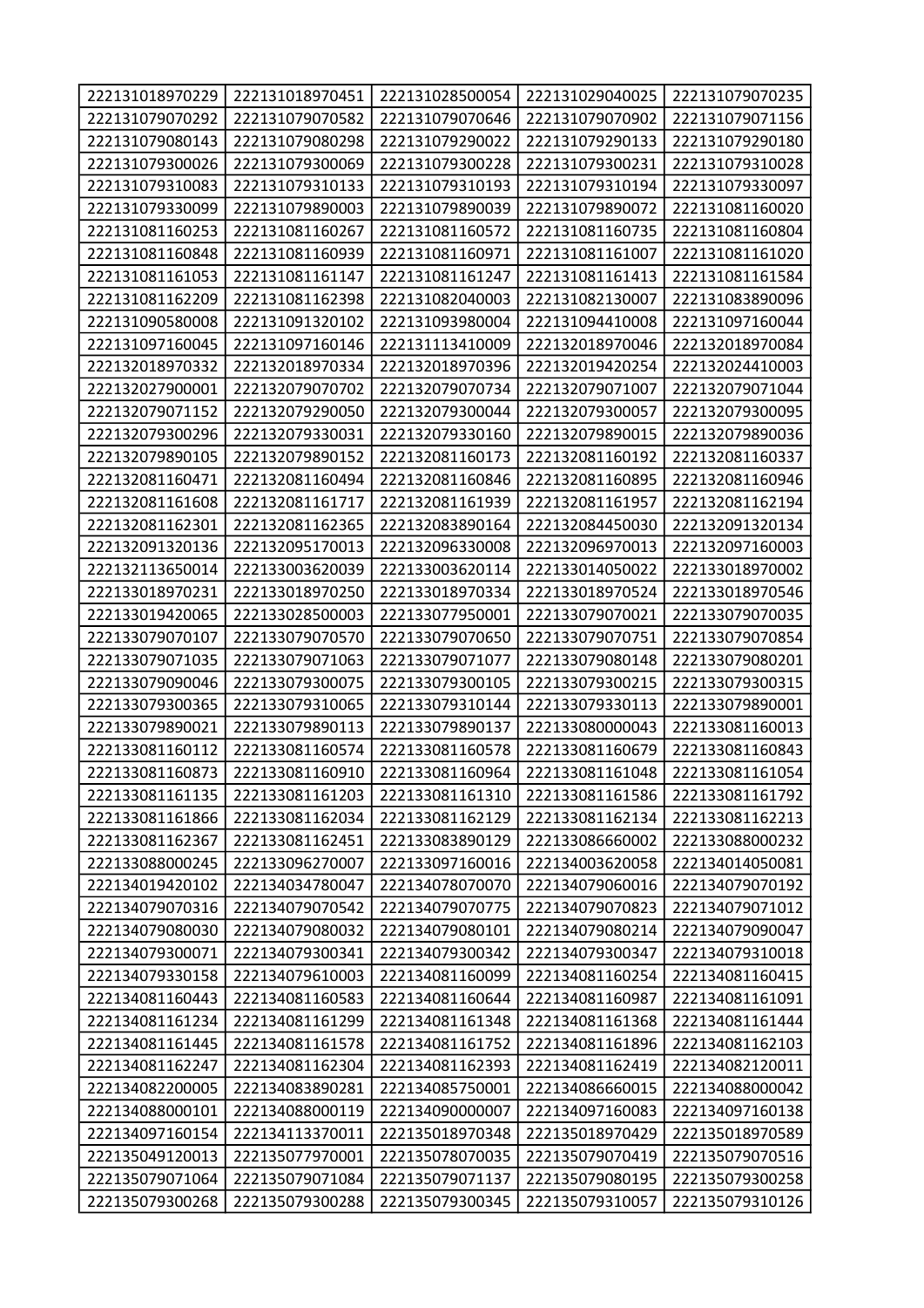| 222131018970229 | 222131018970451 | 222131028500054 | 222131029040025 | 222131079070235 |
|---|---|---|---|---|
| 222131079070292 | 222131079070582 | 222131079070646 | 222131079070902 | 222131079071156 |
| 222131079080143 | 222131079080298 | 222131079290022 | 222131079290133 | 222131079290180 |
| 222131079300026 | 222131079300069 | 222131079300228 | 222131079300231 | 222131079310028 |
| 222131079310083 | 222131079310133 | 222131079310193 | 222131079310194 | 222131079330097 |
| 222131079330099 | 222131079890003 | 222131079890039 | 222131079890072 | 222131081160020 |
| 222131081160253 | 222131081160267 | 222131081160572 | 222131081160735 | 222131081160804 |
| 222131081160848 | 222131081160939 | 222131081160971 | 222131081161007 | 222131081161020 |
| 222131081161053 | 222131081161147 | 222131081161247 | 222131081161413 | 222131081161584 |
| 222131081162209 | 222131081162398 | 222131082040003 | 222131082130007 | 222131083890096 |
| 222131090580008 | 222131091320102 | 222131093980004 | 222131094410008 | 222131097160044 |
| 222131097160045 | 222131097160146 | 222131113410009 | 222132018970046 | 222132018970084 |
| 222132018970332 | 222132018970334 | 222132018970396 | 222132019420254 | 222132024410003 |
| 222132027900001 | 222132079070702 | 222132079070734 | 222132079071007 | 222132079071044 |
| 222132079071152 | 222132079290050 | 222132079300044 | 222132079300057 | 222132079300095 |
| 222132079300296 | 222132079330031 | 222132079330160 | 222132079890015 | 222132079890036 |
| 222132079890105 | 222132079890152 | 222132081160173 | 222132081160192 | 222132081160337 |
| 222132081160471 | 222132081160494 | 222132081160846 | 222132081160895 | 222132081160946 |
| 222132081161608 | 222132081161717 | 222132081161939 | 222132081161957 | 222132081162194 |
| 222132081162301 | 222132081162365 | 222132083890164 | 222132084450030 | 222132091320134 |
| 222132091320136 | 222132095170013 | 222132096330008 | 222132096970013 | 222132097160003 |
| 222132113650014 | 222133003620039 | 222133003620114 | 222133014050022 | 222133018970002 |
| 222133018970231 | 222133018970250 | 222133018970334 | 222133018970524 | 222133018970546 |
| 222133019420065 | 222133028500003 | 222133077950001 | 222133079070021 | 222133079070035 |
| 222133079070107 | 222133079070570 | 222133079070650 | 222133079070751 | 222133079070854 |
| 222133079071035 | 222133079071063 | 222133079071077 | 222133079080148 | 222133079080201 |
| 222133079090046 | 222133079300075 | 222133079300105 | 222133079300215 | 222133079300315 |
| 222133079300365 | 222133079310065 | 222133079310144 | 222133079330113 | 222133079890001 |
| 222133079890021 | 222133079890113 | 222133079890137 | 222133080000043 | 222133081160013 |
| 222133081160112 | 222133081160574 | 222133081160578 | 222133081160679 | 222133081160843 |
| 222133081160873 | 222133081160910 | 222133081160964 | 222133081161048 | 222133081161054 |
| 222133081161135 | 222133081161203 | 222133081161310 | 222133081161586 | 222133081161792 |
| 222133081161866 | 222133081162034 | 222133081162129 | 222133081162134 | 222133081162213 |
| 222133081162367 | 222133081162451 | 222133083890129 | 222133086660002 | 222133088000232 |
| 222133088000245 | 222133096270007 | 222133097160016 | 222134003620058 | 222134014050081 |
| 222134019420102 | 222134034780047 | 222134078070070 | 222134079060016 | 222134079070192 |
| 222134079070316 | 222134079070542 | 222134079070775 | 222134079070823 | 222134079071012 |
| 222134079080030 | 222134079080032 | 222134079080101 | 222134079080214 | 222134079090047 |
| 222134079300071 | 222134079300341 | 222134079300342 | 222134079300347 | 222134079310018 |
| 222134079330158 | 222134079610003 | 222134081160099 | 222134081160254 | 222134081160415 |
| 222134081160443 | 222134081160583 | 222134081160644 | 222134081160987 | 222134081161091 |
| 222134081161234 | 222134081161299 | 222134081161348 | 222134081161368 | 222134081161444 |
| 222134081161445 | 222134081161578 | 222134081161752 | 222134081161896 | 222134081162103 |
| 222134081162247 | 222134081162304 | 222134081162393 | 222134081162419 | 222134082120011 |
| 222134082200005 | 222134083890281 | 222134085750001 | 222134086660015 | 222134088000042 |
| 222134088000101 | 222134088000119 | 222134090000007 | 222134097160083 | 222134097160138 |
| 222134097160154 | 222134113370011 | 222135018970348 | 222135018970429 | 222135018970589 |
| 222135049120013 | 222135077970001 | 222135078070035 | 222135079070419 | 222135079070516 |
| 222135079071064 | 222135079071084 | 222135079071137 | 222135079080195 | 222135079300258 |
| 222135079300268 | 222135079300288 | 222135079300345 | 222135079310057 | 222135079310126 |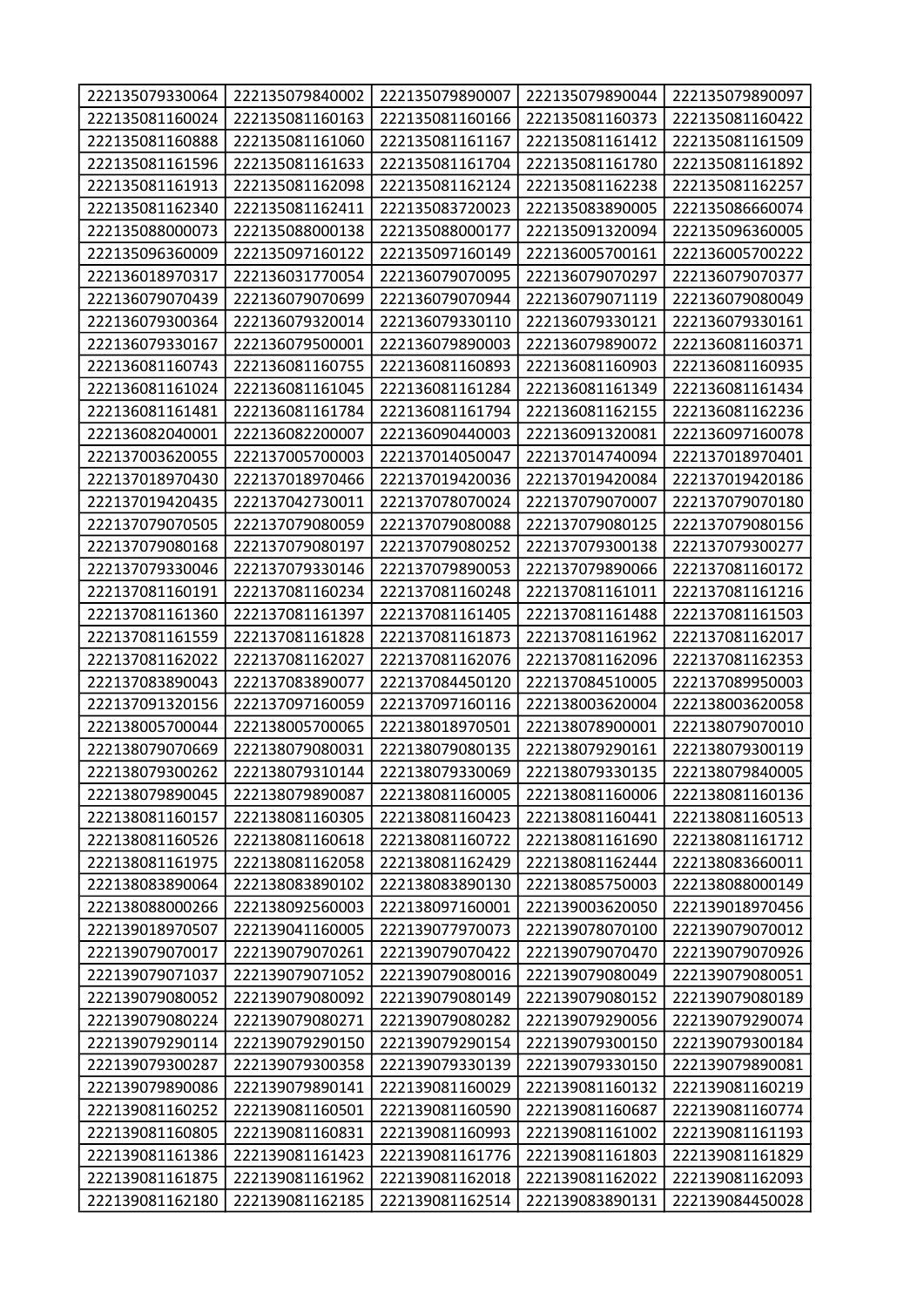| | | | | |
|---|---|---|---|---|
| 222135079330064 | 222135079840002 | 222135079890007 | 222135079890044 | 222135079890097 |
| 222135081160024 | 222135081160163 | 222135081160166 | 222135081160373 | 222135081160422 |
| 222135081160888 | 222135081161060 | 222135081161167 | 222135081161412 | 222135081161509 |
| 222135081161596 | 222135081161633 | 222135081161704 | 222135081161780 | 222135081161892 |
| 222135081161913 | 222135081162098 | 222135081162124 | 222135081162238 | 222135081162257 |
| 222135081162340 | 222135081162411 | 222135083720023 | 222135083890005 | 222135086660074 |
| 222135088000073 | 222135088000138 | 222135088000177 | 222135091320094 | 222135096360005 |
| 222135096360009 | 222135097160122 | 222135097160149 | 222136005700161 | 222136005700222 |
| 222136018970317 | 222136031770054 | 222136079070095 | 222136079070297 | 222136079070377 |
| 222136079070439 | 222136079070699 | 222136079070944 | 222136079071119 | 222136079080049 |
| 222136079300364 | 222136079320014 | 222136079330110 | 222136079330121 | 222136079330161 |
| 222136079330167 | 222136079500001 | 222136079890003 | 222136079890072 | 222136081160371 |
| 222136081160743 | 222136081160755 | 222136081160893 | 222136081160903 | 222136081160935 |
| 222136081161024 | 222136081161045 | 222136081161284 | 222136081161349 | 222136081161434 |
| 222136081161481 | 222136081161784 | 222136081161794 | 222136081162155 | 222136081162236 |
| 222136082040001 | 222136082200007 | 222136090440003 | 222136091320081 | 222136097160078 |
| 222137003620055 | 222137005700003 | 222137014050047 | 222137014740094 | 222137018970401 |
| 222137018970430 | 222137018970466 | 222137019420036 | 222137019420084 | 222137019420186 |
| 222137019420435 | 222137042730011 | 222137078070024 | 222137079070007 | 222137079070180 |
| 222137079070505 | 222137079080059 | 222137079080088 | 222137079080125 | 222137079080156 |
| 222137079080168 | 222137079080197 | 222137079080252 | 222137079300138 | 222137079300277 |
| 222137079330046 | 222137079330146 | 222137079890053 | 222137079890066 | 222137081160172 |
| 222137081160191 | 222137081160234 | 222137081160248 | 222137081161011 | 222137081161216 |
| 222137081161360 | 222137081161397 | 222137081161405 | 222137081161488 | 222137081161503 |
| 222137081161559 | 222137081161828 | 222137081161873 | 222137081161962 | 222137081162017 |
| 222137081162022 | 222137081162027 | 222137081162076 | 222137081162096 | 222137081162353 |
| 222137083890043 | 222137083890077 | 222137084450120 | 222137084510005 | 222137089950003 |
| 222137091320156 | 222137097160059 | 222137097160116 | 222138003620004 | 222138003620058 |
| 222138005700044 | 222138005700065 | 222138018970501 | 222138078900001 | 222138079070010 |
| 222138079070669 | 222138079080031 | 222138079080135 | 222138079290161 | 222138079300119 |
| 222138079300262 | 222138079310144 | 222138079330069 | 222138079330135 | 222138079840005 |
| 222138079890045 | 222138079890087 | 222138081160005 | 222138081160006 | 222138081160136 |
| 222138081160157 | 222138081160305 | 222138081160423 | 222138081160441 | 222138081160513 |
| 222138081160526 | 222138081160618 | 222138081160722 | 222138081161690 | 222138081161712 |
| 222138081161975 | 222138081162058 | 222138081162429 | 222138081162444 | 222138083660011 |
| 222138083890064 | 222138083890102 | 222138083890130 | 222138085750003 | 222138088000149 |
| 222138088000266 | 222138092560003 | 222138097160001 | 222139003620050 | 222139018970456 |
| 222139018970507 | 222139041160005 | 222139077970073 | 222139078070100 | 222139079070012 |
| 222139079070017 | 222139079070261 | 222139079070422 | 222139079070470 | 222139079070926 |
| 222139079071037 | 222139079071052 | 222139079080016 | 222139079080049 | 222139079080051 |
| 222139079080052 | 222139079080092 | 222139079080149 | 222139079080152 | 222139079080189 |
| 222139079080224 | 222139079080271 | 222139079080282 | 222139079290056 | 222139079290074 |
| 222139079290114 | 222139079290150 | 222139079290154 | 222139079300150 | 222139079300184 |
| 222139079300287 | 222139079300358 | 222139079330139 | 222139079330150 | 222139079890081 |
| 222139079890086 | 222139079890141 | 222139081160029 | 222139081160132 | 222139081160219 |
| 222139081160252 | 222139081160501 | 222139081160590 | 222139081160687 | 222139081160774 |
| 222139081160805 | 222139081160831 | 222139081160993 | 222139081161002 | 222139081161193 |
| 222139081161386 | 222139081161423 | 222139081161776 | 222139081161803 | 222139081161829 |
| 222139081161875 | 222139081161962 | 222139081162018 | 222139081162022 | 222139081162093 |
| 222139081162180 | 222139081162185 | 222139081162514 | 222139083890131 | 222139084450028 |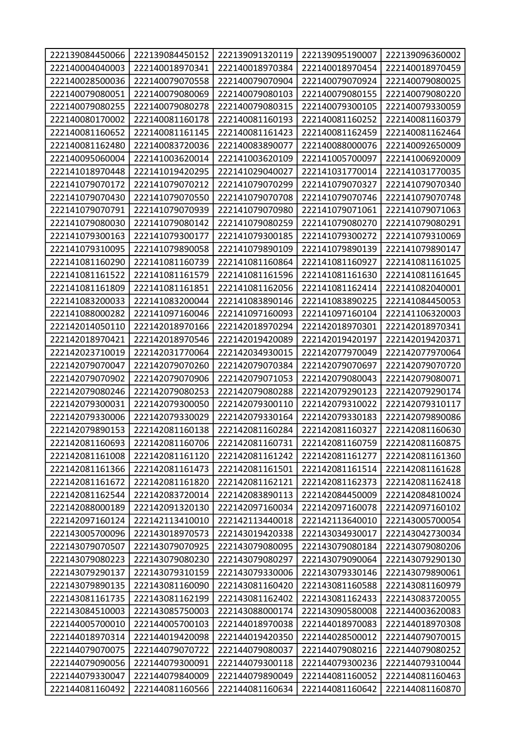| 222139084450066 | 222139084450152 | 222139091320119 | 222139095190007 | 222139096360002 |
|---|---|---|---|---|
| 222140004040003 | 222140018970341 | 222140018970384 | 222140018970454 | 222140018970459 |
| 222140028500036 | 222140079070558 | 222140079070904 | 222140079070924 | 222140079080025 |
| 222140079080051 | 222140079080069 | 222140079080103 | 222140079080155 | 222140079080220 |
| 222140079080255 | 222140079080278 | 222140079080315 | 222140079300105 | 222140079330059 |
| 222140080170002 | 222140081160178 | 222140081160193 | 222140081160252 | 222140081160379 |
| 222140081160652 | 222140081161145 | 222140081161423 | 222140081162459 | 222140081162464 |
| 222140081162480 | 222140083720036 | 222140083890077 | 222140088000076 | 222140092650009 |
| 222140095060004 | 222141003620014 | 222141003620109 | 222141005700097 | 222141006920009 |
| 222141018970448 | 222141019420295 | 222141029040027 | 222141031770014 | 222141031770035 |
| 222141079070172 | 222141079070212 | 222141079070299 | 222141079070327 | 222141079070340 |
| 222141079070430 | 222141079070550 | 222141079070708 | 222141079070746 | 222141079070748 |
| 222141079070791 | 222141079070939 | 222141079070980 | 222141079071061 | 222141079071063 |
| 222141079080030 | 222141079080142 | 222141079080259 | 222141079080270 | 222141079080291 |
| 222141079300163 | 222141079300177 | 222141079300185 | 222141079300272 | 222141079310069 |
| 222141079310095 | 222141079890058 | 222141079890109 | 222141079890139 | 222141079890147 |
| 222141081160290 | 222141081160739 | 222141081160864 | 222141081160927 | 222141081161025 |
| 222141081161522 | 222141081161579 | 222141081161596 | 222141081161630 | 222141081161645 |
| 222141081161809 | 222141081161851 | 222141081162056 | 222141081162414 | 222141082040001 |
| 222141083200033 | 222141083200044 | 222141083890146 | 222141083890225 | 222141084450053 |
| 222141088000282 | 222141097160046 | 222141097160093 | 222141097160104 | 222141106320003 |
| 222142014050110 | 222142018970166 | 222142018970294 | 222142018970301 | 222142018970341 |
| 222142018970421 | 222142018970546 | 222142019420089 | 222142019420197 | 222142019420371 |
| 222142023710019 | 222142031770064 | 222142034930015 | 222142077970049 | 222142077970064 |
| 222142079070047 | 222142079070260 | 222142079070384 | 222142079070697 | 222142079070720 |
| 222142079070902 | 222142079070906 | 222142079071053 | 222142079080043 | 222142079080071 |
| 222142079080246 | 222142079080253 | 222142079080288 | 222142079290123 | 222142079290174 |
| 222142079300031 | 222142079300050 | 222142079300110 | 222142079310022 | 222142079310117 |
| 222142079330006 | 222142079330029 | 222142079330164 | 222142079330183 | 222142079890086 |
| 222142079890153 | 222142081160138 | 222142081160284 | 222142081160327 | 222142081160630 |
| 222142081160693 | 222142081160706 | 222142081160731 | 222142081160759 | 222142081160875 |
| 222142081161008 | 222142081161120 | 222142081161242 | 222142081161277 | 222142081161360 |
| 222142081161366 | 222142081161473 | 222142081161501 | 222142081161514 | 222142081161628 |
| 222142081161672 | 222142081161820 | 222142081162121 | 222142081162373 | 222142081162418 |
| 222142081162544 | 222142083720014 | 222142083890113 | 222142084450009 | 222142084810024 |
| 222142088000189 | 222142091320130 | 222142097160034 | 222142097160078 | 222142097160102 |
| 222142097160124 | 222142113410010 | 222142113440018 | 222142113640010 | 222143005700054 |
| 222143005700096 | 222143018970573 | 222143019420338 | 222143034930017 | 222143042730034 |
| 222143079070507 | 222143079070925 | 222143079080095 | 222143079080184 | 222143079080206 |
| 222143079080223 | 222143079080230 | 222143079080297 | 222143079090064 | 222143079290130 |
| 222143079290137 | 222143079310159 | 222143079330006 | 222143079330146 | 222143079890061 |
| 222143079890135 | 222143081160090 | 222143081160420 | 222143081160588 | 222143081160979 |
| 222143081161735 | 222143081162199 | 222143081162402 | 222143081162433 | 222143083720055 |
| 222143084510003 | 222143085750003 | 222143088000174 | 222143090580008 | 222144003620083 |
| 222144005700010 | 222144005700103 | 222144018970038 | 222144018970083 | 222144018970308 |
| 222144018970314 | 222144019420098 | 222144019420350 | 222144028500012 | 222144079070015 |
| 222144079070075 | 222144079070722 | 222144079080037 | 222144079080216 | 222144079080252 |
| 222144079090056 | 222144079300091 | 222144079300118 | 222144079300236 | 222144079310044 |
| 222144079330047 | 222144079840009 | 222144079890049 | 222144081160052 | 222144081160463 |
| 222144081160492 | 222144081160566 | 222144081160634 | 222144081160642 | 222144081160870 |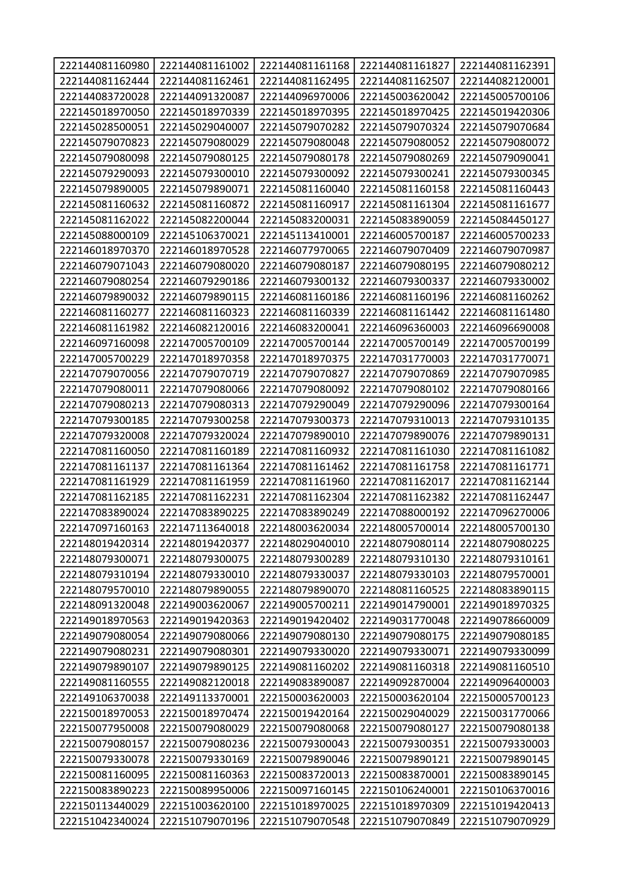| | | | | |
|---|---|---|---|---|
| 222144081160980 | 222144081161002 | 222144081161168 | 222144081161827 | 222144081162391 |
| 222144081162444 | 222144081162461 | 222144081162495 | 222144081162507 | 222144082120001 |
| 222144083720028 | 222144091320087 | 222144096970006 | 222145003620042 | 222145005700106 |
| 222145018970050 | 222145018970339 | 222145018970395 | 222145018970425 | 222145019420306 |
| 222145028500051 | 222145029040007 | 222145079070282 | 222145079070324 | 222145079070684 |
| 222145079070823 | 222145079080029 | 222145079080048 | 222145079080052 | 222145079080072 |
| 222145079080098 | 222145079080125 | 222145079080178 | 222145079080269 | 222145079090041 |
| 222145079290093 | 222145079300010 | 222145079300092 | 222145079300241 | 222145079300345 |
| 222145079890005 | 222145079890071 | 222145081160040 | 222145081160158 | 222145081160443 |
| 222145081160632 | 222145081160872 | 222145081160917 | 222145081161304 | 222145081161677 |
| 222145081162022 | 222145082200044 | 222145083200031 | 222145083890059 | 222145084450127 |
| 222145088000109 | 222145106370021 | 222145113410001 | 222146005700187 | 222146005700233 |
| 222146018970370 | 222146018970528 | 222146077970065 | 222146079070409 | 222146079070987 |
| 222146079071043 | 222146079080020 | 222146079080187 | 222146079080195 | 222146079080212 |
| 222146079080254 | 222146079290186 | 222146079300132 | 222146079300337 | 222146079330002 |
| 222146079890032 | 222146079890115 | 222146081160186 | 222146081160196 | 222146081160262 |
| 222146081160277 | 222146081160323 | 222146081160339 | 222146081161442 | 222146081161480 |
| 222146081161982 | 222146082120016 | 222146083200041 | 222146096360003 | 222146096690008 |
| 222146097160098 | 222147005700109 | 222147005700144 | 222147005700149 | 222147005700199 |
| 222147005700229 | 222147018970358 | 222147018970375 | 222147031770003 | 222147031770071 |
| 222147079070056 | 222147079070719 | 222147079070827 | 222147079070869 | 222147079070985 |
| 222147079080011 | 222147079080066 | 222147079080092 | 222147079080102 | 222147079080166 |
| 222147079080213 | 222147079080313 | 222147079290049 | 222147079290096 | 222147079300164 |
| 222147079300185 | 222147079300258 | 222147079300373 | 222147079310013 | 222147079310135 |
| 222147079320008 | 222147079320024 | 222147079890010 | 222147079890076 | 222147079890131 |
| 222147081160050 | 222147081160189 | 222147081160932 | 222147081161030 | 222147081161082 |
| 222147081161137 | 222147081161364 | 222147081161462 | 222147081161758 | 222147081161771 |
| 222147081161929 | 222147081161959 | 222147081161960 | 222147081162017 | 222147081162144 |
| 222147081162185 | 222147081162231 | 222147081162304 | 222147081162382 | 222147081162447 |
| 222147083890024 | 222147083890225 | 222147083890249 | 222147088000192 | 222147096270006 |
| 222147097160163 | 222147113640018 | 222148003620034 | 222148005700014 | 222148005700130 |
| 222148019420314 | 222148019420377 | 222148029040010 | 222148079080114 | 222148079080225 |
| 222148079300071 | 222148079300075 | 222148079300289 | 222148079310130 | 222148079310161 |
| 222148079310194 | 222148079330010 | 222148079330037 | 222148079330103 | 222148079570001 |
| 222148079570010 | 222148079890055 | 222148079890070 | 222148081160525 | 222148083890115 |
| 222148091320048 | 222149003620067 | 222149005700211 | 222149014790001 | 222149018970325 |
| 222149018970563 | 222149019420363 | 222149019420402 | 222149031770048 | 222149078660009 |
| 222149079080054 | 222149079080066 | 222149079080130 | 222149079080175 | 222149079080185 |
| 222149079080231 | 222149079080301 | 222149079330020 | 222149079330071 | 222149079330099 |
| 222149079890107 | 222149079890125 | 222149081160202 | 222149081160318 | 222149081160510 |
| 222149081160555 | 222149082120018 | 222149083890087 | 222149092870004 | 222149096400003 |
| 222149106370038 | 222149113370001 | 222150003620003 | 222150003620104 | 222150005700123 |
| 222150018970053 | 222150018970474 | 222150019420164 | 222150029040029 | 222150031770066 |
| 222150077950008 | 222150079080029 | 222150079080068 | 222150079080127 | 222150079080138 |
| 222150079080157 | 222150079080236 | 222150079300043 | 222150079300351 | 222150079330003 |
| 222150079330078 | 222150079330169 | 222150079890046 | 222150079890121 | 222150079890145 |
| 222150081160095 | 222150081160363 | 222150083720013 | 222150083870001 | 222150083890145 |
| 222150083890223 | 222150089950006 | 222150097160145 | 222150106240001 | 222150106370016 |
| 222150113440029 | 222151003620100 | 222151018970025 | 222151018970309 | 222151019420413 |
| 222151042340024 | 222151079070196 | 222151079070548 | 222151079070849 | 222151079070929 |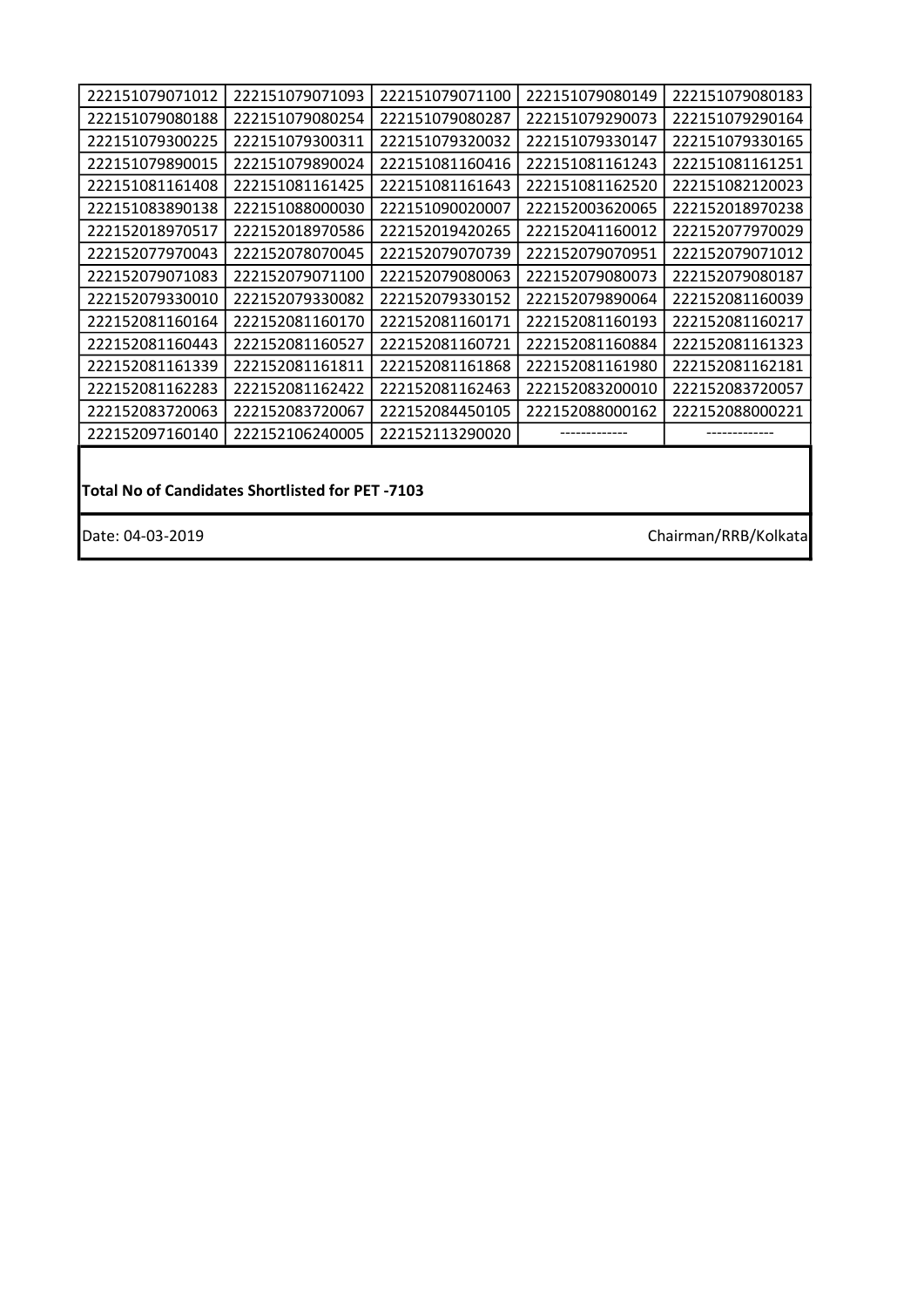| | | | | |
|---|---|---|---|---|
| 222151079071012 | 222151079071093 | 222151079071100 | 222151079080149 | 222151079080183 |
| 222151079080188 | 222151079080254 | 222151079080287 | 222151079290073 | 222151079290164 |
| 222151079300225 | 222151079300311 | 222151079320032 | 222151079330147 | 222151079330165 |
| 222151079890015 | 222151079890024 | 222151081160416 | 222151081161243 | 222151081161251 |
| 222151081161408 | 222151081161425 | 222151081161643 | 222151081162520 | 222151082120023 |
| 222151083890138 | 222151088000030 | 222151090020007 | 222152003620065 | 222152018970238 |
| 222152018970517 | 222152018970586 | 222152019420265 | 222152041160012 | 222152077970029 |
| 222152077970043 | 222152078070045 | 222152079070739 | 222152079070951 | 222152079071012 |
| 222152079071083 | 222152079071100 | 222152079080063 | 222152079080073 | 222152079080187 |
| 222152079330010 | 222152079330082 | 222152079330152 | 222152079890064 | 222152081160039 |
| 222152081160164 | 222152081160170 | 222152081160171 | 222152081160193 | 222152081160217 |
| 222152081160443 | 222152081160527 | 222152081160721 | 222152081160884 | 222152081161323 |
| 222152081161339 | 222152081161811 | 222152081161868 | 222152081161980 | 222152081162181 |
| 222152081162283 | 222152081162422 | 222152081162463 | 222152083200010 | 222152083720057 |
| 222152083720063 | 222152083720067 | 222152084450105 | 222152088000162 | 222152088000221 |
| 222152097160140 | 222152106240005 | 222152113290020 | ------------- | ------------- |

**Total No of Candidates Shortlisted for PET -7103**

Date: 04-03-2019

Chairman/RRB/Kolkata